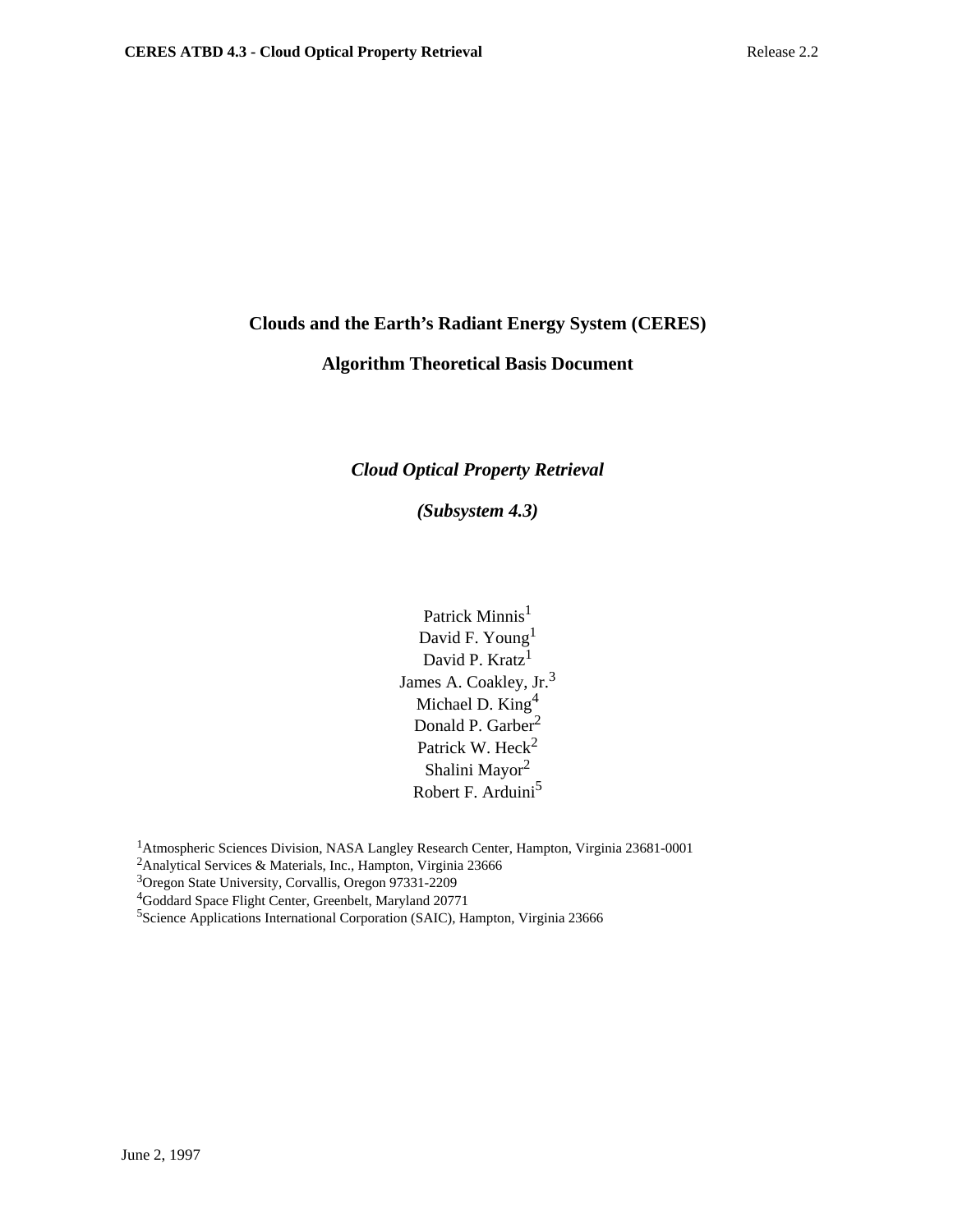# Clouds and the Earth's Radiant Energy System (CERES)

# Algorithm Theoretical Basis Document

## *Cloud Optical Property Retrieval*

## *(Subsystem 4.3)*

Patrick Minnis[1]
David F. Young[1]
David P. Kratz[1]
James A. Coakley, Jr.[3]
Michael D. King[4]
Donald P. Garber[2]
Patrick W. Heck[2]
Shalini Mayor[2]
Robert F. Arduini[5]

[1]Atmospheric Sciences Division, NASA Langley Research Center, Hampton, Virginia 23681-0001
[2]Analytical Services & Materials, Inc., Hampton, Virginia 23666
[3]Oregon State University, Corvallis, Oregon 97331-2209
[4]Goddard Space Flight Center, Greenbelt, Maryland 20771
[5]Science Applications International Corporation (SAIC), Hampton, Virginia 23666

June 2, 1997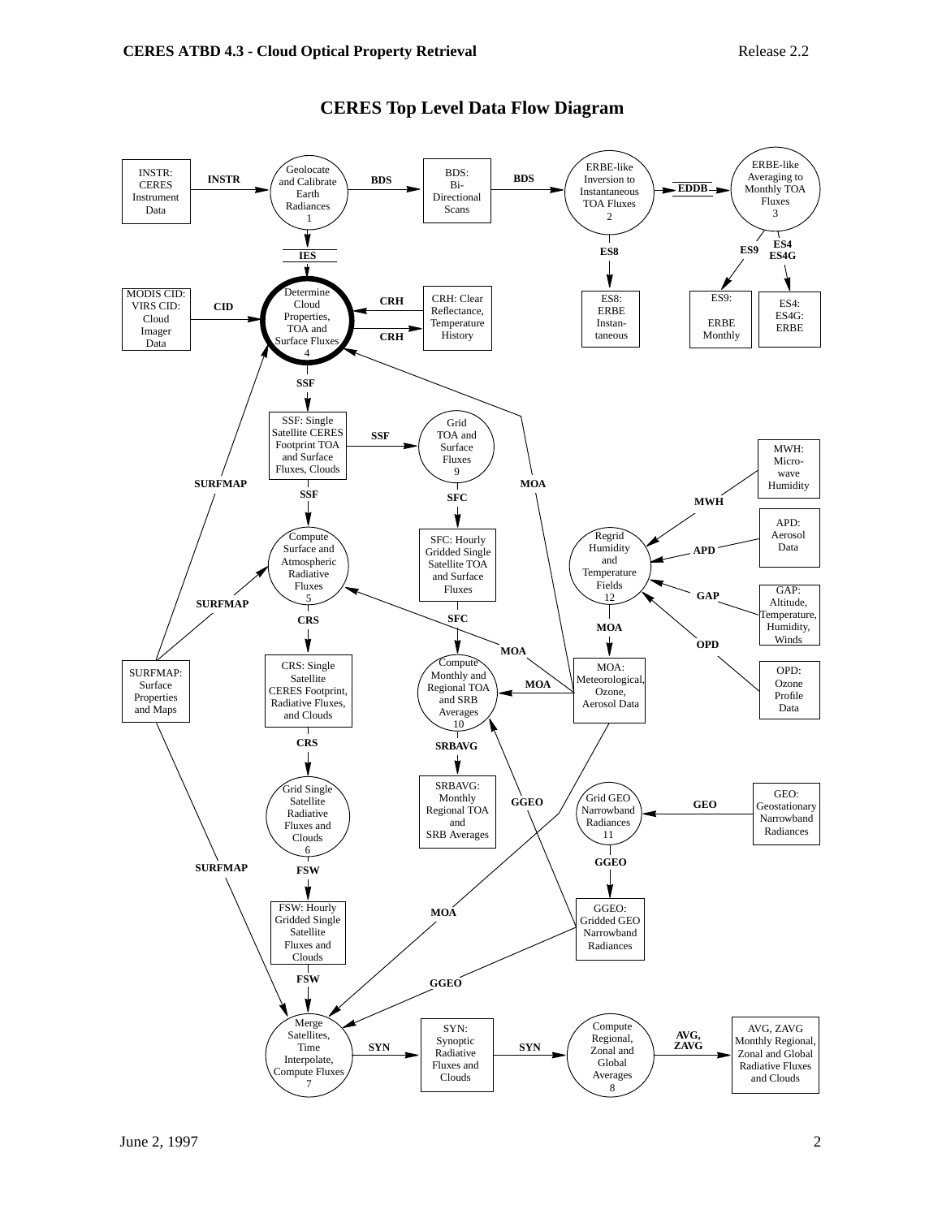# CERES Top Level Data Flow Diagram

INSTR: CERES Instrument Data

INSTR

Geolocate and Calibrate Earth Radiances 1

BDS

BDS: Bi-Directional Scans

BDS

ERBE-like Inversion to Instantaneous TOA Fluxes 2

EDDB

ERBE-like Averaging to Monthly TOA Fluxes 3

IES

ES8

ES9

ES4 ES4G

MODIS CID: VIRS CID: Cloud Imager Data

CID

Determine Cloud Properties, TOA and Surface Fluxes 4

CRH

CRH

CRH: Clear Reflectance, Temperature History

ES8: ERBE Instantaneous

ES9: ERBE Monthly

ES4: ES4G: ERBE

SSF

SSF: Single Satellite CERES Footprint TOA and Surface Fluxes, Clouds

SSF

Grid TOA and Surface Fluxes 9

MWH: Micro-wave Humidity

SURFMAP

SSF

SFC

MOA

MWH

APD: Aerosol Data

Compute Surface and Atmospheric Radiative Fluxes 5

SFC: Hourly Gridded Single Satellite TOA and Surface Fluxes

Regrid Humidity and Temperature Fields 12

APD

GAP: Altitude, Temperature, Humidity, Winds

SURFMAP

GAP

CRS

SFC

MOA

OPD

MOA

OPD: Ozone Profile Data

SURFMAP: Surface Properties and Maps

CRS: Single Satellite CERES Footprint, Radiative Fluxes, and Clouds

Compute Monthly and Regional TOA and SRB Averages 10

MOA

MOA: Meteorological, Ozone, Aerosol Data

CRS

SRBAVG

Grid Single Satellite Radiative Fluxes and Clouds 6

SRBAVG: Monthly Regional TOA and SRB Averages

GGEO

Grid GEO Narrowband Radiances 11

GEO

GEO: Geostationary Narrowband Radiances

SURFMAP

FSW

GGEO

FSW: Hourly Gridded Single Satellite Fluxes and Clouds

MOA

GGEO: Gridded GEO Narrowband Radiances

FSW

GGEO

Merge Satellites, Time Interpolate, Compute Fluxes 7

SYN

SYN: Synoptic Radiative Fluxes and Clouds

SYN

Compute Regional, Zonal and Global Averages 8

AVG, ZAVG

AVG, ZAVG Monthly Regional, Zonal and Global Radiative Fluxes and Clouds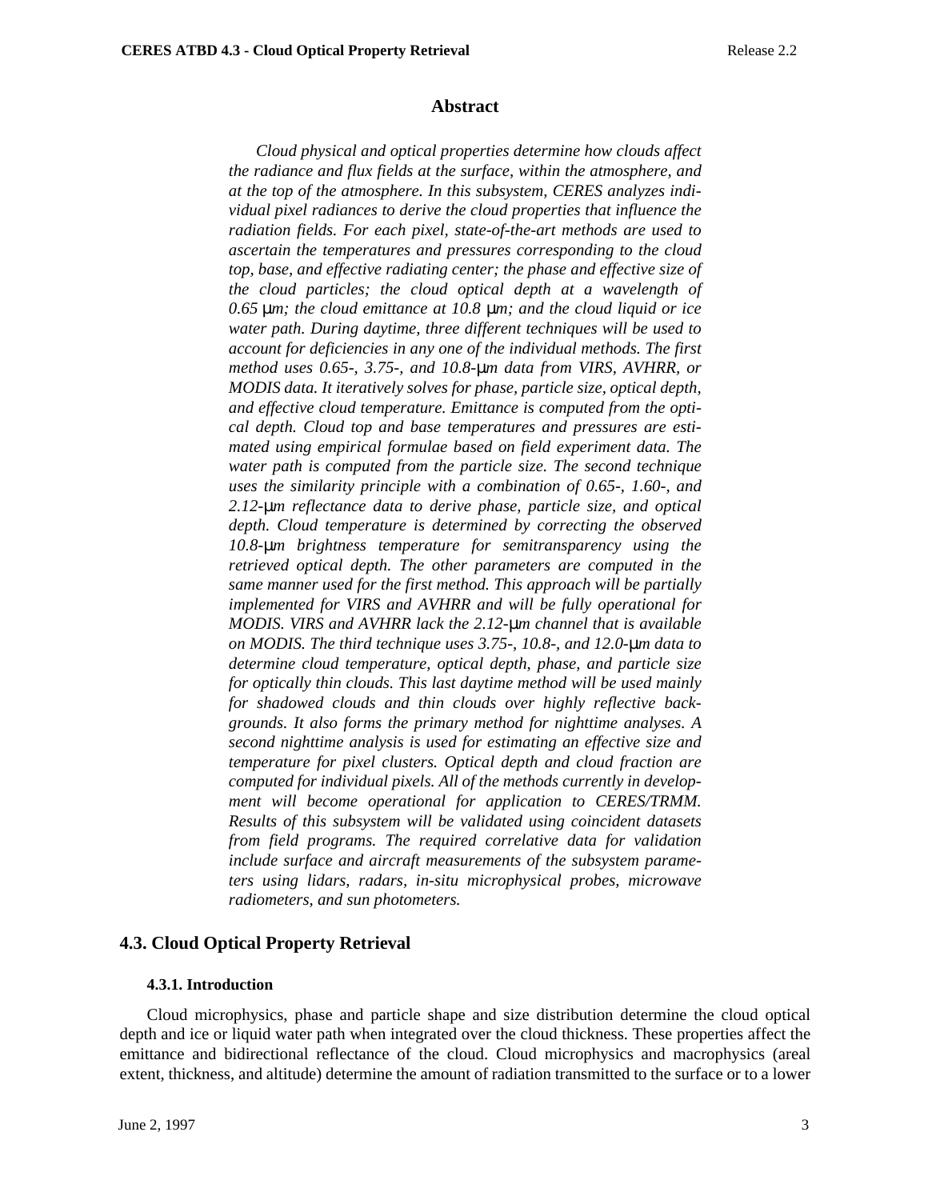## Abstract

*Cloud physical and optical properties determine how clouds affect the radiance and flux fields at the surface, within the atmosphere, and at the top of the atmosphere. In this subsystem, CERES analyzes individual pixel radiances to derive the cloud properties that influence the radiation fields. For each pixel, state-of-the-art methods are used to ascertain the temperatures and pressures corresponding to the cloud top, base, and effective radiating center; the phase and effective size of the cloud particles; the cloud optical depth at a wavelength of 0.65 μm; the cloud emittance at 10.8 μm; and the cloud liquid or ice water path. During daytime, three different techniques will be used to account for deficiencies in any one of the individual methods. The first method uses 0.65-, 3.75-, and 10.8-μm data from VIRS, AVHRR, or MODIS data. It iteratively solves for phase, particle size, optical depth, and effective cloud temperature. Emittance is computed from the optical depth. Cloud top and base temperatures and pressures are estimated using empirical formulae based on field experiment data. The water path is computed from the particle size. The second technique uses the similarity principle with a combination of 0.65-, 1.60-, and 2.12-μm reflectance data to derive phase, particle size, and optical depth. Cloud temperature is determined by correcting the observed 10.8-μm brightness temperature for semitransparency using the retrieved optical depth. The other parameters are computed in the same manner used for the first method. This approach will be partially implemented for VIRS and AVHRR and will be fully operational for MODIS. VIRS and AVHRR lack the 2.12-μm channel that is available on MODIS. The third technique uses 3.75-, 10.8-, and 12.0-μm data to determine cloud temperature, optical depth, phase, and particle size for optically thin clouds. This last daytime method will be used mainly for shadowed clouds and thin clouds over highly reflective backgrounds. It also forms the primary method for nighttime analyses. A second nighttime analysis is used for estimating an effective size and temperature for pixel clusters. Optical depth and cloud fraction are computed for individual pixels. All of the methods currently in development will become operational for application to CERES/TRMM. Results of this subsystem will be validated using coincident datasets from field programs. The required correlative data for validation include surface and aircraft measurements of the subsystem parameters using lidars, radars, in-situ microphysical probes, microwave radiometers, and sun photometers.*

## 4.3. Cloud Optical Property Retrieval

### 4.3.1. Introduction

Cloud microphysics, phase and particle shape and size distribution determine the cloud optical depth and ice or liquid water path when integrated over the cloud thickness. These properties affect the emittance and bidirectional reflectance of the cloud. Cloud microphysics and macrophysics (areal extent, thickness, and altitude) determine the amount of radiation transmitted to the surface or to a lower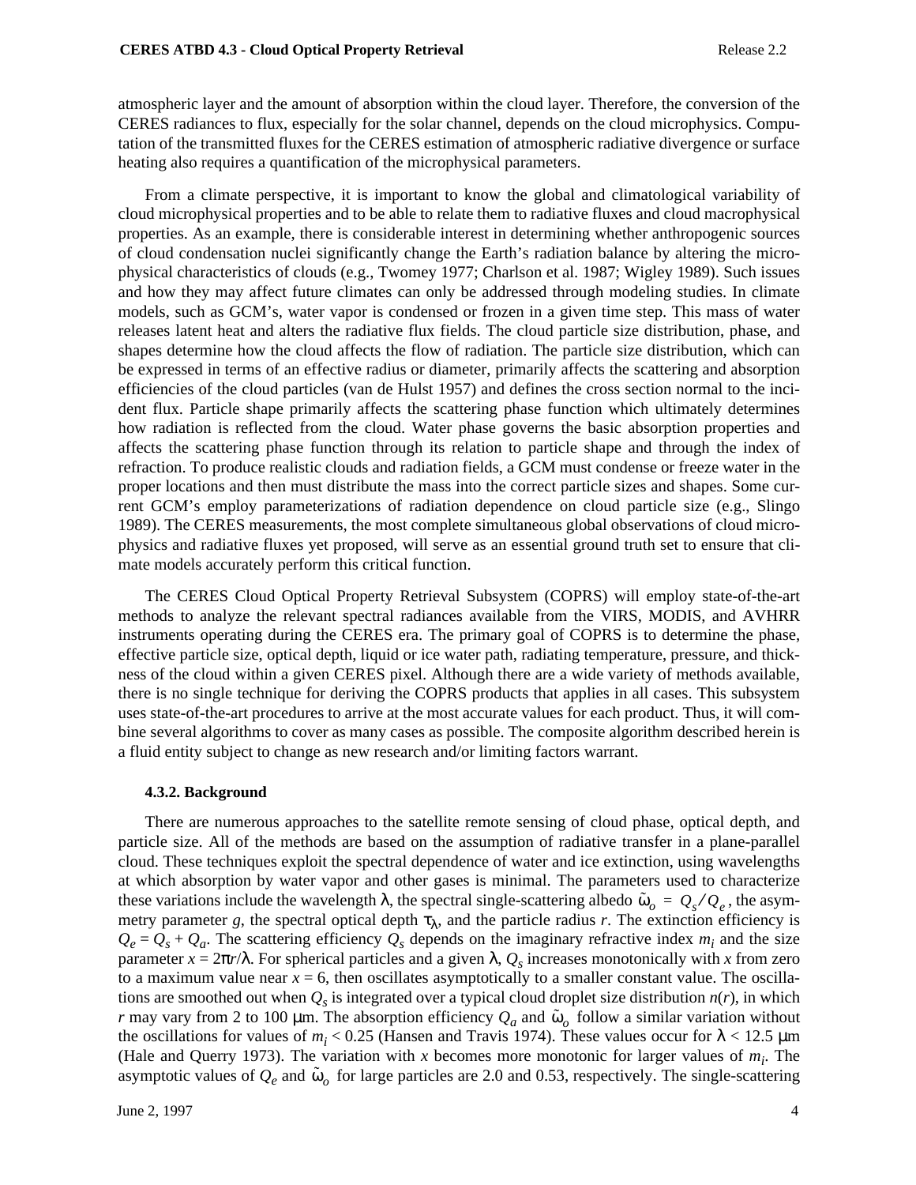atmospheric layer and the amount of absorption within the cloud layer. Therefore, the conversion of the CERES radiances to flux, especially for the solar channel, depends on the cloud microphysics. Computation of the transmitted fluxes for the CERES estimation of atmospheric radiative divergence or surface heating also requires a quantification of the microphysical parameters.

From a climate perspective, it is important to know the global and climatological variability of cloud microphysical properties and to be able to relate them to radiative fluxes and cloud macrophysical properties. As an example, there is considerable interest in determining whether anthropogenic sources of cloud condensation nuclei significantly change the Earth's radiation balance by altering the microphysical characteristics of clouds (e.g., Twomey 1977; Charlson et al. 1987; Wigley 1989). Such issues and how they may affect future climates can only be addressed through modeling studies. In climate models, such as GCM's, water vapor is condensed or frozen in a given time step. This mass of water releases latent heat and alters the radiative flux fields. The cloud particle size distribution, phase, and shapes determine how the cloud affects the flow of radiation. The particle size distribution, which can be expressed in terms of an effective radius or diameter, primarily affects the scattering and absorption efficiencies of the cloud particles (van de Hulst 1957) and defines the cross section normal to the incident flux. Particle shape primarily affects the scattering phase function which ultimately determines how radiation is reflected from the cloud. Water phase governs the basic absorption properties and affects the scattering phase function through its relation to particle shape and through the index of refraction. To produce realistic clouds and radiation fields, a GCM must condense or freeze water in the proper locations and then must distribute the mass into the correct particle sizes and shapes. Some current GCM's employ parameterizations of radiation dependence on cloud particle size (e.g., Slingo 1989). The CERES measurements, the most complete simultaneous global observations of cloud microphysics and radiative fluxes yet proposed, will serve as an essential ground truth set to ensure that climate models accurately perform this critical function.

The CERES Cloud Optical Property Retrieval Subsystem (COPRS) will employ state-of-the-art methods to analyze the relevant spectral radiances available from the VIRS, MODIS, and AVHRR instruments operating during the CERES era. The primary goal of COPRS is to determine the phase, effective particle size, optical depth, liquid or ice water path, radiating temperature, pressure, and thickness of the cloud within a given CERES pixel. Although there are a wide variety of methods available, there is no single technique for deriving the COPRS products that applies in all cases. This subsystem uses state-of-the-art procedures to arrive at the most accurate values for each product. Thus, it will combine several algorithms to cover as many cases as possible. The composite algorithm described herein is a fluid entity subject to change as new research and/or limiting factors warrant.

### 4.3.2. Background

There are numerous approaches to the satellite remote sensing of cloud phase, optical depth, and particle size. All of the methods are based on the assumption of radiative transfer in a plane-parallel cloud. These techniques exploit the spectral dependence of water and ice extinction, using wavelengths at which absorption by water vapor and other gases is minimal. The parameters used to characterize these variations include the wavelength $\lambda$, the spectral single-scattering albedo $\tilde{\omega}_o = Q_s / Q_e$, the asymmetry parameter $g$, the spectral optical depth $\tau_\lambda$, and the particle radius $r$. The extinction efficiency is $Q_e = Q_s + Q_a$. The scattering efficiency $Q_s$ depends on the imaginary refractive index $m_i$ and the size parameter $x = 2\pi r/\lambda$. For spherical particles and a given $\lambda$, $Q_s$ increases monotonically with $x$ from zero to a maximum value near $x = 6$, then oscillates asymptotically to a smaller constant value. The oscillations are smoothed out when $Q_s$ is integrated over a typical cloud droplet size distribution $n(r)$, in which $r$ may vary from 2 to 100 μm. The absorption efficiency $Q_a$ and $\tilde{\omega}_o$ follow a similar variation without the oscillations for values of $m_i < 0.25$ (Hansen and Travis 1974). These values occur for $\lambda < 12.5$ μm (Hale and Querry 1973). The variation with $x$ becomes more monotonic for larger values of $m_i$. The asymptotic values of $Q_e$ and $\tilde{\omega}_o$ for large particles are 2.0 and 0.53, respectively. The single-scattering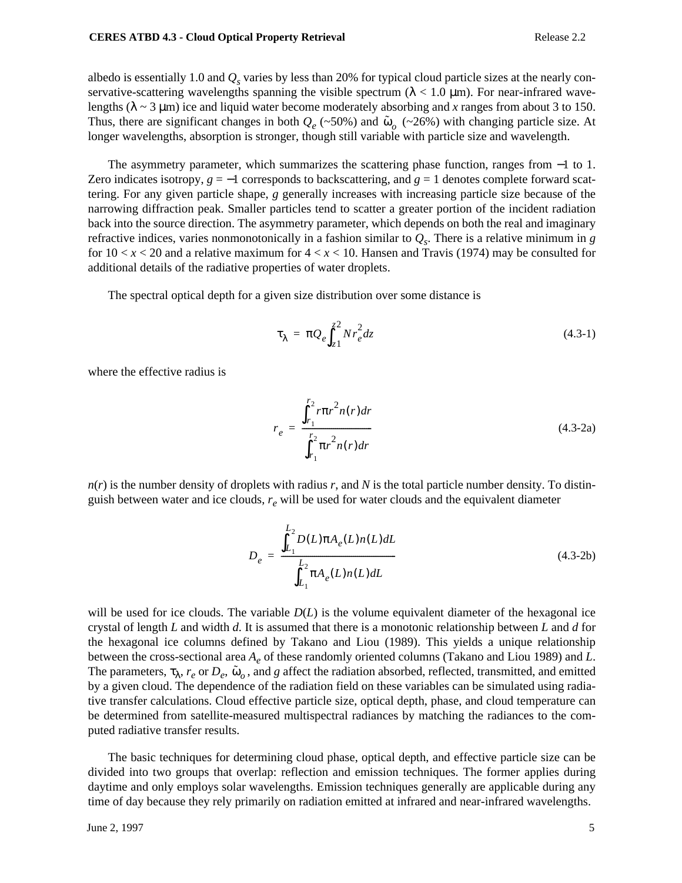albedo is essentially 1.0 and $Q_s$ varies by less than 20% for typical cloud particle sizes at the nearly conservative-scattering wavelengths spanning the visible spectrum ($\lambda < 1.0$ µm). For near-infrared wavelengths ($\lambda \sim 3$ µm) ice and liquid water become moderately absorbing and $x$ ranges from about 3 to 150. Thus, there are significant changes in both $Q_e$ (~50%) and $\tilde{\omega}_o$ (~26%) with changing particle size. At longer wavelengths, absorption is stronger, though still variable with particle size and wavelength.

The asymmetry parameter, which summarizes the scattering phase function, ranges from −1 to 1. Zero indicates isotropy, $g = -1$ corresponds to backscattering, and $g = 1$ denotes complete forward scattering. For any given particle shape, $g$ generally increases with increasing particle size because of the narrowing diffraction peak. Smaller particles tend to scatter a greater portion of the incident radiation back into the source direction. The asymmetry parameter, which depends on both the real and imaginary refractive indices, varies nonmonotonically in a fashion similar to $Q_s$. There is a relative minimum in $g$ for $10 < x < 20$ and a relative maximum for $4 < x < 10$. Hansen and Travis (1974) may be consulted for additional details of the radiative properties of water droplets.

The spectral optical depth for a given size distribution over some distance is

$$\tau_\lambda = \pi Q_e \int_{z1}^{z2} N r_e^2 dz \tag{4.3-1}$$

where the effective radius is

$$r_e = \frac{\int_{r_1}^{r_2} r \pi r^2 n(r) dr}{\int_{r_1}^{r_2} \pi r^2 n(r) dr} \tag{4.3-2a}$$

$n(r)$ is the number density of droplets with radius $r$, and $N$ is the total particle number density. To distinguish between water and ice clouds, $r_e$ will be used for water clouds and the equivalent diameter

$$D_e = \frac{\int_{L_1}^{L_2} D(L) \pi A_e(L) n(L) dL}{\int_{L_1}^{L_2} \pi A_e(L) n(L) dL} \tag{4.3-2b}$$

will be used for ice clouds. The variable $D(L)$ is the volume equivalent diameter of the hexagonal ice crystal of length $L$ and width $d$. It is assumed that there is a monotonic relationship between $L$ and $d$ for the hexagonal ice columns defined by Takano and Liou (1989). This yields a unique relationship between the cross-sectional area $A_e$ of these randomly oriented columns (Takano and Liou 1989) and $L$. The parameters, $\tau_\lambda$, $r_e$ or $D_e$, $\tilde{\omega}_o$, and $g$ affect the radiation absorbed, reflected, transmitted, and emitted by a given cloud. The dependence of the radiation field on these variables can be simulated using radiative transfer calculations. Cloud effective particle size, optical depth, phase, and cloud temperature can be determined from satellite-measured multispectral radiances by matching the radiances to the computed radiative transfer results.

The basic techniques for determining cloud phase, optical depth, and effective particle size can be divided into two groups that overlap: reflection and emission techniques. The former applies during daytime and only employs solar wavelengths. Emission techniques generally are applicable during any time of day because they rely primarily on radiation emitted at infrared and near-infrared wavelengths.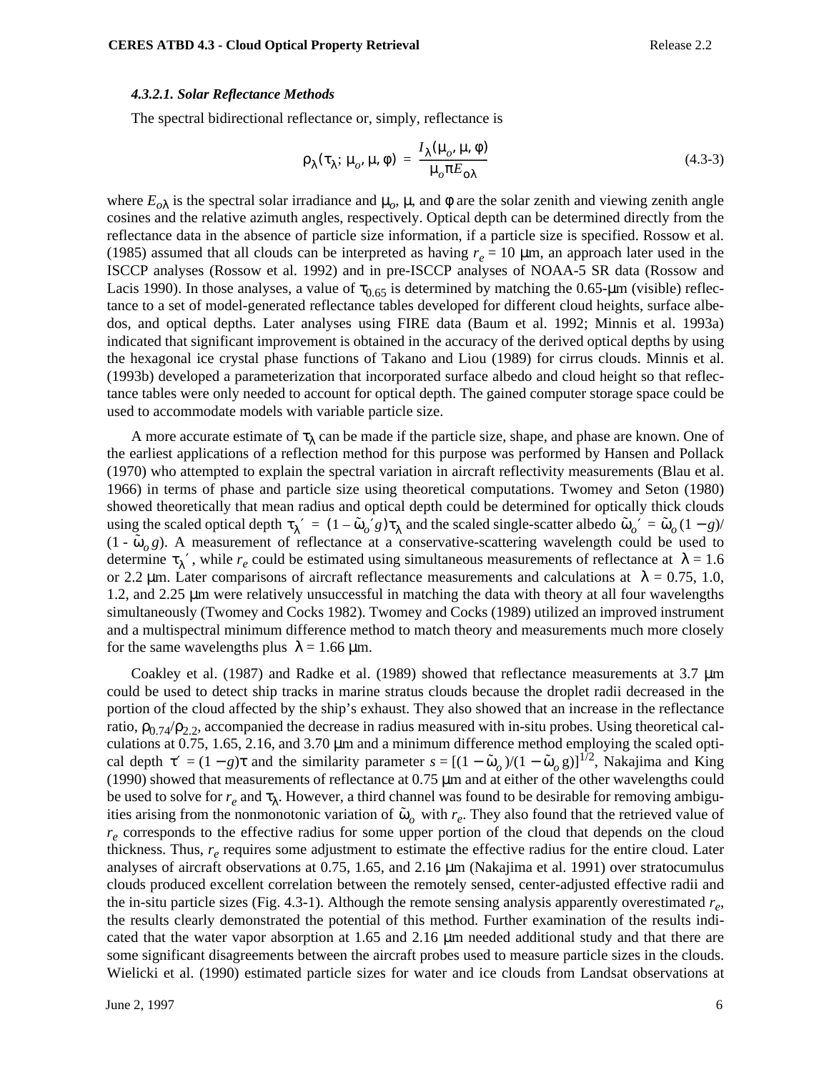#### *4.3.2.1. Solar Reflectance Methods*

The spectral bidirectional reflectance or, simply, reflectance is

$$\rho_\lambda(\tau_\lambda;\ \mu_o, \mu, \phi) = \frac{I_\lambda(\mu_o, \mu, \phi)}{\mu_o \pi E_{o\lambda}} \tag{4.3-3}$$

where $E_{o\lambda}$ is the spectral solar irradiance and $\mu_o$, $\mu$, and $\phi$ are the solar zenith and viewing zenith angle cosines and the relative azimuth angles, respectively. Optical depth can be determined directly from the reflectance data in the absence of particle size information, if a particle size is specified. Rossow et al. (1985) assumed that all clouds can be interpreted as having $r_e$ = 10 µm, an approach later used in the ISCCP analyses (Rossow et al. 1992) and in pre-ISCCP analyses of NOAA-5 SR data (Rossow and Lacis 1990). In those analyses, a value of $\tau_{0.65}$ is determined by matching the 0.65-µm (visible) reflectance to a set of model-generated reflectance tables developed for different cloud heights, surface albedos, and optical depths. Later analyses using FIRE data (Baum et al. 1992; Minnis et al. 1993a) indicated that significant improvement is obtained in the accuracy of the derived optical depths by using the hexagonal ice crystal phase functions of Takano and Liou (1989) for cirrus clouds. Minnis et al. (1993b) developed a parameterization that incorporated surface albedo and cloud height so that reflectance tables were only needed to account for optical depth. The gained computer storage space could be used to accommodate models with variable particle size.

A more accurate estimate of $\tau_\lambda$ can be made if the particle size, shape, and phase are known. One of the earliest applications of a reflection method for this purpose was performed by Hansen and Pollack (1970) who attempted to explain the spectral variation in aircraft reflectivity measurements (Blau et al. 1966) in terms of phase and particle size using theoretical computations. Twomey and Seton (1980) showed theoretically that mean radius and optical depth could be determined for optically thick clouds using the scaled optical depth $\tau_\lambda' = (1 - \tilde{\omega}_o' g)\tau_\lambda$ and the scaled single-scatter albedo $\tilde{\omega}_o' = \tilde{\omega}_o(1 - g)/(1 - \tilde{\omega}_o g)$. A measurement of reflectance at a conservative-scattering wavelength could be used to determine $\tau_\lambda'$, while $r_e$ could be estimated using simultaneous measurements of reflectance at $\lambda$ = 1.6 or 2.2 µm. Later comparisons of aircraft reflectance measurements and calculations at $\lambda$ = 0.75, 1.0, 1.2, and 2.25 µm were relatively unsuccessful in matching the data with theory at all four wavelengths simultaneously (Twomey and Cocks 1982). Twomey and Cocks (1989) utilized an improved instrument and a multispectral minimum difference method to match theory and measurements much more closely for the same wavelengths plus $\lambda$ = 1.66 µm.

Coakley et al. (1987) and Radke et al. (1989) showed that reflectance measurements at 3.7 µm could be used to detect ship tracks in marine stratus clouds because the droplet radii decreased in the portion of the cloud affected by the ship's exhaust. They also showed that an increase in the reflectance ratio, $\rho_{0.74}/\rho_{2.2}$, accompanied the decrease in radius measured with in-situ probes. Using theoretical calculations at 0.75, 1.65, 2.16, and 3.70 µm and a minimum difference method employing the scaled optical depth $\tau' = (1 - g)\tau$ and the similarity parameter $s = [(1 - \tilde{\omega}_o)/(1 - \tilde{\omega}_o g)]^{1/2}$, Nakajima and King (1990) showed that measurements of reflectance at 0.75 µm and at either of the other wavelengths could be used to solve for $r_e$ and $\tau_\lambda$. However, a third channel was found to be desirable for removing ambiguities arising from the nonmonotonic variation of $\tilde{\omega}_o$ with $r_e$. They also found that the retrieved value of $r_e$ corresponds to the effective radius for some upper portion of the cloud that depends on the cloud thickness. Thus, $r_e$ requires some adjustment to estimate the effective radius for the entire cloud. Later analyses of aircraft observations at 0.75, 1.65, and 2.16 µm (Nakajima et al. 1991) over stratocumulus clouds produced excellent correlation between the remotely sensed, center-adjusted effective radii and the in-situ particle sizes (Fig. 4.3-1). Although the remote sensing analysis apparently overestimated $r_e$, the results clearly demonstrated the potential of this method. Further examination of the results indicated that the water vapor absorption at 1.65 and 2.16 µm needed additional study and that there are some significant disagreements between the aircraft probes used to measure particle sizes in the clouds. Wielicki et al. (1990) estimated particle sizes for water and ice clouds from Landsat observations at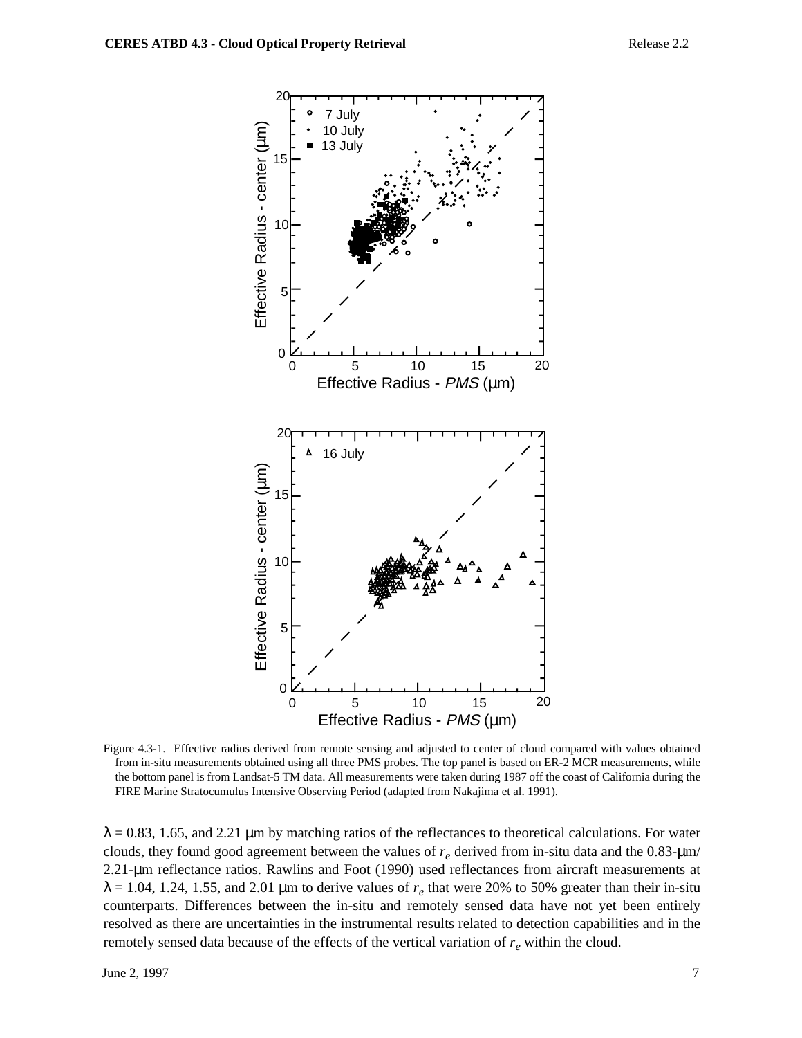20
7 July
10 July
13 July
15
10
5
0
0 5 10 15 20
Effective Radius - center (μm)
Effective Radius - *PMS* (μm)

20
16 July
15
10
5
0
0 5 10 15 20
Effective Radius - center (μm)
Effective Radius - *PMS* (μm)

Figure 4.3-1. Effective radius derived from remote sensing and adjusted to center of cloud compared with values obtained from in-situ measurements obtained using all three PMS probes. The top panel is based on ER-2 MCR measurements, while the bottom panel is from Landsat-5 TM data. All measurements were taken during 1987 off the coast of California during the FIRE Marine Stratocumulus Intensive Observing Period (adapted from Nakajima et al. 1991).

$\lambda$ = 0.83, 1.65, and 2.21 μm by matching ratios of the reflectances to theoretical calculations. For water clouds, they found good agreement between the values of $r_e$ derived from in-situ data and the 0.83-μm/2.21-μm reflectance ratios. Rawlins and Foot (1990) used reflectances from aircraft measurements at $\lambda$ = 1.04, 1.24, 1.55, and 2.01 μm to derive values of $r_e$ that were 20% to 50% greater than their in-situ counterparts. Differences between the in-situ and remotely sensed data have not yet been entirely resolved as there are uncertainties in the instrumental results related to detection capabilities and in the remotely sensed data because of the effects of the vertical variation of $r_e$ within the cloud.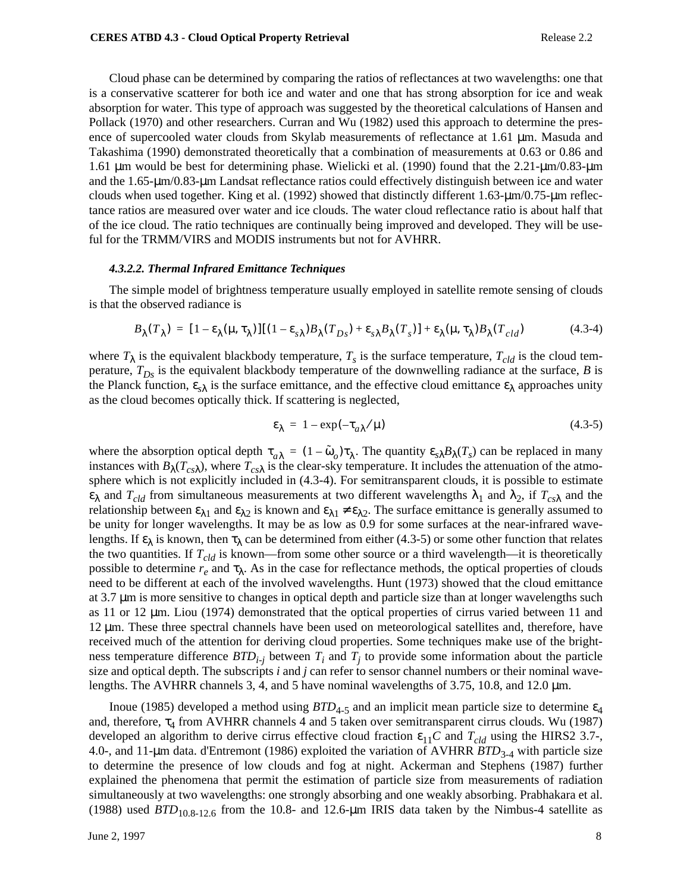Cloud phase can be determined by comparing the ratios of reflectances at two wavelengths: one that is a conservative scatterer for both ice and water and one that has strong absorption for ice and weak absorption for water. This type of approach was suggested by the theoretical calculations of Hansen and Pollack (1970) and other researchers. Curran and Wu (1982) used this approach to determine the presence of supercooled water clouds from Skylab measurements of reflectance at 1.61 μm. Masuda and Takashima (1990) demonstrated theoretically that a combination of measurements at 0.63 or 0.86 and 1.61 μm would be best for determining phase. Wielicki et al. (1990) found that the 2.21-μm/0.83-μm and the 1.65-μm/0.83-μm Landsat reflectance ratios could effectively distinguish between ice and water clouds when used together. King et al. (1992) showed that distinctly different 1.63-μm/0.75-μm reflectance ratios are measured over water and ice clouds. The water cloud reflectance ratio is about half that of the ice cloud. The ratio techniques are continually being improved and developed. They will be useful for the TRMM/VIRS and MODIS instruments but not for AVHRR.

#### *4.3.2.2. Thermal Infrared Emittance Techniques*

The simple model of brightness temperature usually employed in satellite remote sensing of clouds is that the observed radiance is

$$B_\lambda(T_\lambda) = [1 - \varepsilon_\lambda(\mu, \tau_\lambda)][(1 - \varepsilon_{s\lambda})B_\lambda(T_{Ds}) + \varepsilon_{s\lambda}B_\lambda(T_s)] + \varepsilon_\lambda(\mu, \tau_\lambda)B_\lambda(T_{cld}) \tag{4.3-4}$$

where $T_\lambda$ is the equivalent blackbody temperature, $T_s$ is the surface temperature, $T_{cld}$ is the cloud temperature, $T_{Ds}$ is the equivalent blackbody temperature of the downwelling radiance at the surface, $B$ is the Planck function, $\varepsilon_{s\lambda}$ is the surface emittance, and the effective cloud emittance $\varepsilon_\lambda$ approaches unity as the cloud becomes optically thick. If scattering is neglected,

$$\varepsilon_\lambda = 1 - \exp(-\tau_{a\lambda}/\mu) \tag{4.3-5}$$

where the absorption optical depth $\tau_{a\lambda} = (1 - \tilde{\omega}_o)\tau_\lambda$. The quantity $\varepsilon_{s\lambda}B_\lambda(T_s)$ can be replaced in many instances with $B_\lambda(T_{cs\lambda})$, where $T_{cs\lambda}$ is the clear-sky temperature. It includes the attenuation of the atmosphere which is not explicitly included in (4.3-4). For semitransparent clouds, it is possible to estimate $\varepsilon_\lambda$ and $T_{cld}$ from simultaneous measurements at two different wavelengths $\lambda_1$ and $\lambda_2$, if $T_{cs\lambda}$ and the relationship between $\varepsilon_{\lambda 1}$ and $\varepsilon_{\lambda 2}$ is known and $\varepsilon_{\lambda 1} \neq \varepsilon_{\lambda 2}$. The surface emittance is generally assumed to be unity for longer wavelengths. It may be as low as 0.9 for some surfaces at the near-infrared wavelengths. If $\varepsilon_\lambda$ is known, then $\tau_\lambda$ can be determined from either (4.3-5) or some other function that relates the two quantities. If $T_{cld}$ is known—from some other source or a third wavelength—it is theoretically possible to determine $r_e$ and $\tau_\lambda$. As in the case for reflectance methods, the optical properties of clouds need to be different at each of the involved wavelengths. Hunt (1973) showed that the cloud emittance at 3.7 μm is more sensitive to changes in optical depth and particle size than at longer wavelengths such as 11 or 12 μm. Liou (1974) demonstrated that the optical properties of cirrus varied between 11 and 12 μm. These three spectral channels have been used on meteorological satellites and, therefore, have received much of the attention for deriving cloud properties. Some techniques make use of the brightness temperature difference $BTD_{i\text{-}j}$ between $T_i$ and $T_j$ to provide some information about the particle size and optical depth. The subscripts $i$ and $j$ can refer to sensor channel numbers or their nominal wavelengths. The AVHRR channels 3, 4, and 5 have nominal wavelengths of 3.75, 10.8, and 12.0 μm.

Inoue (1985) developed a method using $BTD_{4\text{-}5}$ and an implicit mean particle size to determine $\varepsilon_4$ and, therefore, $\tau_4$ from AVHRR channels 4 and 5 taken over semitransparent cirrus clouds. Wu (1987) developed an algorithm to derive cirrus effective cloud fraction $\varepsilon_{11}C$ and $T_{cld}$ using the HIRS2 3.7-, 4.0-, and 11-μm data. d'Entremont (1986) exploited the variation of AVHRR $BTD_{3\text{-}4}$ with particle size to determine the presence of low clouds and fog at night. Ackerman and Stephens (1987) further explained the phenomena that permit the estimation of particle size from measurements of radiation simultaneously at two wavelengths: one strongly absorbing and one weakly absorbing. Prabhakara et al. (1988) used $BTD_{10.8\text{-}12.6}$ from the 10.8- and 12.6-μm IRIS data taken by the Nimbus-4 satellite as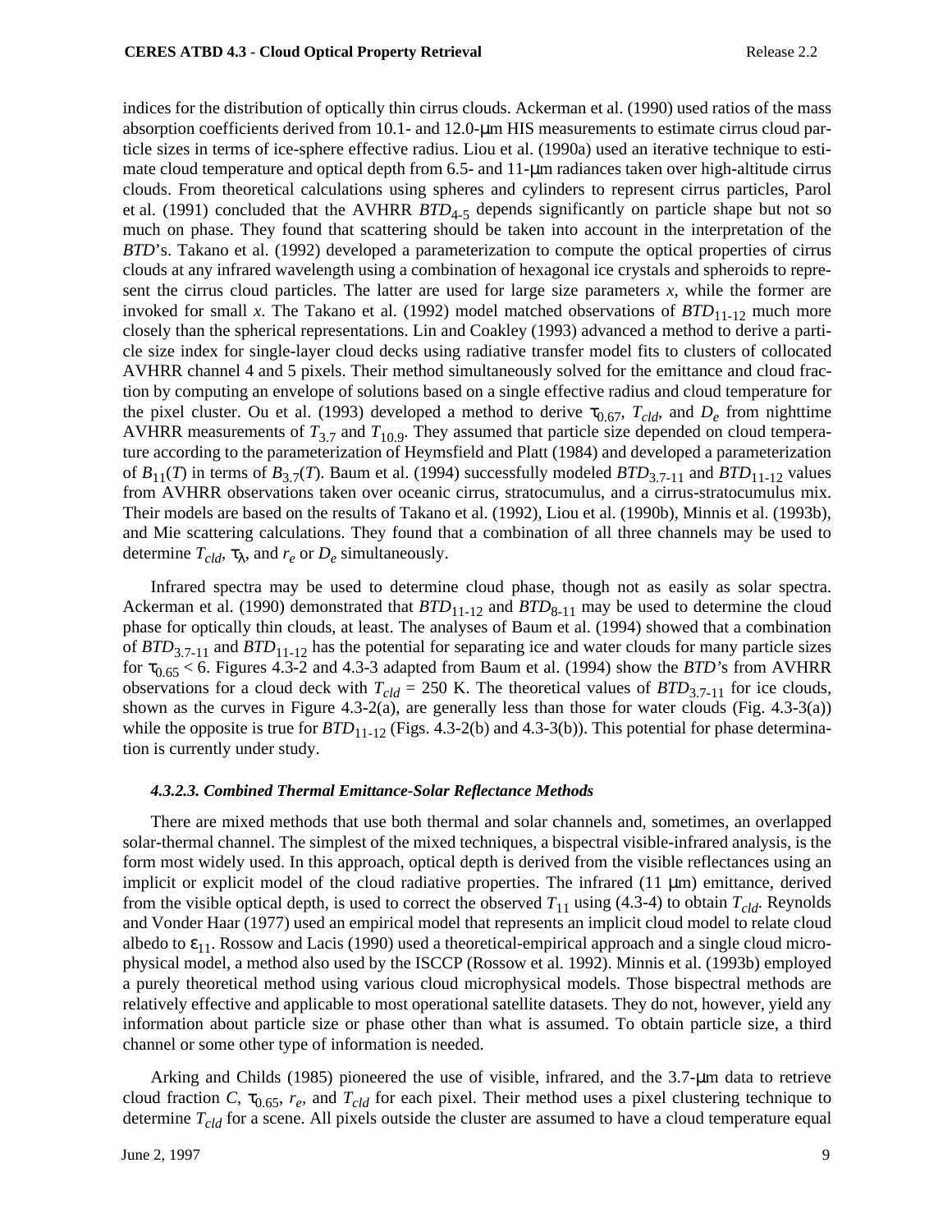indices for the distribution of optically thin cirrus clouds. Ackerman et al. (1990) used ratios of the mass absorption coefficients derived from 10.1- and 12.0-μm HIS measurements to estimate cirrus cloud particle sizes in terms of ice-sphere effective radius. Liou et al. (1990a) used an iterative technique to estimate cloud temperature and optical depth from 6.5- and 11-μm radiances taken over high-altitude cirrus clouds. From theoretical calculations using spheres and cylinders to represent cirrus particles, Parol et al. (1991) concluded that the AVHRR $BTD_{4\text{-}5}$ depends significantly on particle shape but not so much on phase. They found that scattering should be taken into account in the interpretation of the *BTD*'s. Takano et al. (1992) developed a parameterization to compute the optical properties of cirrus clouds at any infrared wavelength using a combination of hexagonal ice crystals and spheroids to represent the cirrus cloud particles. The latter are used for large size parameters $x$, while the former are invoked for small $x$. The Takano et al. (1992) model matched observations of $BTD_{11\text{-}12}$ much more closely than the spherical representations. Lin and Coakley (1993) advanced a method to derive a particle size index for single-layer cloud decks using radiative transfer model fits to clusters of collocated AVHRR channel 4 and 5 pixels. Their method simultaneously solved for the emittance and cloud fraction by computing an envelope of solutions based on a single effective radius and cloud temperature for the pixel cluster. Ou et al. (1993) developed a method to derive $\tau_{0.67}$, $T_{cld}$, and $D_e$ from nighttime AVHRR measurements of $T_{3.7}$ and $T_{10.9}$. They assumed that particle size depended on cloud temperature according to the parameterization of Heymsfield and Platt (1984) and developed a parameterization of $B_{11}(T)$ in terms of $B_{3.7}(T)$. Baum et al. (1994) successfully modeled $BTD_{3.7\text{-}11}$ and $BTD_{11\text{-}12}$ values from AVHRR observations taken over oceanic cirrus, stratocumulus, and a cirrus-stratocumulus mix. Their models are based on the results of Takano et al. (1992), Liou et al. (1990b), Minnis et al. (1993b), and Mie scattering calculations. They found that a combination of all three channels may be used to determine $T_{cld}$, $\tau_\lambda$, and $r_e$ or $D_e$ simultaneously.

Infrared spectra may be used to determine cloud phase, though not as easily as solar spectra. Ackerman et al. (1990) demonstrated that $BTD_{11\text{-}12}$ and $BTD_{8\text{-}11}$ may be used to determine the cloud phase for optically thin clouds, at least. The analyses of Baum et al. (1994) showed that a combination of $BTD_{3.7\text{-}11}$ and $BTD_{11\text{-}12}$ has the potential for separating ice and water clouds for many particle sizes for $\tau_{0.65} < 6$. Figures 4.3-2 and 4.3-3 adapted from Baum et al. (1994) show the *BTD*'s from AVHRR observations for a cloud deck with $T_{cld}$ = 250 K. The theoretical values of $BTD_{3.7\text{-}11}$ for ice clouds, shown as the curves in Figure 4.3-2(a), are generally less than those for water clouds (Fig. 4.3-3(a)) while the opposite is true for $BTD_{11\text{-}12}$ (Figs. 4.3-2(b) and 4.3-3(b)). This potential for phase determination is currently under study.

#### *4.3.2.3. Combined Thermal Emittance-Solar Reflectance Methods*

There are mixed methods that use both thermal and solar channels and, sometimes, an overlapped solar-thermal channel. The simplest of the mixed techniques, a bispectral visible-infrared analysis, is the form most widely used. In this approach, optical depth is derived from the visible reflectances using an implicit or explicit model of the cloud radiative properties. The infrared (11 μm) emittance, derived from the visible optical depth, is used to correct the observed $T_{11}$ using (4.3-4) to obtain $T_{cld}$. Reynolds and Vonder Haar (1977) used an empirical model that represents an implicit cloud model to relate cloud albedo to $\varepsilon_{11}$. Rossow and Lacis (1990) used a theoretical-empirical approach and a single cloud microphysical model, a method also used by the ISCCP (Rossow et al. 1992). Minnis et al. (1993b) employed a purely theoretical method using various cloud microphysical models. Those bispectral methods are relatively effective and applicable to most operational satellite datasets. They do not, however, yield any information about particle size or phase other than what is assumed. To obtain particle size, a third channel or some other type of information is needed.

Arking and Childs (1985) pioneered the use of visible, infrared, and the 3.7-μm data to retrieve cloud fraction $C$, $\tau_{0.65}$, $r_e$, and $T_{cld}$ for each pixel. Their method uses a pixel clustering technique to determine $T_{cld}$ for a scene. All pixels outside the cluster are assumed to have a cloud temperature equal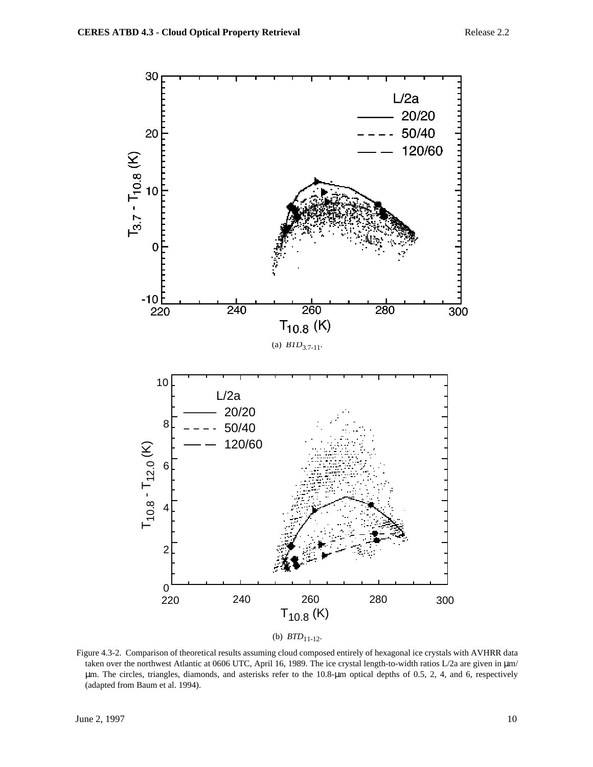L/2a
20/20
50/40
120/60

30
20
10
0
-10

$T_{3.7} - T_{10.8}$ (K)

220
240
260
280
300

$T_{10.8}$ (K)

(a) $BTD_{3.7\text{-}11}$.

10
8
6
4
2
0

L/2a
20/20
50/40
120/60

$T_{10.8} - T_{12.0}$ (K)

220
240
260
280
300

$T_{10.8}$ (K)

(b) $BTD_{11\text{-}12}$.

Figure 4.3-2. Comparison of theoretical results assuming cloud composed entirely of hexagonal ice crystals with AVHRR data taken over the northwest Atlantic at 0606 UTC, April 16, 1989. The ice crystal length-to-width ratios L/2a are given in μm/μm. The circles, triangles, diamonds, and asterisks refer to the 10.8-μm optical depths of 0.5, 2, 4, and 6, respectively (adapted from Baum et al. 1994).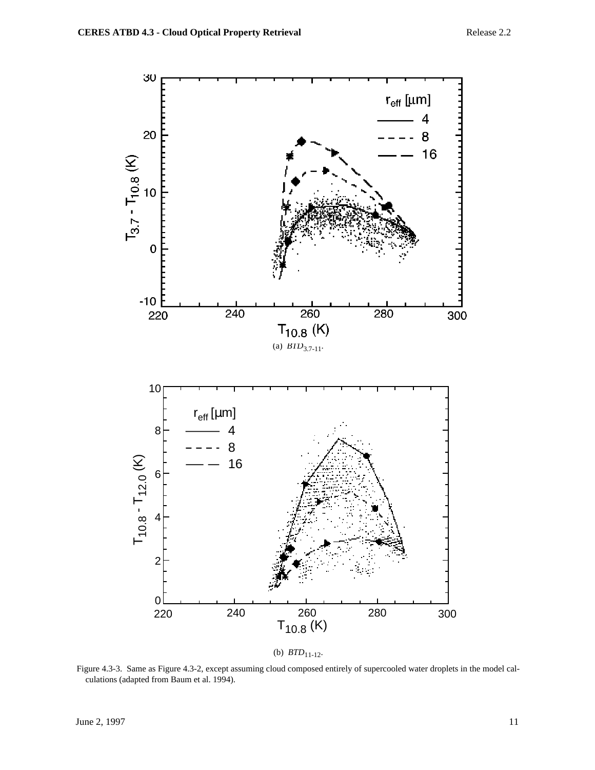30

20

10

0

-10

220 240 260 280 300

$T_{3.7} - T_{10.8}$ (K)

$T_{10.8}$ (K)

$r_{eff}$ [μm]

4

8

16

(a) $BTD_{3.7\text{-}11}$.

10

8

6

4

2

0

220 240 260 280 300

$T_{10.8} - T_{12.0}$ (K)

$T_{10.8}$ (K)

$r_{eff}$ [μm]

4

8

16

(b) $BTD_{11\text{-}12}$.

Figure 4.3-3. Same as Figure 4.3-2, except assuming cloud composed entirely of supercooled water droplets in the model calculations (adapted from Baum et al. 1994).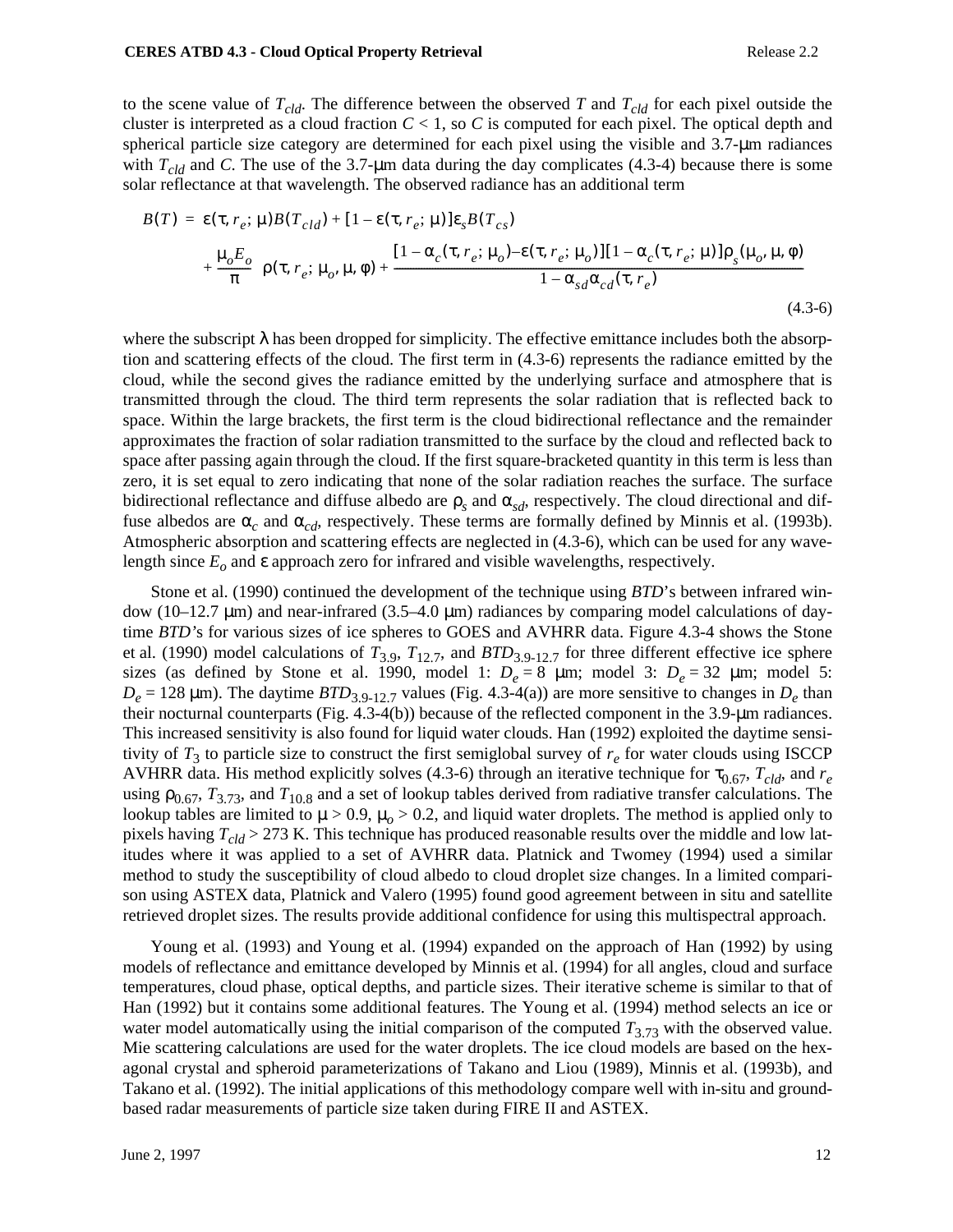to the scene value of $T_{cld}$. The difference between the observed $T$ and $T_{cld}$ for each pixel outside the cluster is interpreted as a cloud fraction $C < 1$, so $C$ is computed for each pixel. The optical depth and spherical particle size category are determined for each pixel using the visible and 3.7-μm radiances with $T_{cld}$ and $C$. The use of the 3.7-μm data during the day complicates (4.3-4) because there is some solar reflectance at that wavelength. The observed radiance has an additional term

$$B(T) = \varepsilon(\tau, r_e; \mu)B(T_{cld}) + [1 - \varepsilon(\tau, r_e; \mu)]\varepsilon_s B(T_{cs}) + \frac{\mu_o E_o}{\pi}\rho(\tau, r_e; \mu_o, \mu, \phi) + \frac{[1 - \alpha_c(\tau, r_e; \mu_o) - \varepsilon(\tau, r_e; \mu_o)][1 - \alpha_c(\tau, r_e; \mu)]\rho_s(\mu_o, \mu, \phi)}{1 - \alpha_{sd}\alpha_{cd}(\tau, r_e)} \tag{4.3-6}$$

where the subscript $\lambda$ has been dropped for simplicity. The effective emittance includes both the absorption and scattering effects of the cloud. The first term in (4.3-6) represents the radiance emitted by the cloud, while the second gives the radiance emitted by the underlying surface and atmosphere that is transmitted through the cloud. The third term represents the solar radiation that is reflected back to space. Within the large brackets, the first term is the cloud bidirectional reflectance and the remainder approximates the fraction of solar radiation transmitted to the surface by the cloud and reflected back to space after passing again through the cloud. If the first square-bracketed quantity in this term is less than zero, it is set equal to zero indicating that none of the solar radiation reaches the surface. The surface bidirectional reflectance and diffuse albedo are $\rho_s$ and $\alpha_{sd}$, respectively. The cloud directional and diffuse albedos are $\alpha_c$ and $\alpha_{cd}$, respectively. These terms are formally defined by Minnis et al. (1993b). Atmospheric absorption and scattering effects are neglected in (4.3-6), which can be used for any wavelength since $E_o$ and $\varepsilon$ approach zero for infrared and visible wavelengths, respectively.

Stone et al. (1990) continued the development of the technique using *BTD*'s between infrared window (10–12.7 μm) and near-infrared (3.5–4.0 μm) radiances by comparing model calculations of daytime *BTD*'s for various sizes of ice spheres to GOES and AVHRR data. Figure 4.3-4 shows the Stone et al. (1990) model calculations of $T_{3.9}$, $T_{12.7}$, and $BTD_{3.9\text{-}12.7}$ for three different effective ice sphere sizes (as defined by Stone et al. 1990, model 1: $D_e = 8$ μm; model 3: $D_e = 32$ μm; model 5: $D_e = 128$ μm). The daytime $BTD_{3.9\text{-}12.7}$ values (Fig. 4.3-4(a)) are more sensitive to changes in $D_e$ than their nocturnal counterparts (Fig. 4.3-4(b)) because of the reflected component in the 3.9-μm radiances. This increased sensitivity is also found for liquid water clouds. Han (1992) exploited the daytime sensitivity of $T_3$ to particle size to construct the first semiglobal survey of $r_e$ for water clouds using ISCCP AVHRR data. His method explicitly solves (4.3-6) through an iterative technique for $\tau_{0.67}$, $T_{cld}$, and $r_e$ using $\rho_{0.67}$, $T_{3.73}$, and $T_{10.8}$ and a set of lookup tables derived from radiative transfer calculations. The lookup tables are limited to $\mu > 0.9$, $\mu_o > 0.2$, and liquid water droplets. The method is applied only to pixels having $T_{cld} > 273$ K. This technique has produced reasonable results over the middle and low latitudes where it was applied to a set of AVHRR data. Platnick and Twomey (1994) used a similar method to study the susceptibility of cloud albedo to cloud droplet size changes. In a limited comparison using ASTEX data, Platnick and Valero (1995) found good agreement between in situ and satellite retrieved droplet sizes. The results provide additional confidence for using this multispectral approach.

Young et al. (1993) and Young et al. (1994) expanded on the approach of Han (1992) by using models of reflectance and emittance developed by Minnis et al. (1994) for all angles, cloud and surface temperatures, cloud phase, optical depths, and particle sizes. Their iterative scheme is similar to that of Han (1992) but it contains some additional features. The Young et al. (1994) method selects an ice or water model automatically using the initial comparison of the computed $T_{3.73}$ with the observed value. Mie scattering calculations are used for the water droplets. The ice cloud models are based on the hexagonal crystal and spheroid parameterizations of Takano and Liou (1989), Minnis et al. (1993b), and Takano et al. (1992). The initial applications of this methodology compare well with in-situ and ground-based radar measurements of particle size taken during FIRE II and ASTEX.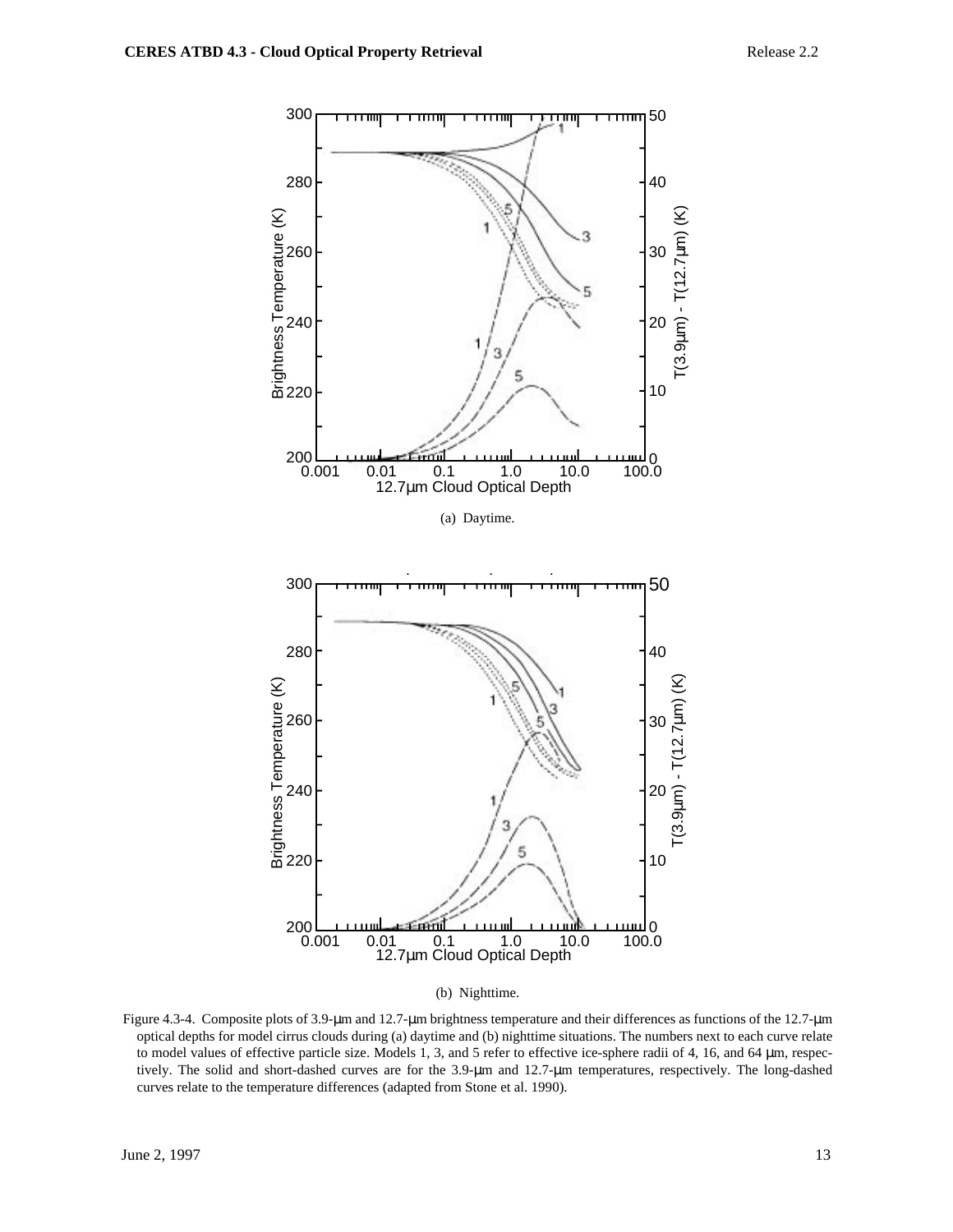300
280
260
240
220
200
0.001 0.01 0.1 1.0 10.0 100.0
12.7μm Cloud Optical Depth
Brightness Temperature (K)
T(3.9μm) - T(12.7μm) (K)
50
40
30
20
10
0
1
1
1
3
3
5
5
5
1
3
5

(a) Daytime.

300
280
260
240
220
200
0.001 0.01 0.1 1.0 10.0 100.0
12.7μm Cloud Optical Depth
Brightness Temperature (K)
T(3.9μm) - T(12.7μm) (K)
50
40
30
20
10
0
1
5
1
3
5
1
3
5

(b) Nighttime.

Figure 4.3-4. Composite plots of 3.9-μm and 12.7-μm brightness temperature and their differences as functions of the 12.7-μm optical depths for model cirrus clouds during (a) daytime and (b) nighttime situations. The numbers next to each curve relate to model values of effective particle size. Models 1, 3, and 5 refer to effective ice-sphere radii of 4, 16, and 64 μm, respectively. The solid and short-dashed curves are for the 3.9-μm and 12.7-μm temperatures, respectively. The long-dashed curves relate to the temperature differences (adapted from Stone et al. 1990).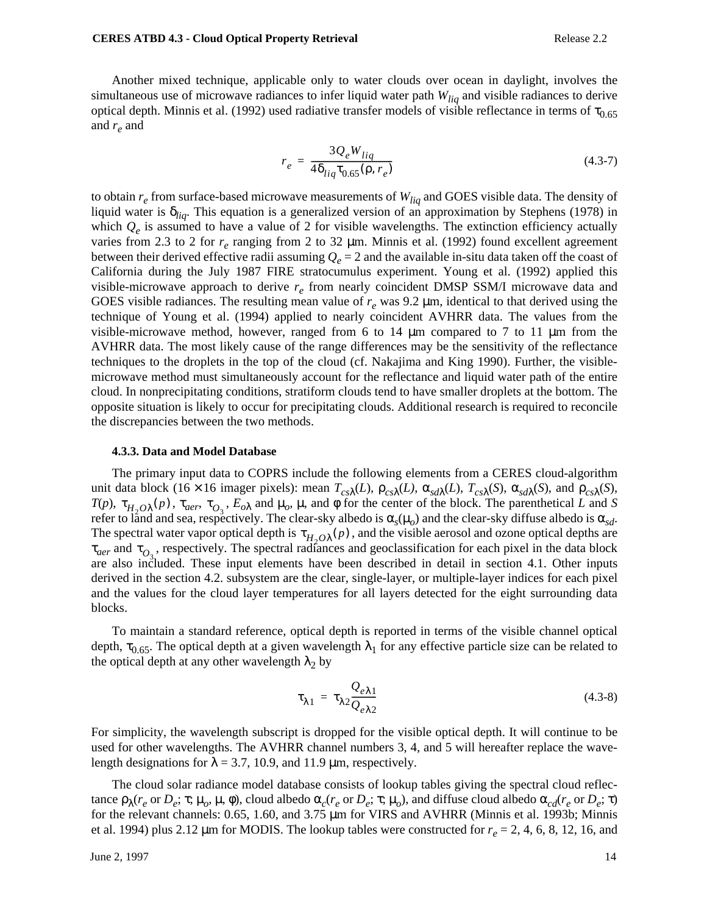Another mixed technique, applicable only to water clouds over ocean in daylight, involves the simultaneous use of microwave radiances to infer liquid water path $W_{liq}$ and visible radiances to derive optical depth. Minnis et al. (1992) used radiative transfer models of visible reflectance in terms of $\tau_{0.65}$ and $r_e$ and

$$r_e = \frac{3Q_e W_{liq}}{4\delta_{liq}\tau_{0.65}(\rho, r_e)} \tag{4.3-7}$$

to obtain $r_e$ from surface-based microwave measurements of $W_{liq}$ and GOES visible data. The density of liquid water is $\delta_{liq}$. This equation is a generalized version of an approximation by Stephens (1978) in which $Q_e$ is assumed to have a value of 2 for visible wavelengths. The extinction efficiency actually varies from 2.3 to 2 for $r_e$ ranging from 2 to 32 µm. Minnis et al. (1992) found excellent agreement between their derived effective radii assuming $Q_e = 2$ and the available in-situ data taken off the coast of California during the July 1987 FIRE stratocumulus experiment. Young et al. (1992) applied this visible-microwave approach to derive $r_e$ from nearly coincident DMSP SSM/I microwave data and GOES visible radiances. The resulting mean value of $r_e$ was 9.2 µm, identical to that derived using the technique of Young et al. (1994) applied to nearly coincident AVHRR data. The values from the visible-microwave method, however, ranged from 6 to 14 µm compared to 7 to 11 µm from the AVHRR data. The most likely cause of the range differences may be the sensitivity of the reflectance techniques to the droplets in the top of the cloud (cf. Nakajima and King 1990). Further, the visible-microwave method must simultaneously account for the reflectance and liquid water path of the entire cloud. In nonprecipitating conditions, stratiform clouds tend to have smaller droplets at the bottom. The opposite situation is likely to occur for precipitating clouds. Additional research is required to reconcile the discrepancies between the two methods.

### 4.3.3. Data and Model Database

The primary input data to COPRS include the following elements from a CERES cloud-algorithm unit data block (16 × 16 imager pixels): mean $T_{cs\lambda}(L)$, $\rho_{cs\lambda}(L)$, $\alpha_{sd\lambda}(L)$, $T_{cs\lambda}(S)$, $\alpha_{sd\lambda}(S)$, and $\rho_{cs\lambda}(S)$, $T(p)$, $\tau_{H_2O\lambda}(p)$, $\tau_{aer}$, $\tau_{O_3}$, $E_{o\lambda}$ and $\mu_o$, $\mu$, and $\phi$ for the center of the block. The parenthetical $L$ and $S$ refer to land and sea, respectively. The clear-sky albedo is $\alpha_s(\mu_o)$ and the clear-sky diffuse albedo is $\alpha_{sd}$. The spectral water vapor optical depth is $\tau_{H_2O\lambda}(p)$, and the visible aerosol and ozone optical depths are $\tau_{aer}$ and $\tau_{O_3}$, respectively. The spectral radiances and geoclassification for each pixel in the data block are also included. These input elements have been described in detail in section 4.1. Other inputs derived in the section 4.2. subsystem are the clear, single-layer, or multiple-layer indices for each pixel and the values for the cloud layer temperatures for all layers detected for the eight surrounding data blocks.

To maintain a standard reference, optical depth is reported in terms of the visible channel optical depth, $\tau_{0.65}$. The optical depth at a given wavelength $\lambda_1$ for any effective particle size can be related to the optical depth at any other wavelength $\lambda_2$ by

$$\tau_{\lambda 1} = \tau_{\lambda 2}\frac{Q_{e\lambda 1}}{Q_{e\lambda 2}} \tag{4.3-8}$$

For simplicity, the wavelength subscript is dropped for the visible optical depth. It will continue to be used for other wavelengths. The AVHRR channel numbers 3, 4, and 5 will hereafter replace the wavelength designations for $\lambda$ = 3.7, 10.9, and 11.9 µm, respectively.

The cloud solar radiance model database consists of lookup tables giving the spectral cloud reflectance $\rho_\lambda(r_e$ or $D_e$; $\tau$; $\mu_o$, $\mu$, $\phi)$, cloud albedo $\alpha_c(r_e$ or $D_e$; $\tau$; $\mu_o)$, and diffuse cloud albedo $\alpha_{cd}(r_e$ or $D_e$; $\tau)$ for the relevant channels: 0.65, 1.60, and 3.75 µm for VIRS and AVHRR (Minnis et al. 1993b; Minnis et al. 1994) plus 2.12 µm for MODIS. The lookup tables were constructed for $r_e$ = 2, 4, 6, 8, 12, 16, and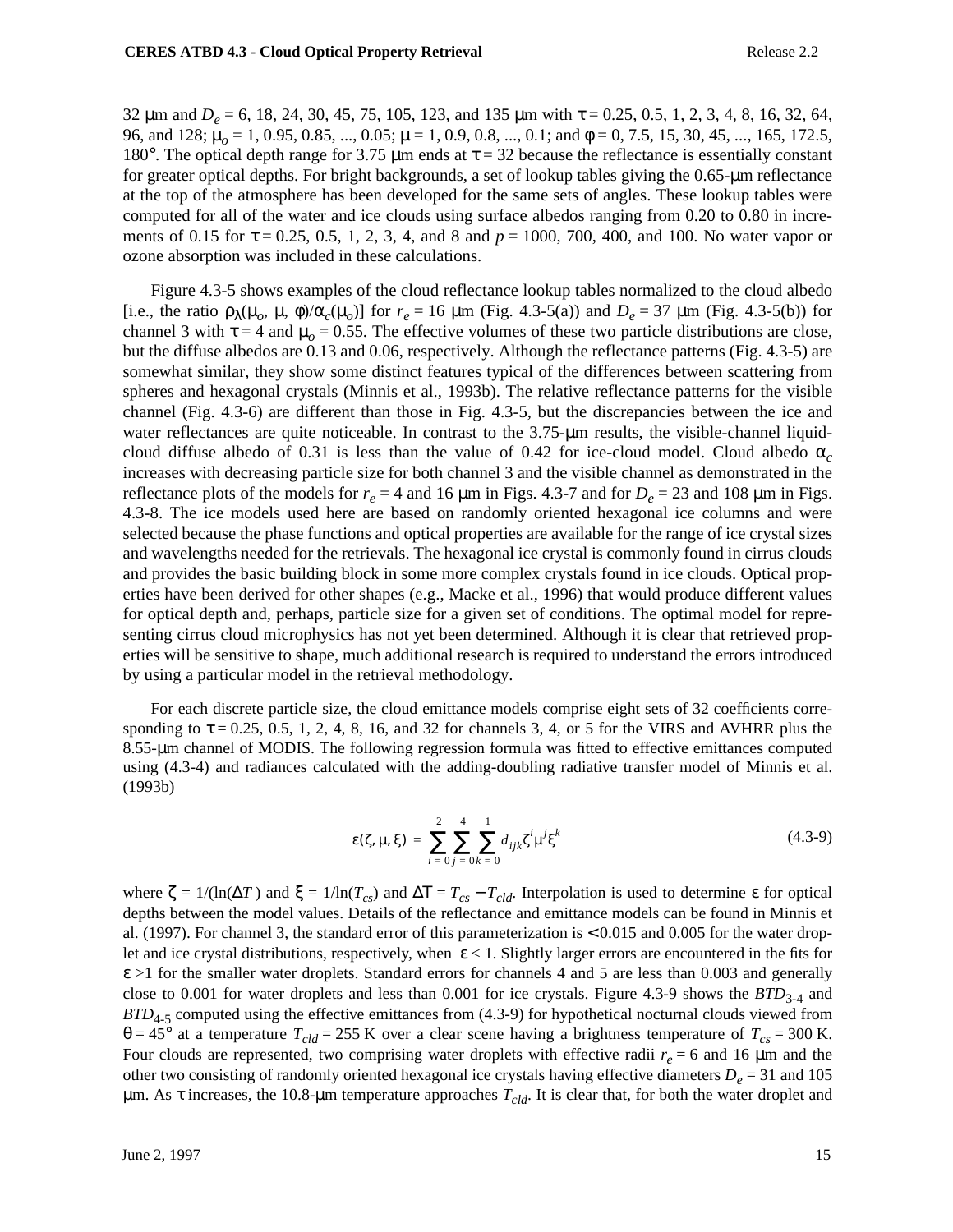32 μm and $D_e$ = 6, 18, 24, 30, 45, 75, 105, 123, and 135 μm with $\tau$ = 0.25, 0.5, 1, 2, 3, 4, 8, 16, 32, 64, 96, and 128; $\mu_o$ = 1, 0.95, 0.85, ..., 0.05; $\mu$ = 1, 0.9, 0.8, ..., 0.1; and $\phi$ = 0, 7.5, 15, 30, 45, ..., 165, 172.5, 180°. The optical depth range for 3.75 μm ends at $\tau$ = 32 because the reflectance is essentially constant for greater optical depths. For bright backgrounds, a set of lookup tables giving the 0.65-μm reflectance at the top of the atmosphere has been developed for the same sets of angles. These lookup tables were computed for all of the water and ice clouds using surface albedos ranging from 0.20 to 0.80 in increments of 0.15 for $\tau$ = 0.25, 0.5, 1, 2, 3, 4, and 8 and $p$ = 1000, 700, 400, and 100. No water vapor or ozone absorption was included in these calculations.

Figure 4.3-5 shows examples of the cloud reflectance lookup tables normalized to the cloud albedo [i.e., the ratio $\rho_\lambda(\mu_o, \mu, \phi)/\alpha_c(\mu_o)$] for $r_e$ = 16 μm (Fig. 4.3-5(a)) and $D_e$ = 37 μm (Fig. 4.3-5(b)) for channel 3 with $\tau$ = 4 and $\mu_o$ = 0.55. The effective volumes of these two particle distributions are close, but the diffuse albedos are 0.13 and 0.06, respectively. Although the reflectance patterns (Fig. 4.3-5) are somewhat similar, they show some distinct features typical of the differences between scattering from spheres and hexagonal crystals (Minnis et al., 1993b). The relative reflectance patterns for the visible channel (Fig. 4.3-6) are different than those in Fig. 4.3-5, but the discrepancies between the ice and water reflectances are quite noticeable. In contrast to the 3.75-μm results, the visible-channel liquid-cloud diffuse albedo of 0.31 is less than the value of 0.42 for ice-cloud model. Cloud albedo $\alpha_c$ increases with decreasing particle size for both channel 3 and the visible channel as demonstrated in the reflectance plots of the models for $r_e$ = 4 and 16 μm in Figs. 4.3-7 and for $D_e$ = 23 and 108 μm in Figs. 4.3-8. The ice models used here are based on randomly oriented hexagonal ice columns and were selected because the phase functions and optical properties are available for the range of ice crystal sizes and wavelengths needed for the retrievals. The hexagonal ice crystal is commonly found in cirrus clouds and provides the basic building block in some more complex crystals found in ice clouds. Optical properties have been derived for other shapes (e.g., Macke et al., 1996) that would produce different values for optical depth and, perhaps, particle size for a given set of conditions. The optimal model for representing cirrus cloud microphysics has not yet been determined. Although it is clear that retrieved properties will be sensitive to shape, much additional research is required to understand the errors introduced by using a particular model in the retrieval methodology.

For each discrete particle size, the cloud emittance models comprise eight sets of 32 coefficients corresponding to $\tau$ = 0.25, 0.5, 1, 2, 4, 8, 16, and 32 for channels 3, 4, or 5 for the VIRS and AVHRR plus the 8.55-μm channel of MODIS. The following regression formula was fitted to effective emittances computed using (4.3-4) and radiances calculated with the adding-doubling radiative transfer model of Minnis et al. (1993b)

$$\varepsilon(\zeta, \mu, \xi) = \sum_{i=0}^{2} \sum_{j=0}^{4} \sum_{k=0}^{1} d_{ijk} \zeta^i \mu^j \xi^k \tag{4.3-9}$$

where $\zeta = 1/(\ln(\Delta T))$ and $\xi = 1/\ln(T_{cs})$ and $\Delta T = T_{cs} - T_{cld}$. Interpolation is used to determine $\varepsilon$ for optical depths between the model values. Details of the reflectance and emittance models can be found in Minnis et al. (1997). For channel 3, the standard error of this parameterization is < 0.015 and 0.005 for the water droplet and ice crystal distributions, respectively, when $\varepsilon < 1$. Slightly larger errors are encountered in the fits for $\varepsilon > 1$ for the smaller water droplets. Standard errors for channels 4 and 5 are less than 0.003 and generally close to 0.001 for water droplets and less than 0.001 for ice crystals. Figure 4.3-9 shows the $BTD_{3\text{-}4}$ and $BTD_{4\text{-}5}$ computed using the effective emittances from (4.3-9) for hypothetical nocturnal clouds viewed from $\theta$ = 45° at a temperature $T_{cld}$ = 255 K over a clear scene having a brightness temperature of $T_{cs}$ = 300 K. Four clouds are represented, two comprising water droplets with effective radii $r_e$ = 6 and 16 μm and the other two consisting of randomly oriented hexagonal ice crystals having effective diameters $D_e$ = 31 and 105 μm. As $\tau$ increases, the 10.8-μm temperature approaches $T_{cld}$. It is clear that, for both the water droplet and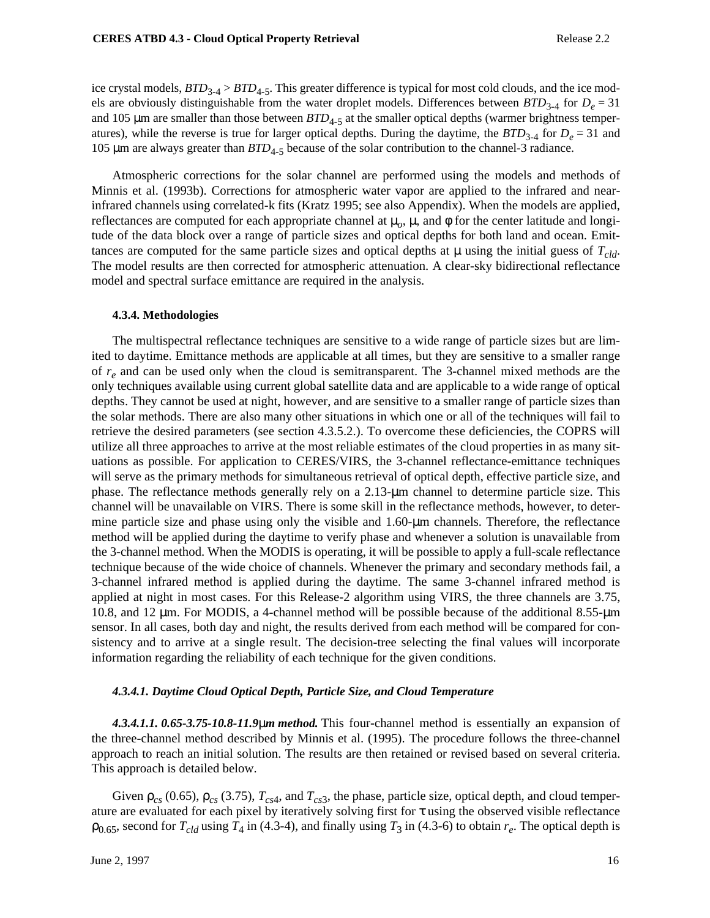ice crystal models, $BTD_{3-4} > BTD_{4-5}$. This greater difference is typical for most cold clouds, and the ice models are obviously distinguishable from the water droplet models. Differences between $BTD_{3-4}$ for $D_e$ = 31 and 105 μm are smaller than those between $BTD_{4-5}$ at the smaller optical depths (warmer brightness temperatures), while the reverse is true for larger optical depths. During the daytime, the $BTD_{3-4}$ for $D_e$ = 31 and 105 μm are always greater than $BTD_{4-5}$ because of the solar contribution to the channel-3 radiance.

Atmospheric corrections for the solar channel are performed using the models and methods of Minnis et al. (1993b). Corrections for atmospheric water vapor are applied to the infrared and near-infrared channels using correlated-k fits (Kratz 1995; see also Appendix). When the models are applied, reflectances are computed for each appropriate channel at $\mu_o$, $\mu$, and $\phi$ for the center latitude and longitude of the data block over a range of particle sizes and optical depths for both land and ocean. Emittances are computed for the same particle sizes and optical depths at $\mu$ using the initial guess of $T_{cld}$. The model results are then corrected for atmospheric attenuation. A clear-sky bidirectional reflectance model and spectral surface emittance are required in the analysis.

### 4.3.4. Methodologies

The multispectral reflectance techniques are sensitive to a wide range of particle sizes but are limited to daytime. Emittance methods are applicable at all times, but they are sensitive to a smaller range of $r_e$ and can be used only when the cloud is semitransparent. The 3-channel mixed methods are the only techniques available using current global satellite data and are applicable to a wide range of optical depths. They cannot be used at night, however, and are sensitive to a smaller range of particle sizes than the solar methods. There are also many other situations in which one or all of the techniques will fail to retrieve the desired parameters (see section 4.3.5.2.). To overcome these deficiencies, the COPRS will utilize all three approaches to arrive at the most reliable estimates of the cloud properties in as many situations as possible. For application to CERES/VIRS, the 3-channel reflectance-emittance techniques will serve as the primary methods for simultaneous retrieval of optical depth, effective particle size, and phase. The reflectance methods generally rely on a 2.13-μm channel to determine particle size. This channel will be unavailable on VIRS. There is some skill in the reflectance methods, however, to determine particle size and phase using only the visible and 1.60-μm channels. Therefore, the reflectance method will be applied during the daytime to verify phase and whenever a solution is unavailable from the 3-channel method. When the MODIS is operating, it will be possible to apply a full-scale reflectance technique because of the wide choice of channels. Whenever the primary and secondary methods fail, a 3-channel infrared method is applied during the daytime. The same 3-channel infrared method is applied at night in most cases. For this Release-2 algorithm using VIRS, the three channels are 3.75, 10.8, and 12 μm. For MODIS, a 4-channel method will be possible because of the additional 8.55-μm sensor. In all cases, both day and night, the results derived from each method will be compared for consistency and to arrive at a single result. The decision-tree selecting the final values will incorporate information regarding the reliability of each technique for the given conditions.

#### *4.3.4.1. Daytime Cloud Optical Depth, Particle Size, and Cloud Temperature*

***4.3.4.1.1. 0.65-3.75-10.8-11.9μm method.*** This four-channel method is essentially an expansion of the three-channel method described by Minnis et al. (1995). The procedure follows the three-channel approach to reach an initial solution. The results are then retained or revised based on several criteria. This approach is detailed below.

Given $\rho_{cs}$ (0.65), $\rho_{cs}$ (3.75), $T_{cs4}$, and $T_{cs3}$, the phase, particle size, optical depth, and cloud temperature are evaluated for each pixel by iteratively solving first for $\tau$ using the observed visible reflectance $\rho_{0.65}$, second for $T_{cld}$ using $T_4$ in (4.3-4), and finally using $T_3$ in (4.3-6) to obtain $r_e$. The optical depth is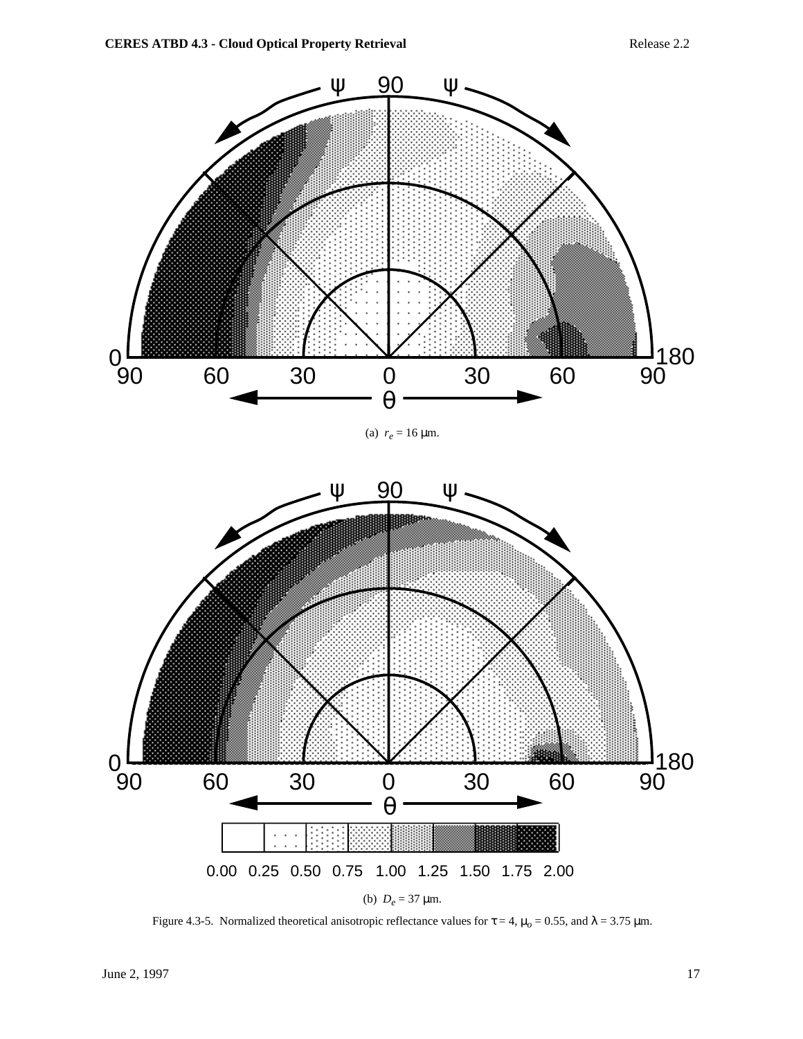ψ 90 ψ

0 180

90 60 30 0 30 60 90

θ

(a) $r_e$ = 16 μm.

ψ 90 ψ

0 180

90 60 30 0 30 60 90

θ

0.00 0.25 0.50 0.75 1.00 1.25 1.50 1.75 2.00

(b) $D_e$ = 37 μm.

Figure 4.3-5. Normalized theoretical anisotropic reflectance values for $\tau = 4$, $\mu_o = 0.55$, and $\lambda = 3.75$ μm.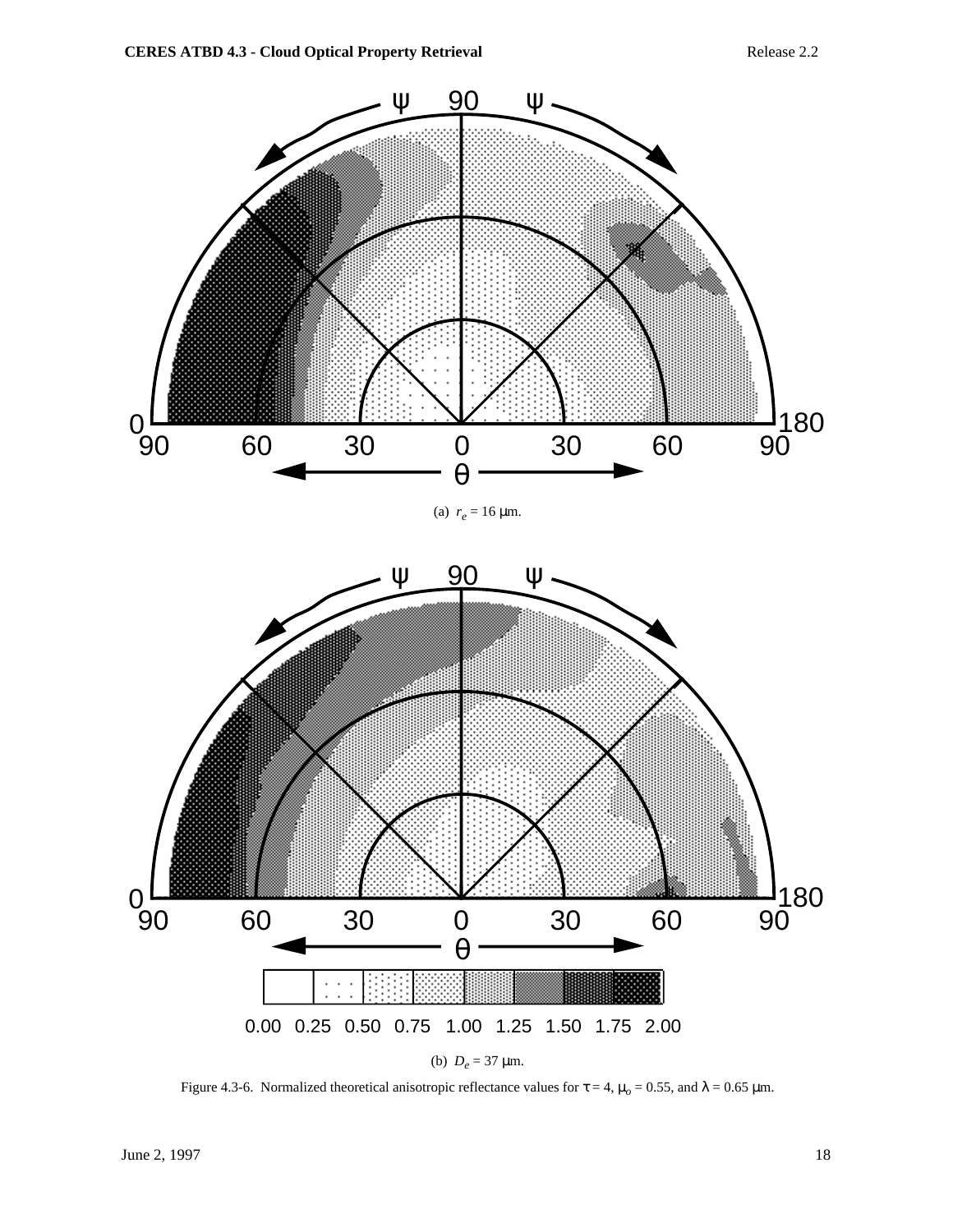ψ 90 ψ

0 180

90 60 30 0 30 60 90

θ

(a) $r_e$ = 16 μm.

ψ 90 ψ

0 180

90 60 30 0 30 60 90

θ

0.00 0.25 0.50 0.75 1.00 1.25 1.50 1.75 2.00

(b) $D_e$ = 37 μm.

Figure 4.3-6. Normalized theoretical anisotropic reflectance values for $\tau = 4$, $\mu_o = 0.55$, and $\lambda = 0.65$ μm.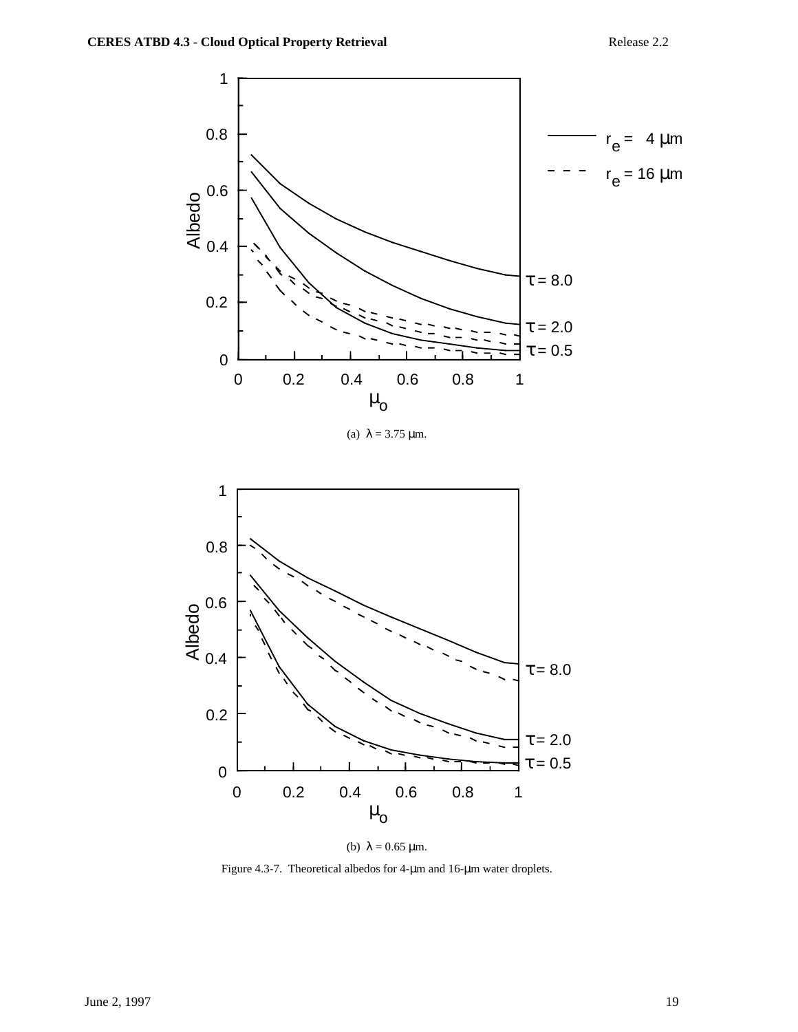(a) $\lambda$ = 3.75 μm.

(b) $\lambda$ = 0.65 μm.

Figure 4.3-7. Theoretical albedos for 4-μm and 16-μm water droplets.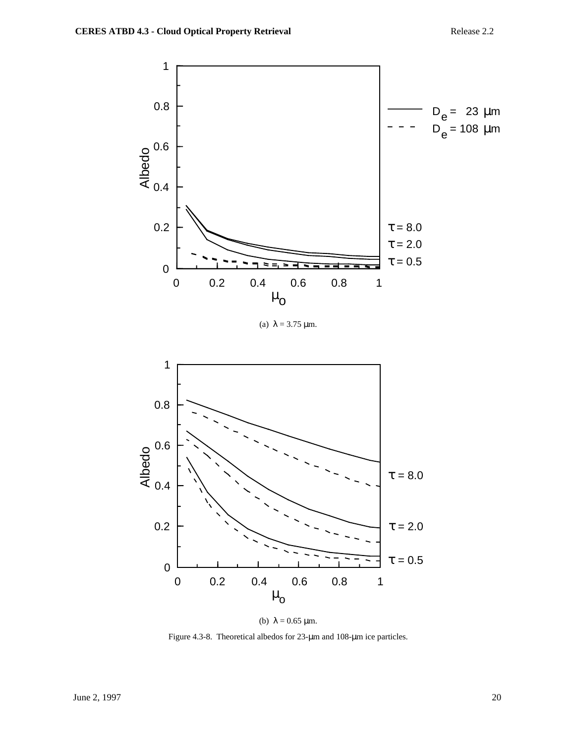1

0.8

0.6

Albedo

0.4

0.2

0

0 0.2 0.4 0.6 0.8 1

$\mu_o$

$D_e$ = 23 μm

$D_e$ = 108 μm

τ = 8.0

τ = 2.0

τ = 0.5

(a) λ = 3.75 μm.

1

0.8

0.6

Albedo

0.4

0.2

0

0 0.2 0.4 0.6 0.8 1

$\mu_o$

τ = 8.0

τ = 2.0

τ = 0.5

(b) λ = 0.65 μm.

Figure 4.3-8. Theoretical albedos for 23-μm and 108-μm ice particles.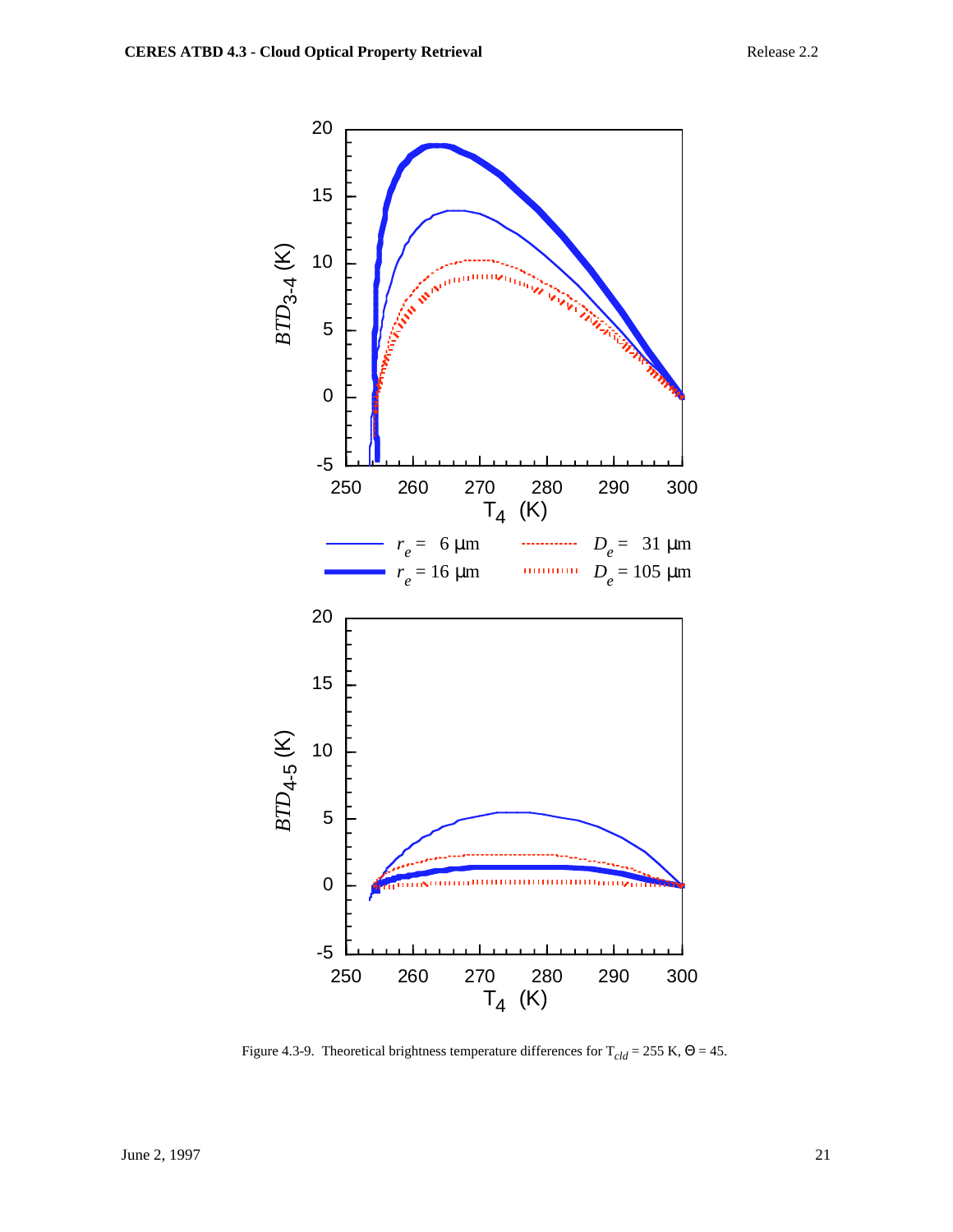20

15

10

5

0

-5

$BTD_{3\text{-}4}$ (K)

250 260 270 280 290 300

$T_4$ (K)

$r_e$ = 6 µm

$r_e$ = 16 µm

$D_e$ = 31 µm

$D_e$ = 105 µm

20

15

10

5

0

-5

$BTD_{4\text{-}5}$ (K)

250 260 270 280 290 300

$T_4$ (K)

Figure 4.3-9. Theoretical brightness temperature differences for $T_{cld}$ = 255 K, Θ = 45.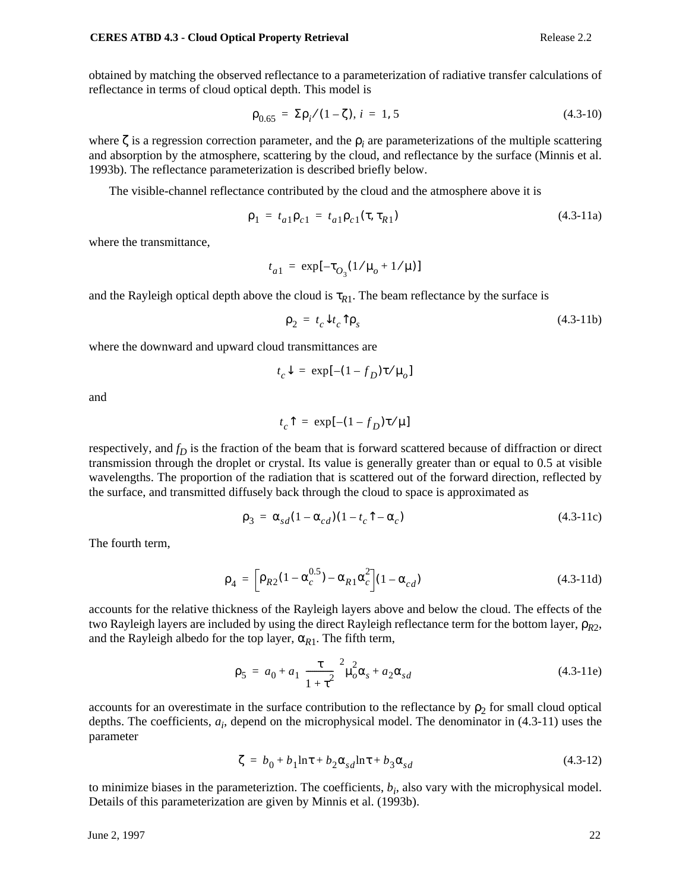obtained by matching the observed reflectance to a parameterization of radiative transfer calculations of reflectance in terms of cloud optical depth. This model is

$$\rho_{0.65} = \Sigma \rho_i / (1 - \zeta),\ i = 1, 5 \tag{4.3-10}$$

where $\zeta$ is a regression correction parameter, and the $\rho_i$ are parameterizations of the multiple scattering and absorption by the atmosphere, scattering by the cloud, and reflectance by the surface (Minnis et al. 1993b). The reflectance parameterization is described briefly below.

The visible-channel reflectance contributed by the cloud and the atmosphere above it is

$$\rho_1 = t_{a1} \rho_{c1} = t_{a1} \rho_{c1}(\tau, \tau_{R1}) \tag{4.3-11a}$$

where the transmittance,

$$t_{a1} = \exp[-\tau_{O_3}(1/\mu_o + 1/\mu)]$$

and the Rayleigh optical depth above the cloud is $\tau_{R1}$. The beam reflectance by the surface is

$$\rho_2 = t_c \downarrow t_c \uparrow \rho_s \tag{4.3-11b}$$

where the downward and upward cloud transmittances are

$$t_c \downarrow = \exp[-(1 - f_D)\tau/\mu_o]$$

and

$$t_c \uparrow = \exp[-(1 - f_D)\tau/\mu]$$

respectively, and $f_D$ is the fraction of the beam that is forward scattered because of diffraction or direct transmission through the droplet or crystal. Its value is generally greater than or equal to 0.5 at visible wavelengths. The proportion of the radiation that is scattered out of the forward direction, reflected by the surface, and transmitted diffusely back through the cloud to space is approximated as

$$\rho_3 = \alpha_{sd}(1 - \alpha_{cd})(1 - t_c \uparrow - \alpha_c) \tag{4.3-11c}$$

The fourth term,

$$\rho_4 = \left[\rho_{R2}(1 - \alpha_c^{0.5}) - \alpha_{R1}\alpha_c^2\right](1 - \alpha_{cd}) \tag{4.3-11d}$$

accounts for the relative thickness of the Rayleigh layers above and below the cloud. The effects of the two Rayleigh layers are included by using the direct Rayleigh reflectance term for the bottom layer, $\rho_{R2}$, and the Rayleigh albedo for the top layer, $\alpha_{R1}$. The fifth term,

$$\rho_5 = a_0 + a_1 \left(\frac{\tau}{1 + \tau^2}\right)^2 \mu_o^2 \alpha_s + a_2 \alpha_{sd} \tag{4.3-11e}$$

accounts for an overestimate in the surface contribution to the reflectance by $\rho_2$ for small cloud optical depths. The coefficients, $a_i$, depend on the microphysical model. The denominator in (4.3-11) uses the parameter

$$\zeta = b_0 + b_1 \ln\tau + b_2 \alpha_{sd} \ln\tau + b_3 \alpha_{sd} \tag{4.3-12}$$

to minimize biases in the parameteriztion. The coefficients, $b_i$, also vary with the microphysical model. Details of this parameterization are given by Minnis et al. (1993b).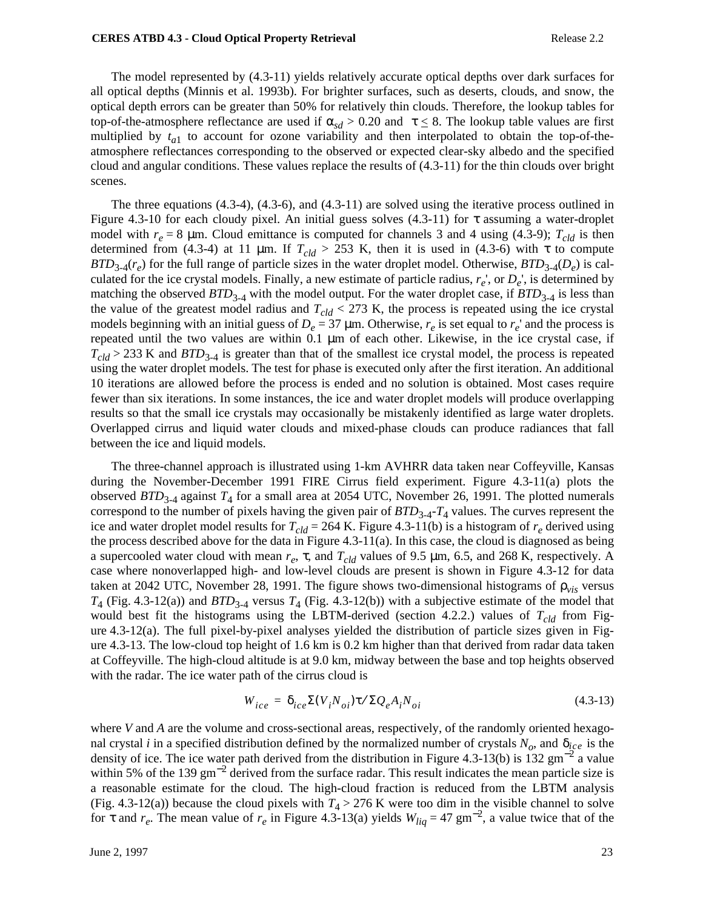The model represented by (4.3-11) yields relatively accurate optical depths over dark surfaces for all optical depths (Minnis et al. 1993b). For brighter surfaces, such as deserts, clouds, and snow, the optical depth errors can be greater than 50% for relatively thin clouds. Therefore, the lookup tables for top-of-the-atmosphere reflectance are used if $\alpha_{sd} > 0.20$ and $\tau \leq 8$. The lookup table values are first multiplied by $t_{a1}$ to account for ozone variability and then interpolated to obtain the top-of-the-atmosphere reflectances corresponding to the observed or expected clear-sky albedo and the specified cloud and angular conditions. These values replace the results of (4.3-11) for the thin clouds over bright scenes.

The three equations (4.3-4), (4.3-6), and (4.3-11) are solved using the iterative process outlined in Figure 4.3-10 for each cloudy pixel. An initial guess solves (4.3-11) for $\tau$ assuming a water-droplet model with $r_e = 8$ µm. Cloud emittance is computed for channels 3 and 4 using (4.3-9); $T_{cld}$ is then determined from (4.3-4) at 11 µm. If $T_{cld} > 253$ K, then it is used in (4.3-6) with $\tau$ to compute $BTD_{3\text{-}4}(r_e)$ for the full range of particle sizes in the water droplet model. Otherwise, $BTD_{3\text{-}4}(D_e)$ is calculated for the ice crystal models. Finally, a new estimate of particle radius, $r_e'$, or $D_e'$, is determined by matching the observed $BTD_{3\text{-}4}$ with the model output. For the water droplet case, if $BTD_{3\text{-}4}$ is less than the value of the greatest model radius and $T_{cld} < 273$ K, the process is repeated using the ice crystal models beginning with an initial guess of $D_e = 37$ µm. Otherwise, $r_e$ is set equal to $r_e'$ and the process is repeated until the two values are within 0.1 µm of each other. Likewise, in the ice crystal case, if $T_{cld} > 233$ K and $BTD_{3\text{-}4}$ is greater than that of the smallest ice crystal model, the process is repeated using the water droplet models. The test for phase is executed only after the first iteration. An additional 10 iterations are allowed before the process is ended and no solution is obtained. Most cases require fewer than six iterations. In some instances, the ice and water droplet models will produce overlapping results so that the small ice crystals may occasionally be mistakenly identified as large water droplets. Overlapped cirrus and liquid water clouds and mixed-phase clouds can produce radiances that fall between the ice and liquid models.

The three-channel approach is illustrated using 1-km AVHRR data taken near Coffeyville, Kansas during the November-December 1991 FIRE Cirrus field experiment. Figure 4.3-11(a) plots the observed $BTD_{3\text{-}4}$ against $T_4$ for a small area at 2054 UTC, November 26, 1991. The plotted numerals correspond to the number of pixels having the given pair of $BTD_{3\text{-}4}$-$T_4$ values. The curves represent the ice and water droplet model results for $T_{cld} = 264$ K. Figure 4.3-11(b) is a histogram of $r_e$ derived using the process described above for the data in Figure 4.3-11(a). In this case, the cloud is diagnosed as being a supercooled water cloud with mean $r_e$, $\tau$, and $T_{cld}$ values of 9.5 µm, 6.5, and 268 K, respectively. A case where nonoverlapped high- and low-level clouds are present is shown in Figure 4.3-12 for data taken at 2042 UTC, November 28, 1991. The figure shows two-dimensional histograms of $\rho_{vis}$ versus $T_4$ (Fig. 4.3-12(a)) and $BTD_{3\text{-}4}$ versus $T_4$ (Fig. 4.3-12(b)) with a subjective estimate of the model that would best fit the histograms using the LBTM-derived (section 4.2.2.) values of $T_{cld}$ from Figure 4.3-12(a). The full pixel-by-pixel analyses yielded the distribution of particle sizes given in Figure 4.3-13. The low-cloud top height of 1.6 km is 0.2 km higher than that derived from radar data taken at Coffeyville. The high-cloud altitude is at 9.0 km, midway between the base and top heights observed with the radar. The ice water path of the cirrus cloud is

$$W_{ice} = \delta_{ice} \Sigma (V_i N_{oi}) \tau / \Sigma Q_e A_i N_{oi} \tag{4.3-13}$$

where $V$ and $A$ are the volume and cross-sectional areas, respectively, of the randomly oriented hexagonal crystal $i$ in a specified distribution defined by the normalized number of crystals $N_o$, and $\delta_{ice}$ is the density of ice. The ice water path derived from the distribution in Figure 4.3-13(b) is 132 gm$^{-2}$ a value within 5% of the 139 gm$^{-2}$ derived from the surface radar. This result indicates the mean particle size is a reasonable estimate for the cloud. The high-cloud fraction is reduced from the LBTM analysis (Fig. 4.3-12(a)) because the cloud pixels with $T_4 > 276$ K were too dim in the visible channel to solve for $\tau$ and $r_e$. The mean value of $r_e$ in Figure 4.3-13(a) yields $W_{liq} = 47$ gm$^{-2}$, a value twice that of the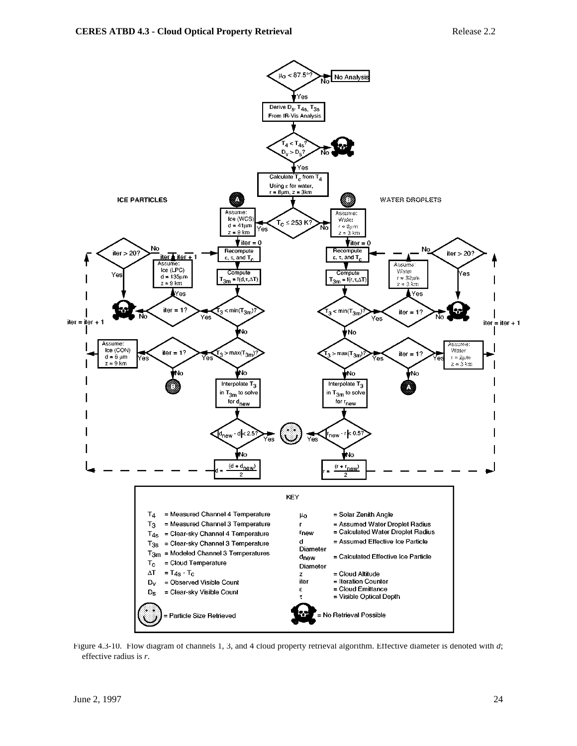**KEY**

| Symbol | Definition |
|---|---|
| $T_4$ | = Measured Channel 4 Temperature |
| $T_3$ | = Measured Channel 3 Temperature |
| $T_{4s}$ | = Clear-sky Channel 4 Temperature |
| $T_{3s}$ | = Clear-sky Channel 3 Temperature |
| $T_{3m}$ | = Modeled Channel 3 Temperatures |
| $T_c$ | = Cloud Temperature |
| $\Delta T$ | = $T_{4s} - T_c$ |
| $D_v$ | = Observed Visible Count |
| $D_s$ | = Clear-sky Visible Count |
| $\mu_o$ | = Solar Zenith Angle |
| $r$ | = Assumed Water Droplet Radius |
| $r_{new}$ | = Calculated Water Droplet Radius |
| $d$ Diameter | = Assumed Effective Ice Particle |
| $d_{new}$ Diameter | = Calculated Effective Ice Particle |
| $z$ | = Cloud Altitude |
| iter | = Iteration Counter |
| $\varepsilon$ | = Cloud Emittance |
| $\tau$ | = Visible Optical Depth |

(smiley face) = Particle Size Retrieved

(skull and crossbones) = No Retrieval Possible

Figure 4.3-10. Flow diagram of channels 1, 3, and 4 cloud property retrieval algorithm. Effective diameter is denoted with *d*; effective radius is *r*.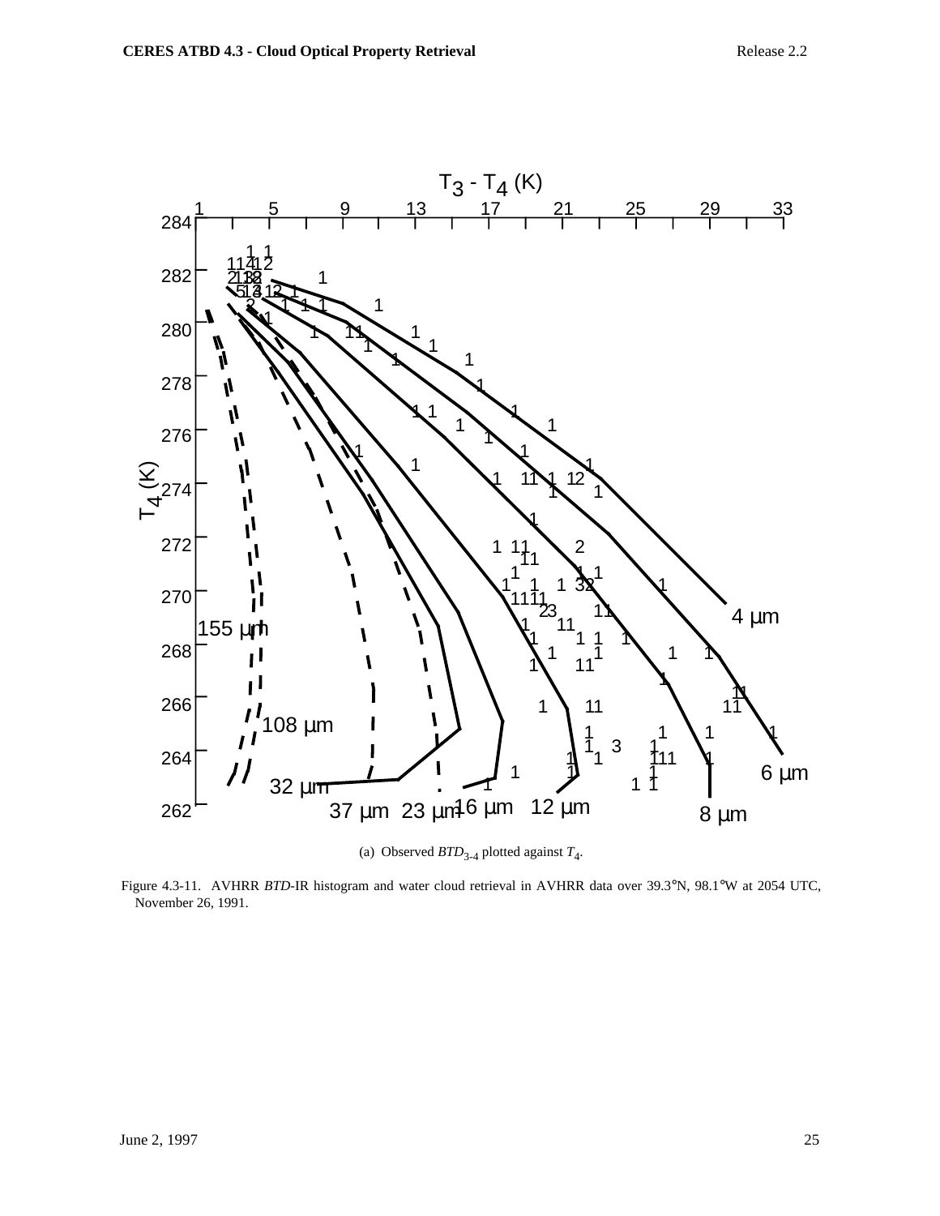T3 - T4 (K)

1 5 9 13 17 21 25 29 33

284 282 280 278 276 274 272 270 268 266 264 262

T4 (K)

4 µm

6 µm

8 µm

12 µm

16 µm

23 µm

37 µm

32 µm

108 µm

155 µm

(a) Observed $BTD_{3\text{-}4}$ plotted against $T_4$.

Figure 4.3-11. AVHRR *BTD*-IR histogram and water cloud retrieval in AVHRR data over 39.3°N, 98.1°W at 2054 UTC, November 26, 1991.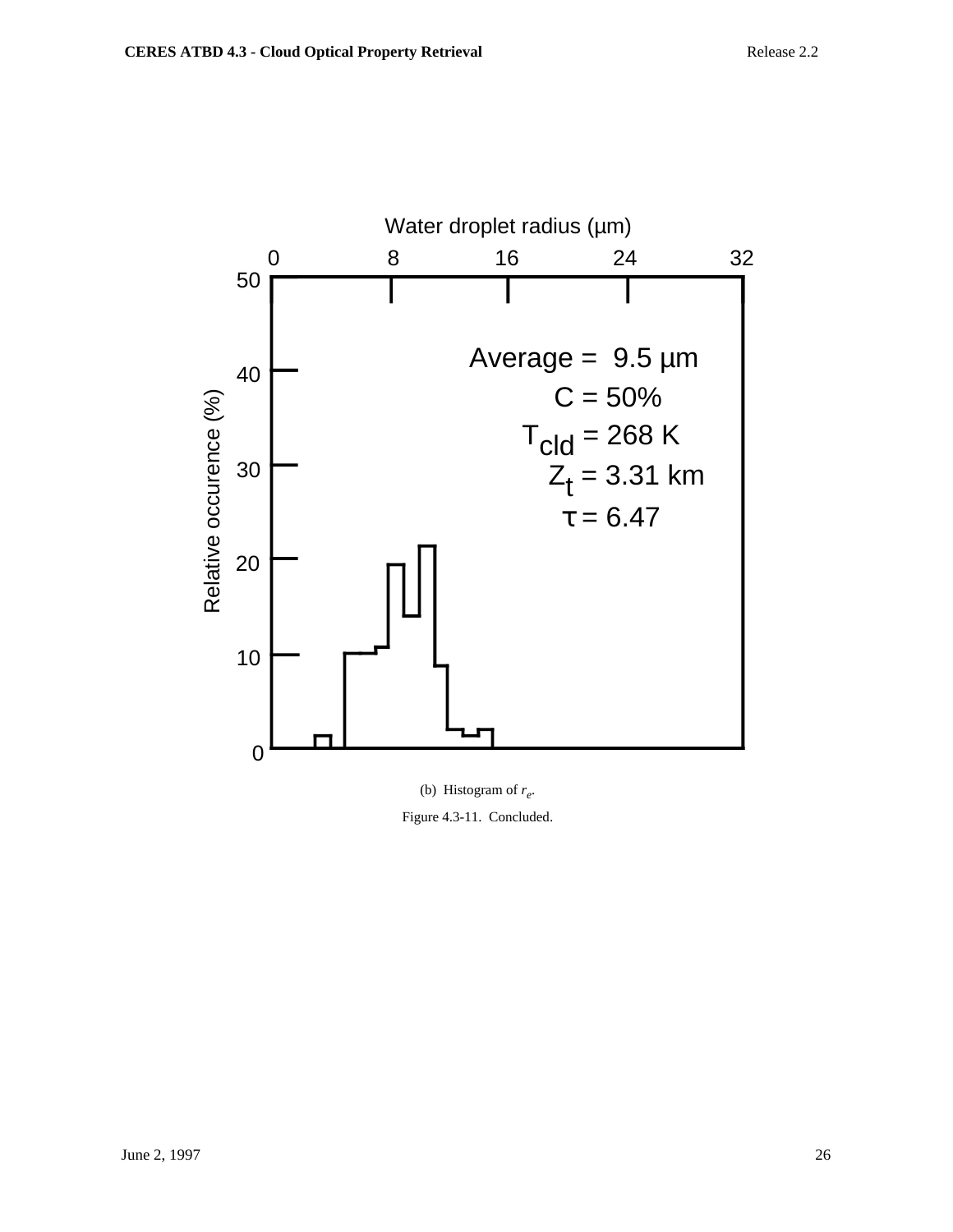(b) Histogram of $r_e$.

Figure 4.3-11. Concluded.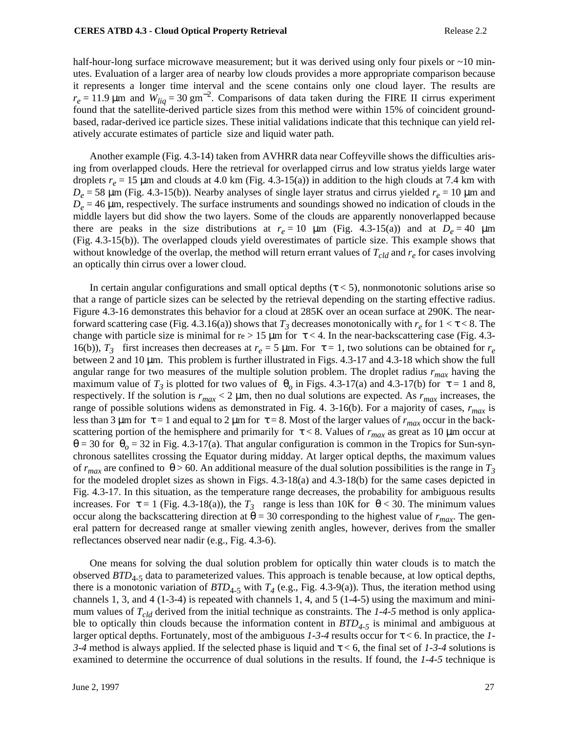half-hour-long surface microwave measurement; but it was derived using only four pixels or ~10 minutes. Evaluation of a larger area of nearby low clouds provides a more appropriate comparison because it represents a longer time interval and the scene contains only one cloud layer. The results are $r_e$ = 11.9 µm and $W_{liq}$ = 30 gm$^{-2}$. Comparisons of data taken during the FIRE II cirrus experiment found that the satellite-derived particle sizes from this method were within 15% of coincident ground-based, radar-derived ice particle sizes. These initial validations indicate that this technique can yield relatively accurate estimates of particle size and liquid water path.

Another example (Fig. 4.3-14) taken from AVHRR data near Coffeyville shows the difficulties arising from overlapped clouds. Here the retrieval for overlapped cirrus and low stratus yields large water droplets $r_e$ = 15 µm and clouds at 4.0 km (Fig. 4.3-15(a)) in addition to the high clouds at 7.4 km with $D_e$ = 58 µm (Fig. 4.3-15(b)). Nearby analyses of single layer stratus and cirrus yielded $r_e$ = 10 µm and $D_e$ = 46 µm, respectively. The surface instruments and soundings showed no indication of clouds in the middle layers but did show the two layers. Some of the clouds are apparently nonoverlapped because there are peaks in the size distributions at $r_e$ = 10 µm (Fig. 4.3-15(a)) and at $D_e$ = 40 µm (Fig. 4.3-15(b)). The overlapped clouds yield overestimates of particle size. This example shows that without knowledge of the overlap, the method will return errant values of $T_{cld}$ and $r_e$ for cases involving an optically thin cirrus over a lower cloud.

In certain angular configurations and small optical depths ($\tau$ < 5), nonmonotonic solutions arise so that a range of particle sizes can be selected by the retrieval depending on the starting effective radius. Figure 4.3-16 demonstrates this behavior for a cloud at 285K over an ocean surface at 290K. The near-forward scattering case (Fig. 4.3.16(a)) shows that $T_3$ decreases monotonically with $r_e$ for 1 < $\tau$ < 8. The change with particle size is minimal for re > 15 µm for $\tau$ < 4. In the near-backscattering case (Fig. 4.3-16(b)), $T_3$ first increases then decreases at $r_e$ = 5 µm. For $\tau$ = 1, two solutions can be obtained for $r_e$ between 2 and 10 µm. This problem is further illustrated in Figs. 4.3-17 and 4.3-18 which show the full angular range for two measures of the multiple solution problem. The droplet radius $r_{max}$ having the maximum value of $T_3$ is plotted for two values of $\theta_o$ in Figs. 4.3-17(a) and 4.3-17(b) for $\tau$ = 1 and 8, respectively. If the solution is $r_{max}$ < 2 µm, then no dual solutions are expected. As $r_{max}$ increases, the range of possible solutions widens as demonstrated in Fig. 4. 3-16(b). For a majority of cases, $r_{max}$ is less than 3 µm for $\tau$ = 1 and equal to 2 µm for $\tau$ = 8. Most of the larger values of $r_{max}$ occur in the backscattering portion of the hemisphere and primarily for $\tau$ < 8. Values of $r_{max}$ as great as 10 µm occur at $\theta$ = 30 for $\theta_o$ = 32 in Fig. 4.3-17(a). That angular configuration is common in the Tropics for Sun-synchronous satellites crossing the Equator during midday. At larger optical depths, the maximum values of $r_{max}$ are confined to $\theta$ > 60. An additional measure of the dual solution possibilities is the range in $T_3$ for the modeled droplet sizes as shown in Figs. 4.3-18(a) and 4.3-18(b) for the same cases depicted in Fig. 4.3-17. In this situation, as the temperature range decreases, the probability for ambiguous results increases. For $\tau$ = 1 (Fig. 4.3-18(a)), the $T_3$ range is less than 10K for $\theta$ < 30. The minimum values occur along the backscattering direction at $\theta$ = 30 corresponding to the highest value of $r_{max}$. The general pattern for decreased range at smaller viewing zenith angles, however, derives from the smaller reflectances observed near nadir (e.g., Fig. 4.3-6).

One means for solving the dual solution problem for optically thin water clouds is to match the observed $BTD_{4\text{-}5}$ data to parameterized values. This approach is tenable because, at low optical depths, there is a monotonic variation of $BTD_{4\text{-}5}$ with $T_4$ (e.g., Fig. 4.3-9(a)). Thus, the iteration method using channels 1, 3, and 4 (1-3-4) is repeated with channels 1, 4, and 5 (1-4-5) using the maximum and minimum values of $T_{cld}$ derived from the initial technique as constraints. The *1-4-5* method is only applicable to optically thin clouds because the information content in $BTD_{4\text{-}5}$ is minimal and ambiguous at larger optical depths. Fortunately, most of the ambiguous *1-3-4* results occur for $\tau$ < 6. In practice, the *1-3-4* method is always applied. If the selected phase is liquid and $\tau$ < 6, the final set of *1-3-4* solutions is examined to determine the occurrence of dual solutions in the results. If found, the *1-4-5* technique is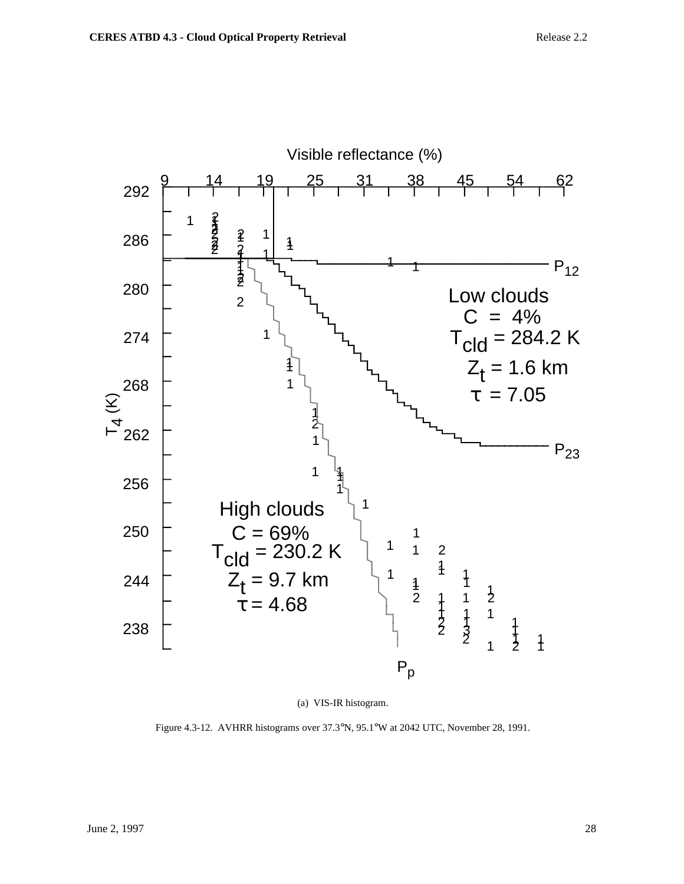Visible reflectance (%)

9 14 19 25 31 38 45 54 62

292 286 280 274 268 262 256 250 244 238

$T_4$ (K)

$P_{12}$

$P_{23}$

$P_p$

Low clouds
C = 4%
$T_{cld}$ = 284.2 K
$Z_t$ = 1.6 km
τ = 7.05

High clouds
C = 69%
$T_{cld}$ = 230.2 K
$Z_t$ = 9.7 km
τ = 4.68

(a) VIS-IR histogram.

Figure 4.3-12. AVHRR histograms over 37.3°N, 95.1°W at 2042 UTC, November 28, 1991.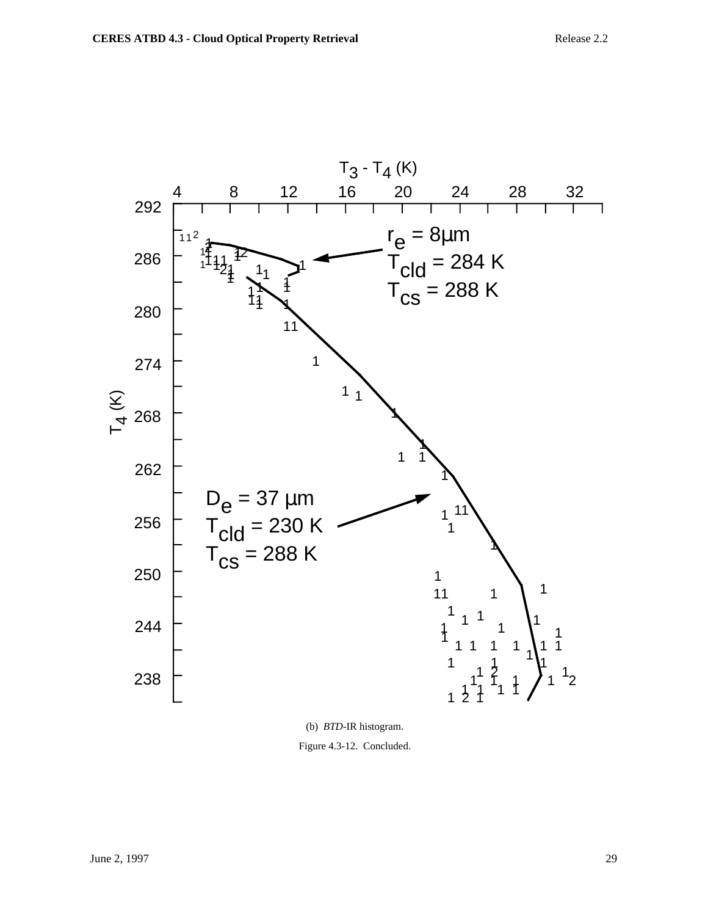$T_3 - T_4$ (K)

4 8 12 16 20 24 28 32

292

286

280

274

268

262

256

250

244

238

$T_4$ (K)

$r_e = 8 \mu m$
$T_{cld} = 284$ K
$T_{cs} = 288$ K

$D_e = 37 \mu m$
$T_{cld} = 230$ K
$T_{cs} = 288$ K

(b) *BTD*-IR histogram.

Figure 4.3-12. Concluded.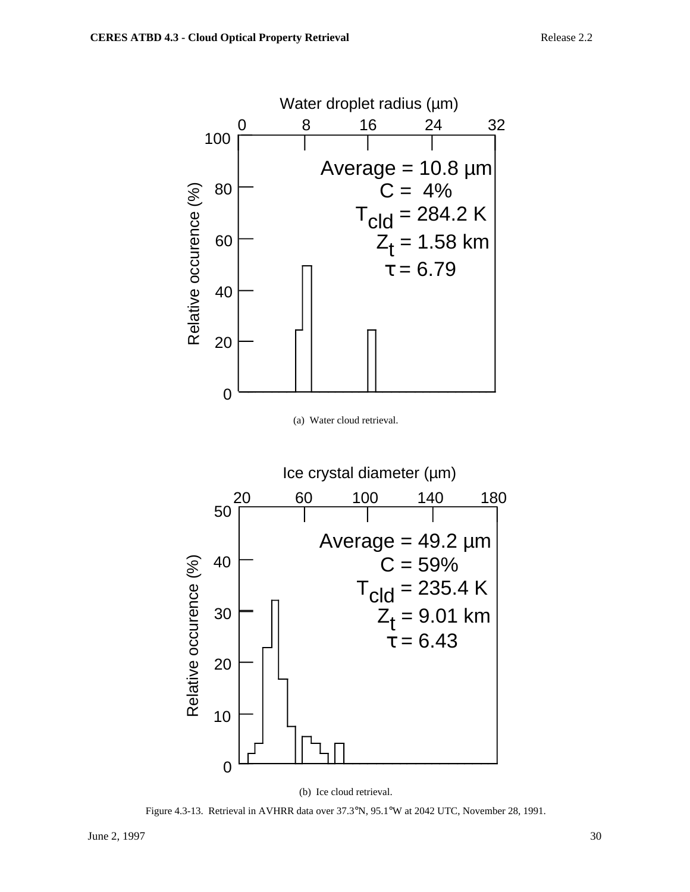Water droplet radius (µm)

Average = 10.8 µm
C = 4%
$T_{cld}$ = 284.2 K
$Z_t$ = 1.58 km
$\tau$ = 6.79

(a) Water cloud retrieval.

Ice crystal diameter (µm)

Average = 49.2 µm
C = 59%
$T_{cld}$ = 235.4 K
$Z_t$ = 9.01 km
$\tau$ = 6.43

(b) Ice cloud retrieval.

Figure 4.3-13. Retrieval in AVHRR data over 37.3°N, 95.1°W at 2042 UTC, November 28, 1991.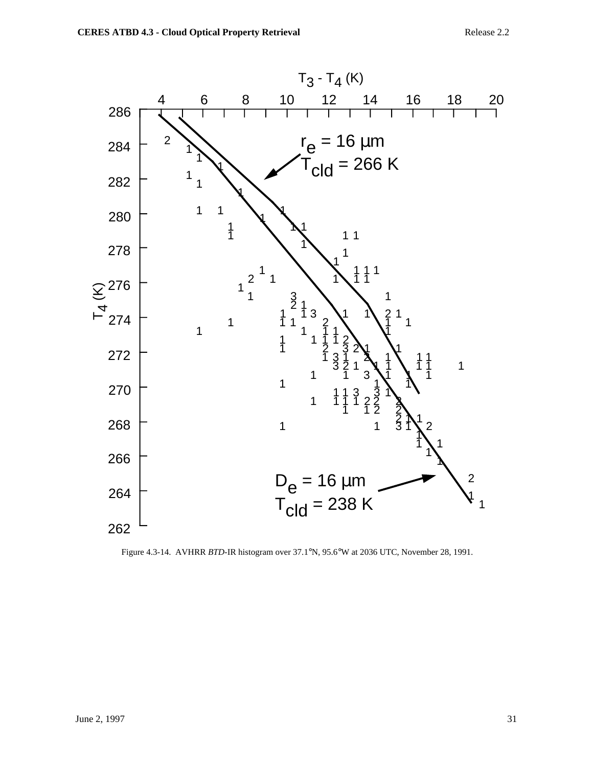$T_3 - T_4$ (K)

4 6 8 10 12 14 16 18 20

286 284 282 280 278 276 274 272 270 268 266 264 262

$T_4$ (K)

$r_e$ = 16 µm
$T_{cld}$ = 266 K

$D_e$ = 16 µm
$T_{cld}$ = 238 K

Figure 4.3-14. AVHRR *BTD*-IR histogram over 37.1°N, 95.6°W at 2036 UTC, November 28, 1991.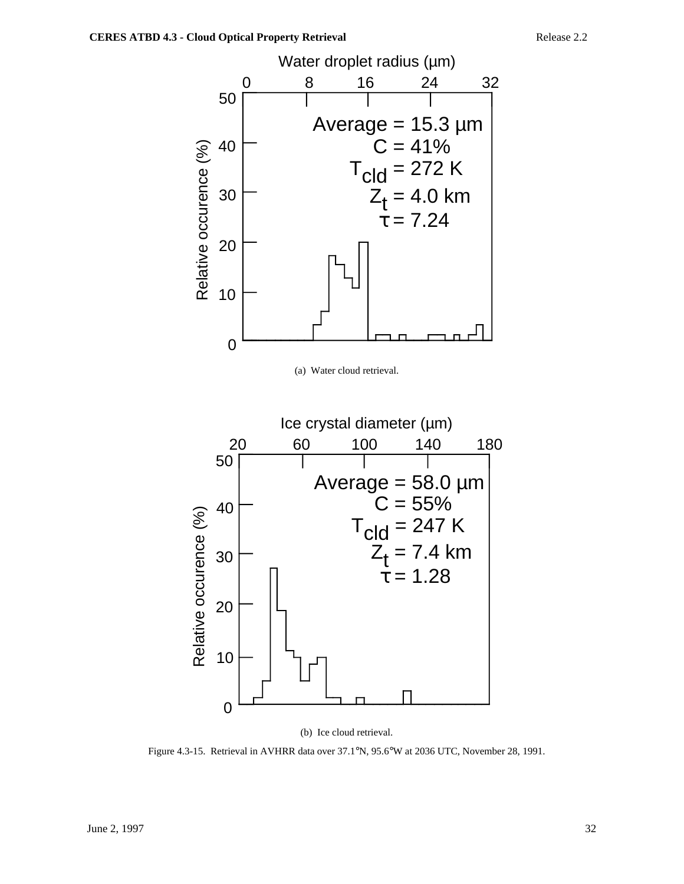Water droplet radius (µm)

0 8 16 24 32

50

40

30

20

10

0

Relative occurence (%)

Average = 15.3 µm

C = 41%

$T_{cld}$ = 272 K

$Z_t$ = 4.0 km

$\tau$ = 7.24

(a) Water cloud retrieval.

Ice crystal diameter (µm)

20 60 100 140 180

50

40

30

20

10

0

Relative occurence (%)

Average = 58.0 µm

C = 55%

$T_{cld}$ = 247 K

$Z_t$ = 7.4 km

$\tau$ = 1.28

(b) Ice cloud retrieval.

Figure 4.3-15. Retrieval in AVHRR data over 37.1°N, 95.6°W at 2036 UTC, November 28, 1991.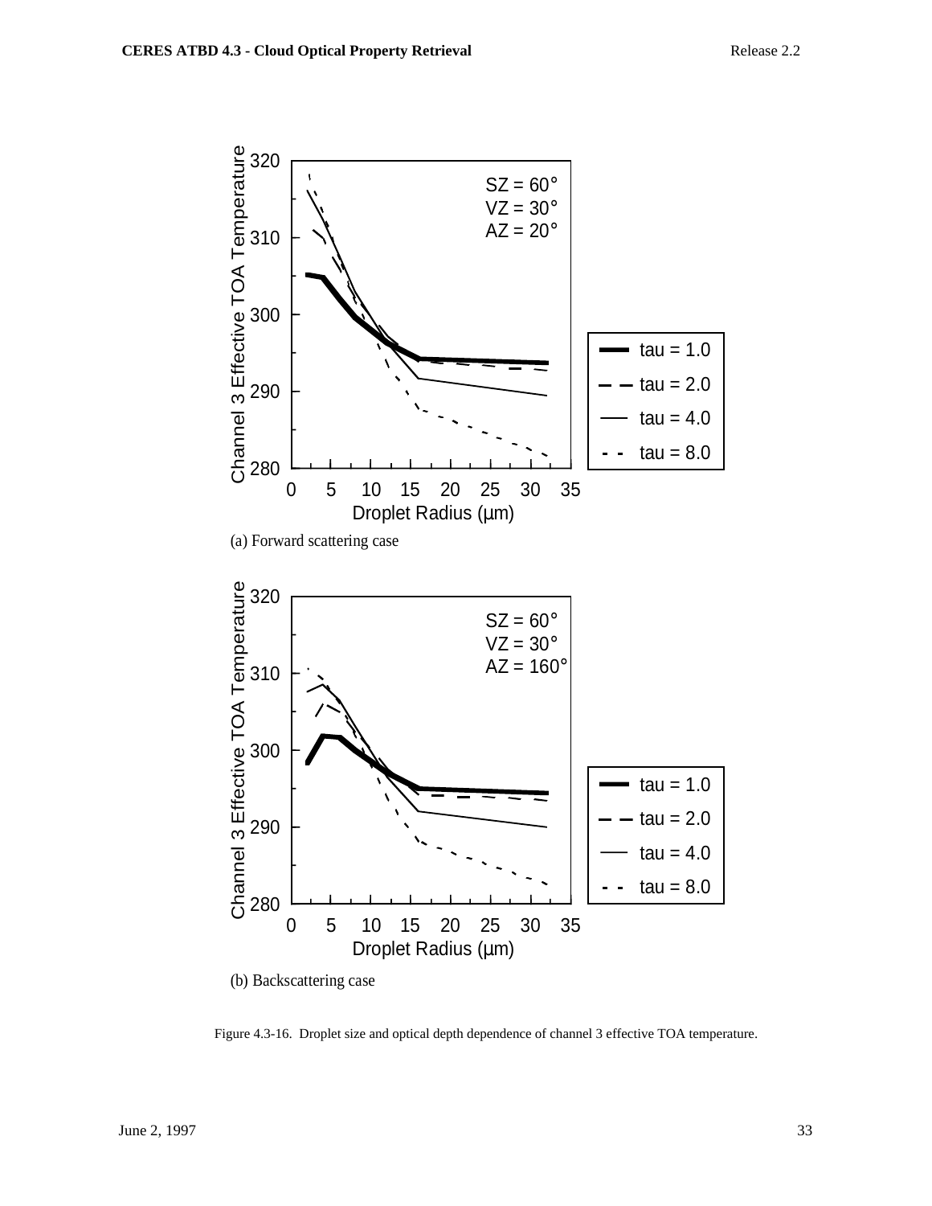Channel 3 Effective TOA Temperature

320

310

300

290

280

0 5 10 15 20 25 30 35

Droplet Radius (µm)

SZ = 60°
VZ = 30°
AZ = 20°

tau = 1.0
tau = 2.0
tau = 4.0
tau = 8.0

(a) Forward scattering case

Channel 3 Effective TOA Temperature

320

310

300

290

280

0 5 10 15 20 25 30 35

Droplet Radius (µm)

SZ = 60°
VZ = 30°
AZ = 160°

tau = 1.0
tau = 2.0
tau = 4.0
tau = 8.0

(b) Backscattering case

Figure 4.3-16. Droplet size and optical depth dependence of channel 3 effective TOA temperature.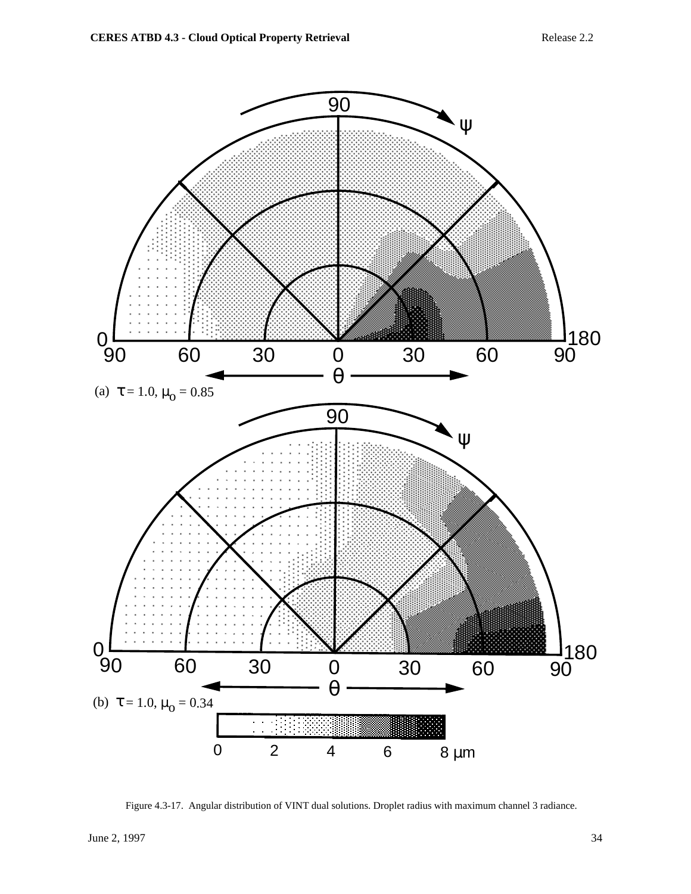90

ψ

0

180

90 60 30 0 30 60 90

θ

(a) $\tau = 1.0$, $\mu_o = 0.85$

90

ψ

0

180

90 60 30 0 30 60 90

θ

(b) $\tau = 1.0$, $\mu_o = 0.34$

0 2 4 6 8 µm

Figure 4.3-17. Angular distribution of VINT dual solutions. Droplet radius with maximum channel 3 radiance.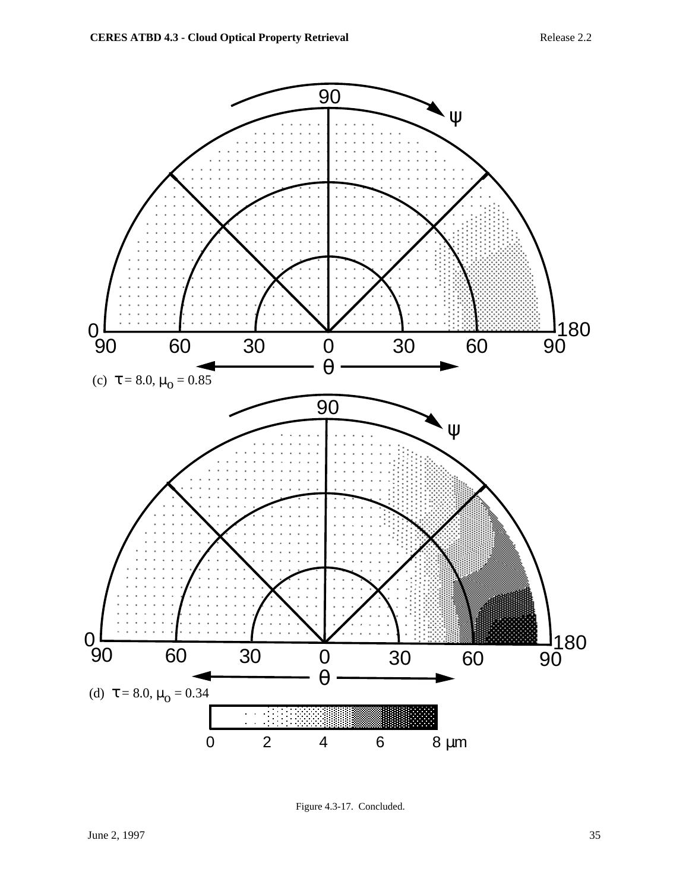90

ψ

0

180

90 60 30 0 30 60 90

θ

(c) $\tau = 8.0$, $\mu_o = 0.85$

90

ψ

0

180

90 60 30 0 30 60 90

θ

(d) $\tau = 8.0$, $\mu_o = 0.34$

0 2 4 6 8 µm

Figure 4.3-17. Concluded.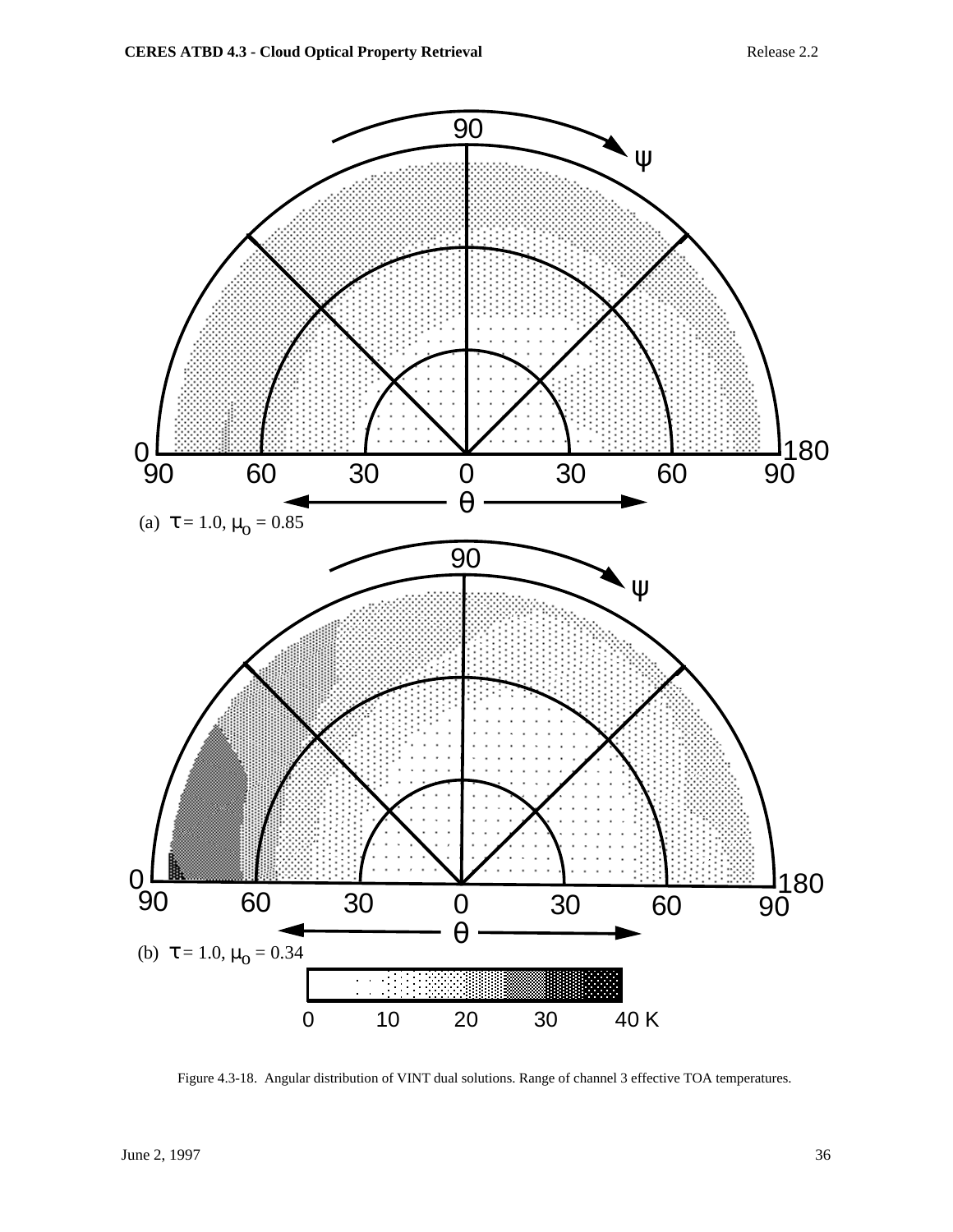90

ψ

0

180

90 60 30 0 30 60 90

θ

(a) $\tau = 1.0$, $\mu_o = 0.85$

90

ψ

0

180

90 60 30 0 30 60 90

θ

(b) $\tau = 1.0$, $\mu_o = 0.34$

0 10 20 30 40 K

Figure 4.3-18. Angular distribution of VINT dual solutions. Range of channel 3 effective TOA temperatures.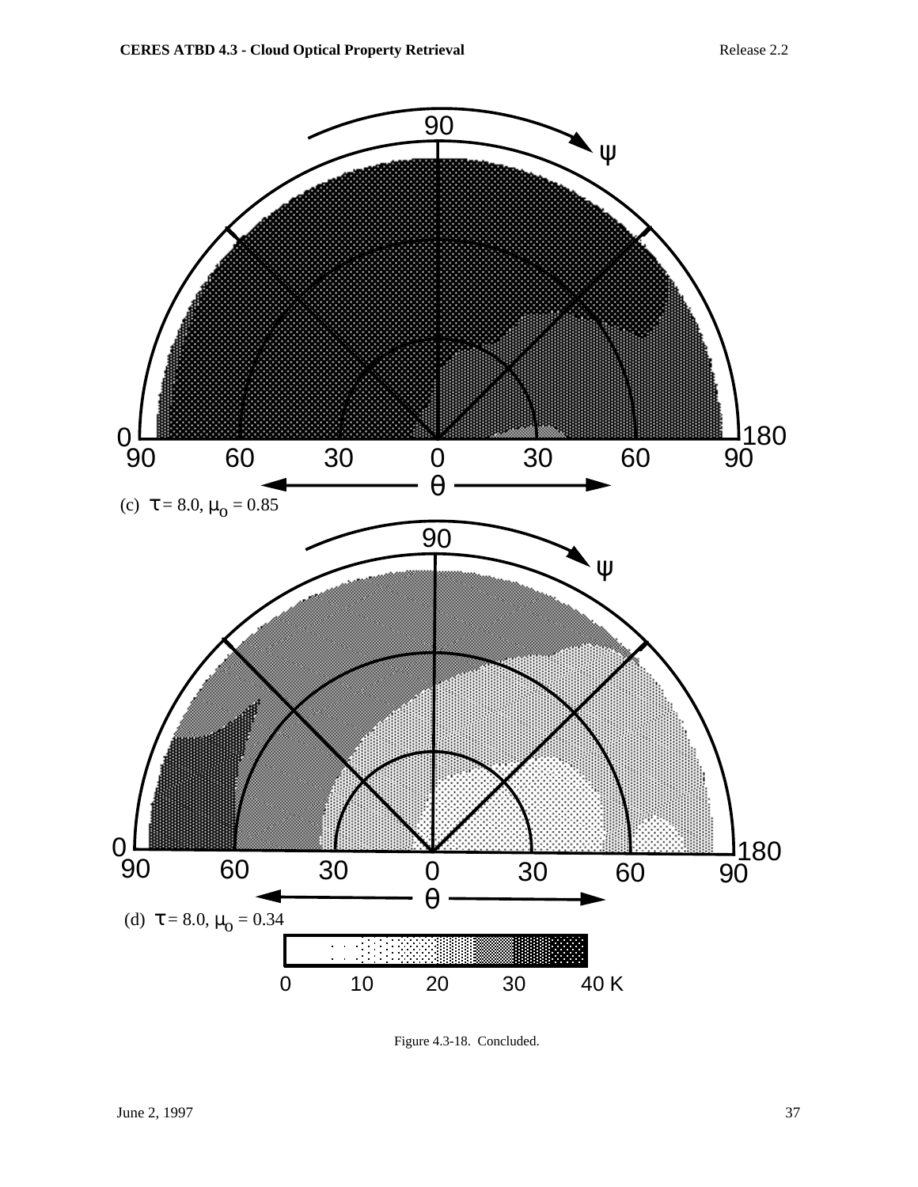90

ψ

0

180

90 60 30 0 30 60 90

θ

(c) $\tau = 8.0$, $\mu_o = 0.85$

90

ψ

0

180

90 60 30 0 30 60 90

θ

(d) $\tau = 8.0$, $\mu_o = 0.34$

0 10 20 30 40 K

Figure 4.3-18. Concluded.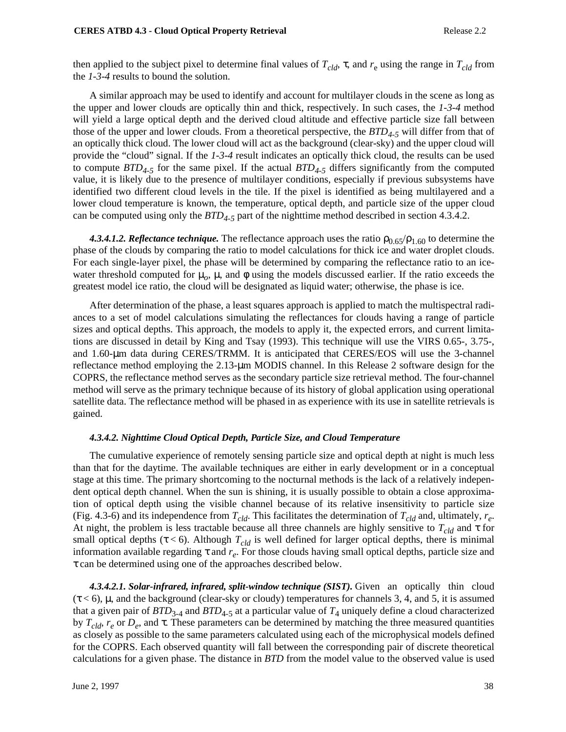then applied to the subject pixel to determine final values of $T_{cld}$, $\tau$, and $r_e$ using the range in $T_{cld}$ from the *1-3-4* results to bound the solution.

A similar approach may be used to identify and account for multilayer clouds in the scene as long as the upper and lower clouds are optically thin and thick, respectively. In such cases, the *1-3-4* method will yield a large optical depth and the derived cloud altitude and effective particle size fall between those of the upper and lower clouds. From a theoretical perspective, the $BTD_{4\text{-}5}$ will differ from that of an optically thick cloud. The lower cloud will act as the background (clear-sky) and the upper cloud will provide the "cloud" signal. If the *1-3-4* result indicates an optically thick cloud, the results can be used to compute $BTD_{4\text{-}5}$ for the same pixel. If the actual $BTD_{4\text{-}5}$ differs significantly from the computed value, it is likely due to the presence of multilayer conditions, especially if previous subsystems have identified two different cloud levels in the tile. If the pixel is identified as being multilayered and a lower cloud temperature is known, the temperature, optical depth, and particle size of the upper cloud can be computed using only the $BTD_{4\text{-}5}$ part of the nighttime method described in section 4.3.4.2.

***4.3.4.1.2. Reflectance technique.*** The reflectance approach uses the ratio $\rho_{0.65}/\rho_{1.60}$ to determine the phase of the clouds by comparing the ratio to model calculations for thick ice and water droplet clouds. For each single-layer pixel, the phase will be determined by comparing the reflectance ratio to an ice-water threshold computed for $\mu_o$, $\mu$, and $\phi$ using the models discussed earlier. If the ratio exceeds the greatest model ice ratio, the cloud will be designated as liquid water; otherwise, the phase is ice.

After determination of the phase, a least squares approach is applied to match the multispectral radiances to a set of model calculations simulating the reflectances for clouds having a range of particle sizes and optical depths. This approach, the models to apply it, the expected errors, and current limitations are discussed in detail by King and Tsay (1993). This technique will use the VIRS 0.65-, 3.75-, and 1.60-µm data during CERES/TRMM. It is anticipated that CERES/EOS will use the 3-channel reflectance method employing the 2.13-µm MODIS channel. In this Release 2 software design for the COPRS, the reflectance method serves as the secondary particle size retrieval method. The four-channel method will serve as the primary technique because of its history of global application using operational satellite data. The reflectance method will be phased in as experience with its use in satellite retrievals is gained.

#### *4.3.4.2. Nighttime Cloud Optical Depth, Particle Size, and Cloud Temperature*

The cumulative experience of remotely sensing particle size and optical depth at night is much less than that for the daytime. The available techniques are either in early development or in a conceptual stage at this time. The primary shortcoming to the nocturnal methods is the lack of a relatively independent optical depth channel. When the sun is shining, it is usually possible to obtain a close approximation of optical depth using the visible channel because of its relative insensitivity to particle size (Fig. 4.3-6) and its independence from $T_{cld}$. This facilitates the determination of $T_{cld}$ and, ultimately, $r_e$. At night, the problem is less tractable because all three channels are highly sensitive to $T_{cld}$ and $\tau$ for small optical depths ($\tau < 6$). Although $T_{cld}$ is well defined for larger optical depths, there is minimal information available regarding $\tau$ and $r_e$. For those clouds having small optical depths, particle size and $\tau$ can be determined using one of the approaches described below.

***4.3.4.2.1. Solar-infrared, infrared, split-window technique (SIST).*** Given an optically thin cloud ($\tau < 6$), $\mu$, and the background (clear-sky or cloudy) temperatures for channels 3, 4, and 5, it is assumed that a given pair of $BTD_{3\text{-}4}$ and $BTD_{4\text{-}5}$ at a particular value of $T_4$ uniquely define a cloud characterized by $T_{cld}$, $r_e$ or $D_e$, and $\tau$. These parameters can be determined by matching the three measured quantities as closely as possible to the same parameters calculated using each of the microphysical models defined for the COPRS. Each observed quantity will fall between the corresponding pair of discrete theoretical calculations for a given phase. The distance in *BTD* from the model value to the observed value is used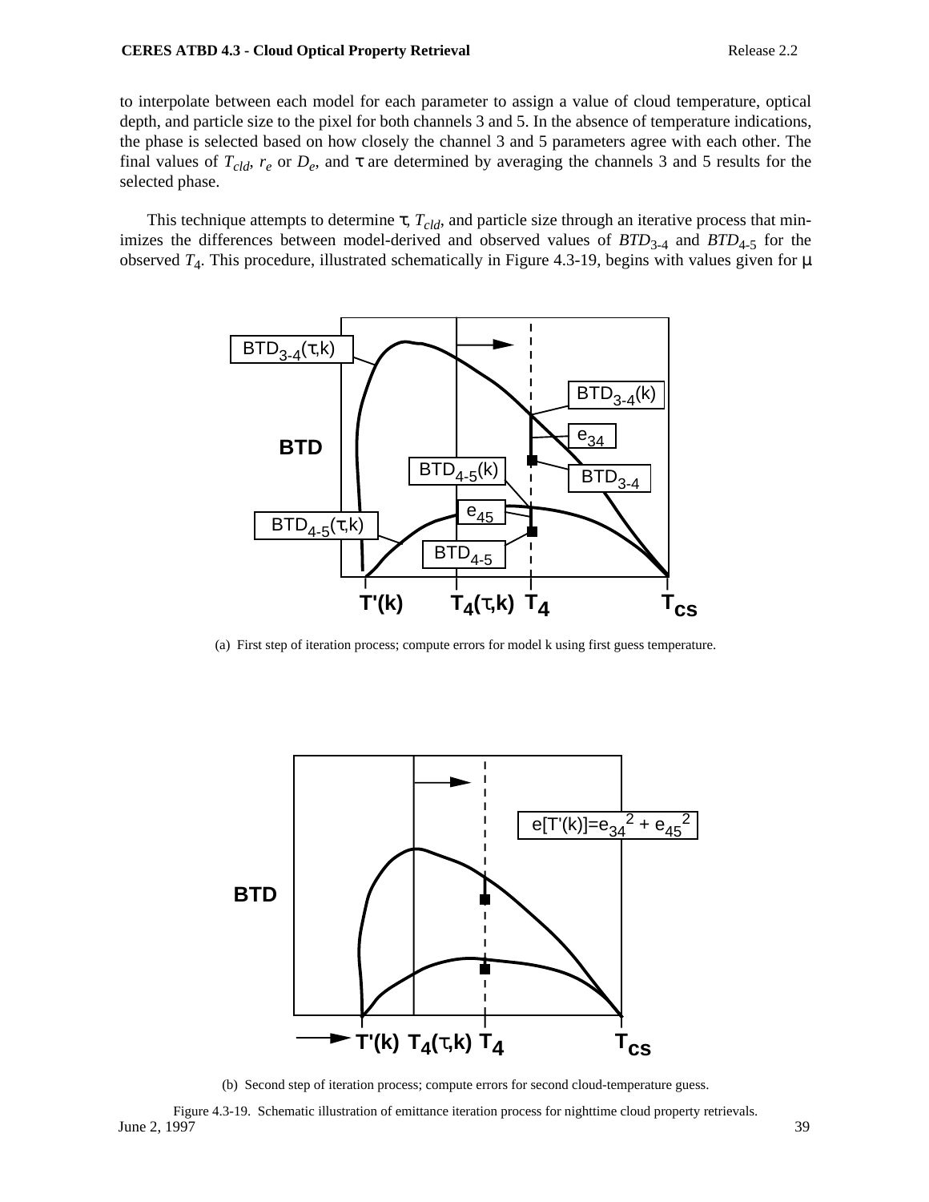to interpolate between each model for each parameter to assign a value of cloud temperature, optical depth, and particle size to the pixel for both channels 3 and 5. In the absence of temperature indications, the phase is selected based on how closely the channel 3 and 5 parameters agree with each other. The final values of $T_{cld}$, $r_e$ or $D_e$, and $\tau$ are determined by averaging the channels 3 and 5 results for the selected phase.

This technique attempts to determine $\tau$, $T_{cld}$, and particle size through an iterative process that minimizes the differences between model-derived and observed values of $BTD_{3\text{-}4}$ and $BTD_{4\text{-}5}$ for the observed $T_4$. This procedure, illustrated schematically in Figure 4.3-19, begins with values given for $\mu$

BTD

$BTD_{3\text{-}4}(\tau,k)$

$BTD_{3\text{-}4}(k)$

$e_{34}$

$BTD_{4\text{-}5}(k)$

$BTD_{3\text{-}4}$

$e_{45}$

$BTD_{4\text{-}5}(\tau,k)$

$BTD_{4\text{-}5}$

$T'(k)$ $T_4(\tau,k)$ $T_4$ $T_{CS}$

(a) First step of iteration process; compute errors for model k using first guess temperature.

BTD

$e[T'(k)] = e_{34}^2 + e_{45}^2$

$T'(k)$ $T_4(\tau,k)$ $T_4$ $T_{CS}$

(b) Second step of iteration process; compute errors for second cloud-temperature guess.

Figure 4.3-19. Schematic illustration of emittance iteration process for nighttime cloud property retrievals.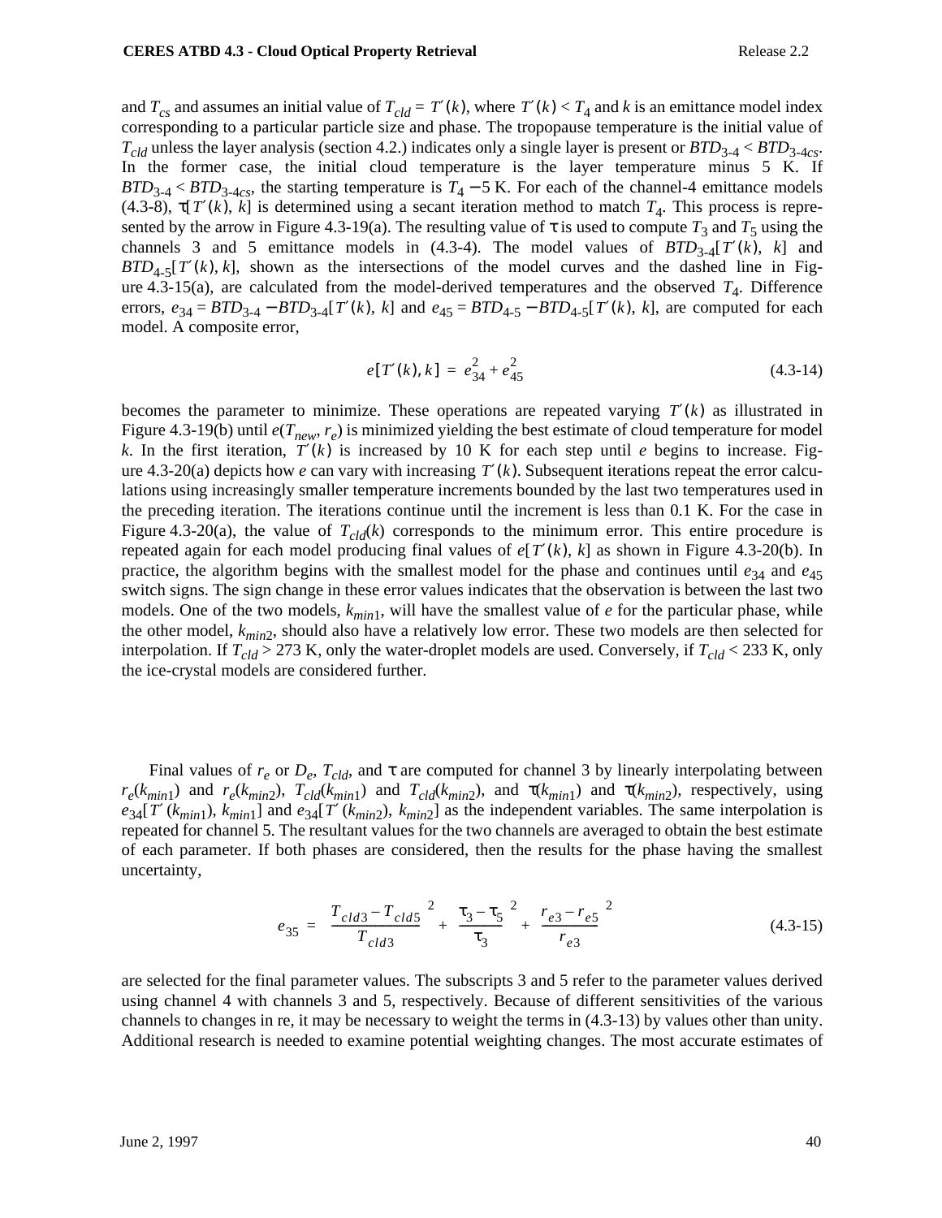and $T_{cs}$ and assumes an initial value of $T_{cld} = T'(k)$, where $T'(k) < T_4$ and $k$ is an emittance model index corresponding to a particular particle size and phase. The tropopause temperature is the initial value of $T_{cld}$ unless the layer analysis (section 4.2.) indicates only a single layer is present or $BTD_{3\text{-}4} < BTD_{3\text{-}4cs}$. In the former case, the initial cloud temperature is the layer temperature minus 5 K. If $BTD_{3\text{-}4} < BTD_{3\text{-}4cs}$, the starting temperature is $T_4 - 5$ K. For each of the channel-4 emittance models (4.3-8), $\tau[T'(k), k]$ is determined using a secant iteration method to match $T_4$. This process is represented by the arrow in Figure 4.3-19(a). The resulting value of $\tau$ is used to compute $T_3$ and $T_5$ using the channels 3 and 5 emittance models in (4.3-4). The model values of $BTD_{3\text{-}4}[T'(k), k]$ and $BTD_{4\text{-}5}[T'(k), k]$, shown as the intersections of the model curves and the dashed line in Figure 4.3-15(a), are calculated from the model-derived temperatures and the observed $T_4$. Difference errors, $e_{34} = BTD_{3\text{-}4} - BTD_{3\text{-}4}[T'(k), k]$ and $e_{45} = BTD_{4\text{-}5} - BTD_{4\text{-}5}[T'(k), k]$, are computed for each model. A composite error,

$$e[T'(k), k] = e_{34}^2 + e_{45}^2 \tag{4.3-14}$$

becomes the parameter to minimize. These operations are repeated varying $T'(k)$ as illustrated in Figure 4.3-19(b) until $e(T_{new}, r_e)$ is minimized yielding the best estimate of cloud temperature for model $k$. In the first iteration, $T'(k)$ is increased by 10 K for each step until $e$ begins to increase. Figure 4.3-20(a) depicts how $e$ can vary with increasing $T'(k)$. Subsequent iterations repeat the error calculations using increasingly smaller temperature increments bounded by the last two temperatures used in the preceding iteration. The iterations continue until the increment is less than 0.1 K. For the case in Figure 4.3-20(a), the value of $T_{cld}(k)$ corresponds to the minimum error. This entire procedure is repeated again for each model producing final values of $e[T'(k), k]$ as shown in Figure 4.3-20(b). In practice, the algorithm begins with the smallest model for the phase and continues until $e_{34}$ and $e_{45}$ switch signs. The sign change in these error values indicates that the observation is between the last two models. One of the two models, $k_{min1}$, will have the smallest value of $e$ for the particular phase, while the other model, $k_{min2}$, should also have a relatively low error. These two models are then selected for interpolation. If $T_{cld} > 273$ K, only the water-droplet models are used. Conversely, if $T_{cld} < 233$ K, only the ice-crystal models are considered further.

Final values of $r_e$ or $D_e$, $T_{cld}$, and $\tau$ are computed for channel 3 by linearly interpolating between $r_e(k_{min1})$ and $r_e(k_{min2})$, $T_{cld}(k_{min1})$ and $T_{cld}(k_{min2})$, and $\tau(k_{min1})$ and $\tau(k_{min2})$, respectively, using $e_{34}[T'(k_{min1}), k_{min1}]$ and $e_{34}[T'(k_{min2}), k_{min2}]$ as the independent variables. The same interpolation is repeated for channel 5. The resultant values for the two channels are averaged to obtain the best estimate of each parameter. If both phases are considered, then the results for the phase having the smallest uncertainty,

$$e_{35} = \left(\frac{T_{cld3} - T_{cld5}}{T_{cld3}}\right)^2 + \left(\frac{\tau_3 - \tau_5}{\tau_3}\right)^2 + \left(\frac{r_{e3} - r_{e5}}{r_{e3}}\right)^2 \tag{4.3-15}$$

are selected for the final parameter values. The subscripts 3 and 5 refer to the parameter values derived using channel 4 with channels 3 and 5, respectively. Because of different sensitivities of the various channels to changes in re, it may be necessary to weight the terms in (4.3-13) by values other than unity. Additional research is needed to examine potential weighting changes. The most accurate estimates of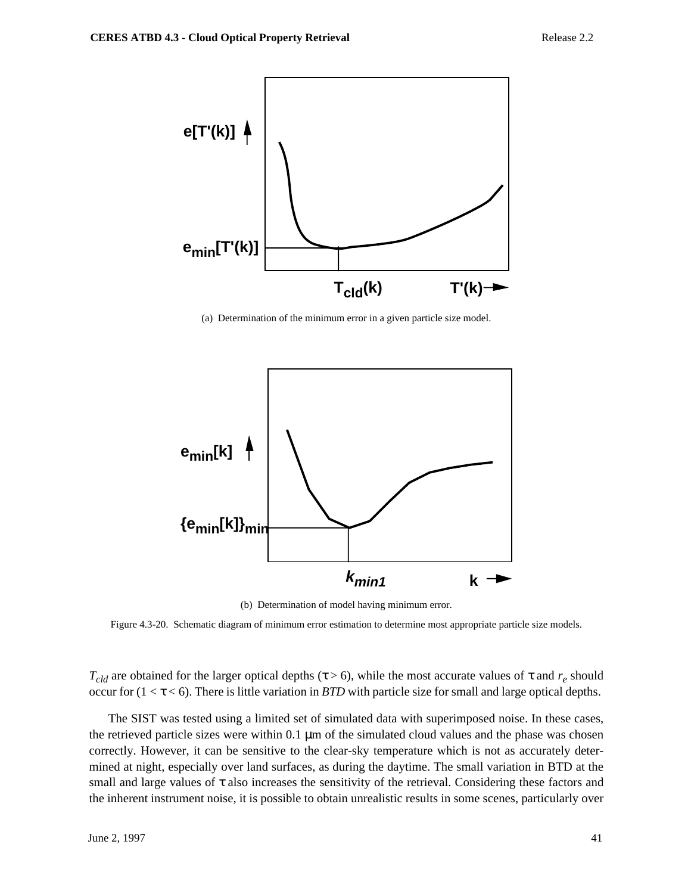e[T'(k)]

$e_{min}$[T'(k)]

$T_{cld}$(k)

T'(k)

(a) Determination of the minimum error in a given particle size model.

$e_{min}$[k]

{$e_{min}$[k]}$_{min}$

$k_{min1}$

k

(b) Determination of model having minimum error.

Figure 4.3-20. Schematic diagram of minimum error estimation to determine most appropriate particle size models.

$T_{cld}$ are obtained for the larger optical depths ($\tau > 6$), while the most accurate values of $\tau$ and $r_e$ should occur for ($1 < \tau < 6$). There is little variation in *BTD* with particle size for small and large optical depths.

The SIST was tested using a limited set of simulated data with superimposed noise. In these cases, the retrieved particle sizes were within 0.1 µm of the simulated cloud values and the phase was chosen correctly. However, it can be sensitive to the clear-sky temperature which is not as accurately determined at night, especially over land surfaces, as during the daytime. The small variation in BTD at the small and large values of $\tau$ also increases the sensitivity of the retrieval. Considering these factors and the inherent instrument noise, it is possible to obtain unrealistic results in some scenes, particularly over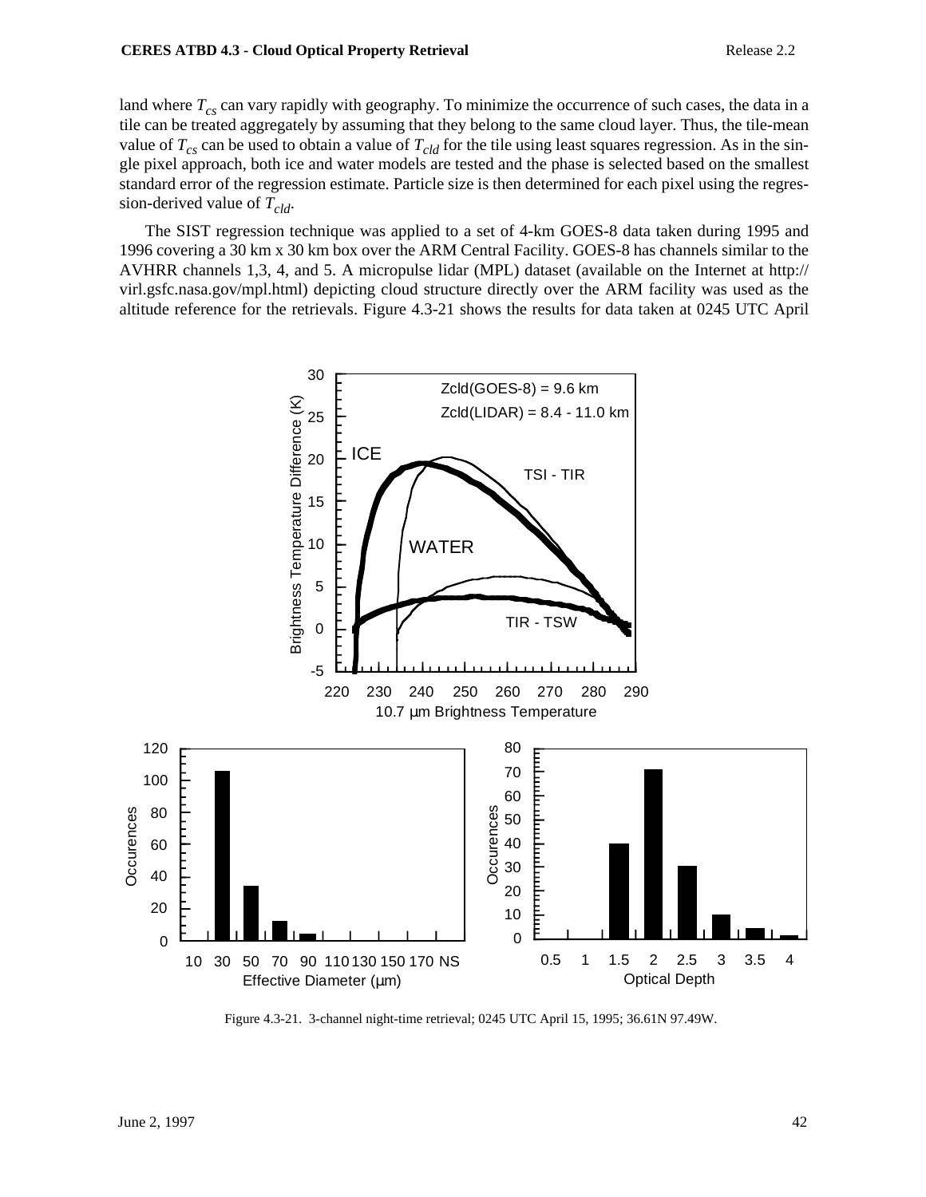land where $T_{cs}$ can vary rapidly with geography. To minimize the occurrence of such cases, the data in a tile can be treated aggregately by assuming that they belong to the same cloud layer. Thus, the tile-mean value of $T_{cs}$ can be used to obtain a value of $T_{cld}$ for the tile using least squares regression. As in the single pixel approach, both ice and water models are tested and the phase is selected based on the smallest standard error of the regression estimate. Particle size is then determined for each pixel using the regression-derived value of $T_{cld}$.

The SIST regression technique was applied to a set of 4-km GOES-8 data taken during 1995 and 1996 covering a 30 km x 30 km box over the ARM Central Facility. GOES-8 has channels similar to the AVHRR channels 1,3, 4, and 5. A micropulse lidar (MPL) dataset (available on the Internet at http://virl.gsfc.nasa.gov/mpl.html) depicting cloud structure directly over the ARM facility was used as the altitude reference for the retrievals. Figure 4.3-21 shows the results for data taken at 0245 UTC April

Zcld(GOES-8) = 9.6 km
Zcld(LIDAR) = 8.4 - 11.0 km
ICE
WATER
TSI - TIR
TIR - TSW
Brightness Temperature Difference (K)
10.7 µm Brightness Temperature

Occurences
Effective Diameter (µm)
10 30 50 70 90 110 130 150 170 NS

Occurences
Optical Depth
0.5 1 1.5 2 2.5 3 3.5 4

Figure 4.3-21. 3-channel night-time retrieval; 0245 UTC April 15, 1995; 36.61N 97.49W.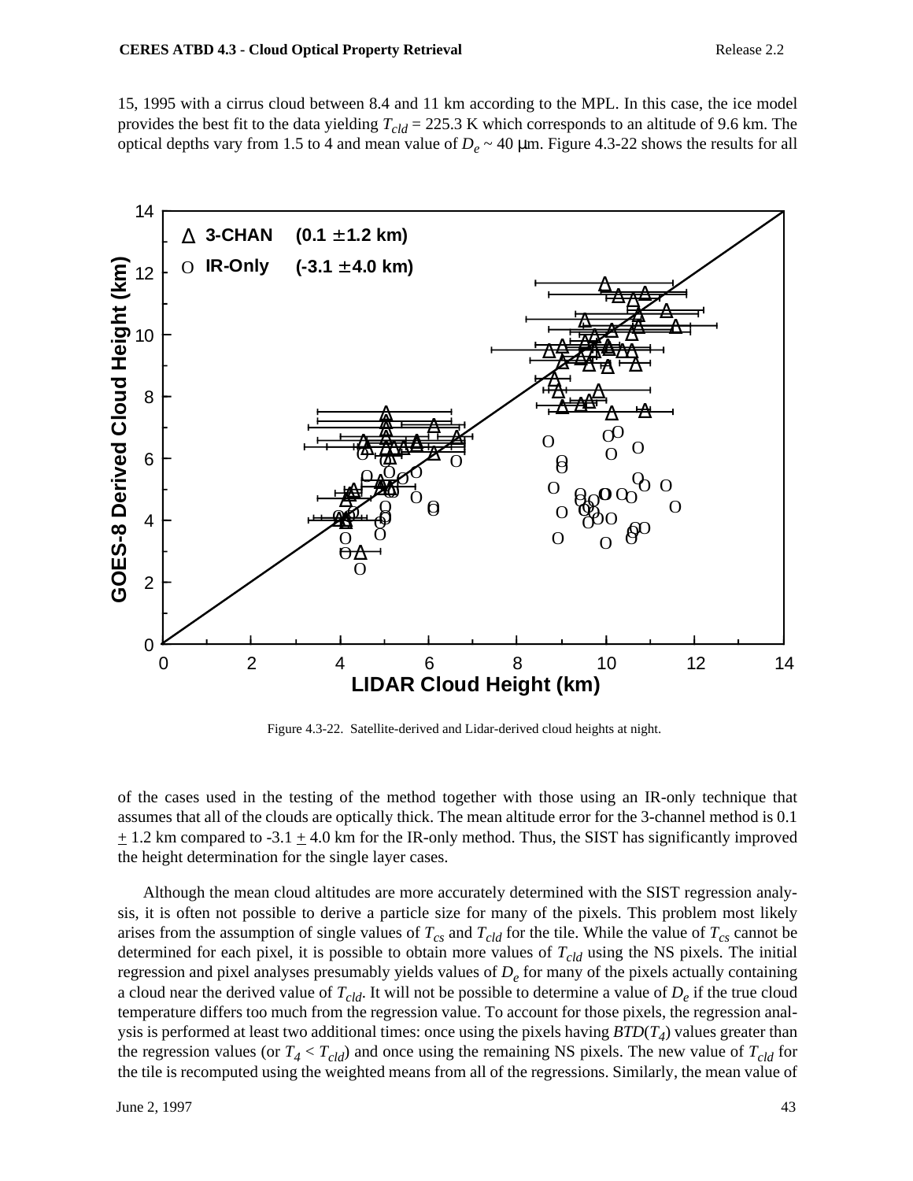15, 1995 with a cirrus cloud between 8.4 and 11 km according to the MPL. In this case, the ice model provides the best fit to the data yielding $T_{cld}$ = 225.3 K which corresponds to an altitude of 9.6 km. The optical depths vary from 1.5 to 4 and mean value of $D_e$ ~ 40 μm. Figure 4.3-22 shows the results for all

Δ 3-CHAN (0.1 ±1.2 km)
O IR-Only (-3.1 ±4.0 km)

GOES-8 Derived Cloud Height (km)

LIDAR Cloud Height (km)

0
2
4
6
8
10
12
14

Figure 4.3-22. Satellite-derived and Lidar-derived cloud heights at night.

of the cases used in the testing of the method together with those using an IR-only technique that assumes that all of the clouds are optically thick. The mean altitude error for the 3-channel method is 0.1 ± 1.2 km compared to -3.1 ± 4.0 km for the IR-only method. Thus, the SIST has significantly improved the height determination for the single layer cases.

Although the mean cloud altitudes are more accurately determined with the SIST regression analysis, it is often not possible to derive a particle size for many of the pixels. This problem most likely arises from the assumption of single values of $T_{cs}$ and $T_{cld}$ for the tile. While the value of $T_{cs}$ cannot be determined for each pixel, it is possible to obtain more values of $T_{cld}$ using the NS pixels. The initial regression and pixel analyses presumably yields values of $D_e$ for many of the pixels actually containing a cloud near the derived value of $T_{cld}$. It will not be possible to determine a value of $D_e$ if the true cloud temperature differs too much from the regression value. To account for those pixels, the regression analysis is performed at least two additional times: once using the pixels having $BTD(T_4)$ values greater than the regression values (or $T_4 < T_{cld}$) and once using the remaining NS pixels. The new value of $T_{cld}$ for the tile is recomputed using the weighted means from all of the regressions. Similarly, the mean value of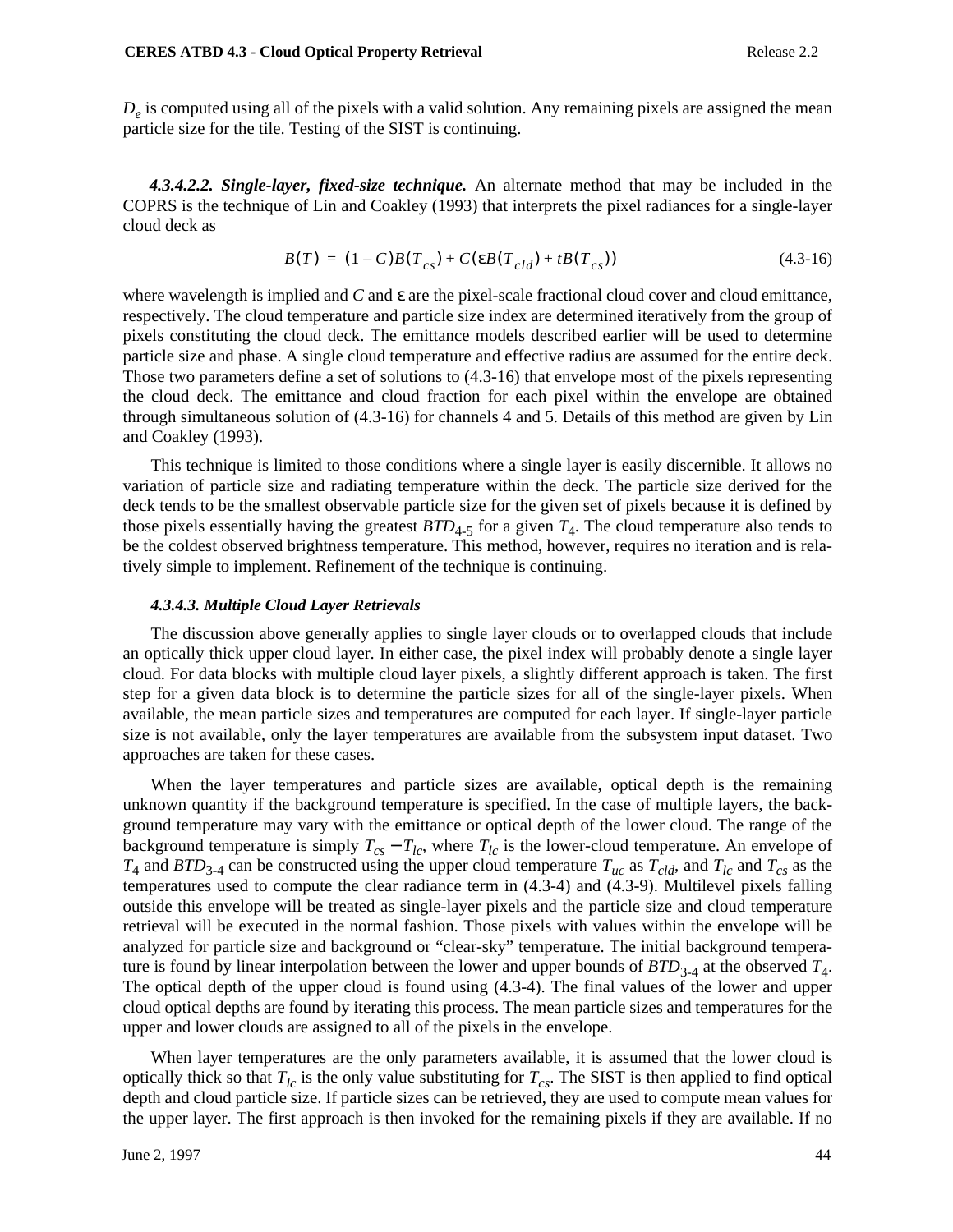$D_e$ is computed using all of the pixels with a valid solution. Any remaining pixels are assigned the mean particle size for the tile. Testing of the SIST is continuing.

***4.3.4.2.2. Single-layer, fixed-size technique.*** An alternate method that may be included in the COPRS is the technique of Lin and Coakley (1993) that interprets the pixel radiances for a single-layer cloud deck as

$$B(T) = (1 - C)B(T_{cs}) + C(\varepsilon B(T_{cld}) + tB(T_{cs})) \tag{4.3-16}$$

where wavelength is implied and $C$ and $\varepsilon$ are the pixel-scale fractional cloud cover and cloud emittance, respectively. The cloud temperature and particle size index are determined iteratively from the group of pixels constituting the cloud deck. The emittance models described earlier will be used to determine particle size and phase. A single cloud temperature and effective radius are assumed for the entire deck. Those two parameters define a set of solutions to (4.3-16) that envelope most of the pixels representing the cloud deck. The emittance and cloud fraction for each pixel within the envelope are obtained through simultaneous solution of (4.3-16) for channels 4 and 5. Details of this method are given by Lin and Coakley (1993).

This technique is limited to those conditions where a single layer is easily discernible. It allows no variation of particle size and radiating temperature within the deck. The particle size derived for the deck tends to be the smallest observable particle size for the given set of pixels because it is defined by those pixels essentially having the greatest $BTD_{4\text{-}5}$ for a given $T_4$. The cloud temperature also tends to be the coldest observed brightness temperature. This method, however, requires no iteration and is relatively simple to implement. Refinement of the technique is continuing.

#### *4.3.4.3. Multiple Cloud Layer Retrievals*

The discussion above generally applies to single layer clouds or to overlapped clouds that include an optically thick upper cloud layer. In either case, the pixel index will probably denote a single layer cloud. For data blocks with multiple cloud layer pixels, a slightly different approach is taken. The first step for a given data block is to determine the particle sizes for all of the single-layer pixels. When available, the mean particle sizes and temperatures are computed for each layer. If single-layer particle size is not available, only the layer temperatures are available from the subsystem input dataset. Two approaches are taken for these cases.

When the layer temperatures and particle sizes are available, optical depth is the remaining unknown quantity if the background temperature is specified. In the case of multiple layers, the background temperature may vary with the emittance or optical depth of the lower cloud. The range of the background temperature is simply $T_{cs} - T_{lc}$, where $T_{lc}$ is the lower-cloud temperature. An envelope of $T_4$ and $BTD_{3\text{-}4}$ can be constructed using the upper cloud temperature $T_{uc}$ as $T_{cld}$, and $T_{lc}$ and $T_{cs}$ as the temperatures used to compute the clear radiance term in (4.3-4) and (4.3-9). Multilevel pixels falling outside this envelope will be treated as single-layer pixels and the particle size and cloud temperature retrieval will be executed in the normal fashion. Those pixels with values within the envelope will be analyzed for particle size and background or "clear-sky" temperature. The initial background temperature is found by linear interpolation between the lower and upper bounds of $BTD_{3\text{-}4}$ at the observed $T_4$. The optical depth of the upper cloud is found using (4.3-4). The final values of the lower and upper cloud optical depths are found by iterating this process. The mean particle sizes and temperatures for the upper and lower clouds are assigned to all of the pixels in the envelope.

When layer temperatures are the only parameters available, it is assumed that the lower cloud is optically thick so that $T_{lc}$ is the only value substituting for $T_{cs}$. The SIST is then applied to find optical depth and cloud particle size. If particle sizes can be retrieved, they are used to compute mean values for the upper layer. The first approach is then invoked for the remaining pixels if they are available. If no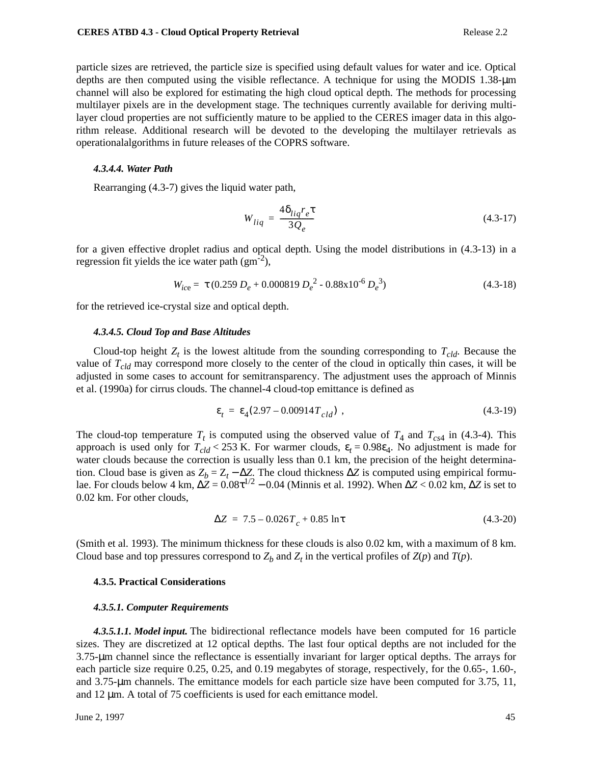particle sizes are retrieved, the particle size is specified using default values for water and ice. Optical depths are then computed using the visible reflectance. A technique for using the MODIS 1.38-μm channel will also be explored for estimating the high cloud optical depth. The methods for processing multilayer pixels are in the development stage. The techniques currently available for deriving multi-layer cloud properties are not sufficiently mature to be applied to the CERES imager data in this algorithm release. Additional research will be devoted to the developing the multilayer retrievals as operationalalgorithms in future releases of the COPRS software.

#### *4.3.4.4. Water Path*

Rearranging (4.3-7) gives the liquid water path,

$$W_{liq} = \frac{4\delta_{liq} r_e \tau}{3Q_e} \tag{4.3-17}$$

for a given effective droplet radius and optical depth. Using the model distributions in (4.3-13) in a regression fit yields the ice water path (gm$^{-2}$),

$$W_{ice} = \tau (0.259\, D_e + 0.000819\, D_e^2 - 0.88\text{x}10^{-6}\, D_e^3) \tag{4.3-18}$$

for the retrieved ice-crystal size and optical depth.

#### *4.3.4.5. Cloud Top and Base Altitudes*

Cloud-top height $Z_t$ is the lowest altitude from the sounding corresponding to $T_{cld}$. Because the value of $T_{cld}$ may correspond more closely to the center of the cloud in optically thin cases, it will be adjusted in some cases to account for semitransparency. The adjustment uses the approach of Minnis et al. (1990a) for cirrus clouds. The channel-4 cloud-top emittance is defined as

$$\varepsilon_t = \varepsilon_4 (2.97 - 0.00914 T_{cld}) , \tag{4.3-19}$$

The cloud-top temperature $T_t$ is computed using the observed value of $T_4$ and $T_{cs4}$ in (4.3-4). This approach is used only for $T_{cld} < 253$ K. For warmer clouds, $\varepsilon_t = 0.98\varepsilon_4$. No adjustment is made for water clouds because the correction is usually less than 0.1 km, the precision of the height determination. Cloud base is given as $Z_b = Z_t - \Delta Z$. The cloud thickness $\Delta Z$ is computed using empirical formulae. For clouds below 4 km, $\Delta Z = 0.08\tau^{1/2} - 0.04$ (Minnis et al. 1992). When $\Delta Z < 0.02$ km, $\Delta Z$ is set to 0.02 km. For other clouds,

$$\Delta Z = 7.5 - 0.026 T_c + 0.85 \ln\tau \tag{4.3-20}$$

(Smith et al. 1993). The minimum thickness for these clouds is also 0.02 km, with a maximum of 8 km. Cloud base and top pressures correspond to $Z_b$ and $Z_t$ in the vertical profiles of $Z(p)$ and $T(p)$.

### 4.3.5. Practical Considerations

#### *4.3.5.1. Computer Requirements*

***4.3.5.1.1. Model input.*** The bidirectional reflectance models have been computed for 16 particle sizes. They are discretized at 12 optical depths. The last four optical depths are not included for the 3.75-μm channel since the reflectance is essentially invariant for larger optical depths. The arrays for each particle size require 0.25, 0.25, and 0.19 megabytes of storage, respectively, for the 0.65-, 1.60-, and 3.75-μm channels. The emittance models for each particle size have been computed for 3.75, 11, and 12 μm. A total of 75 coefficients is used for each emittance model.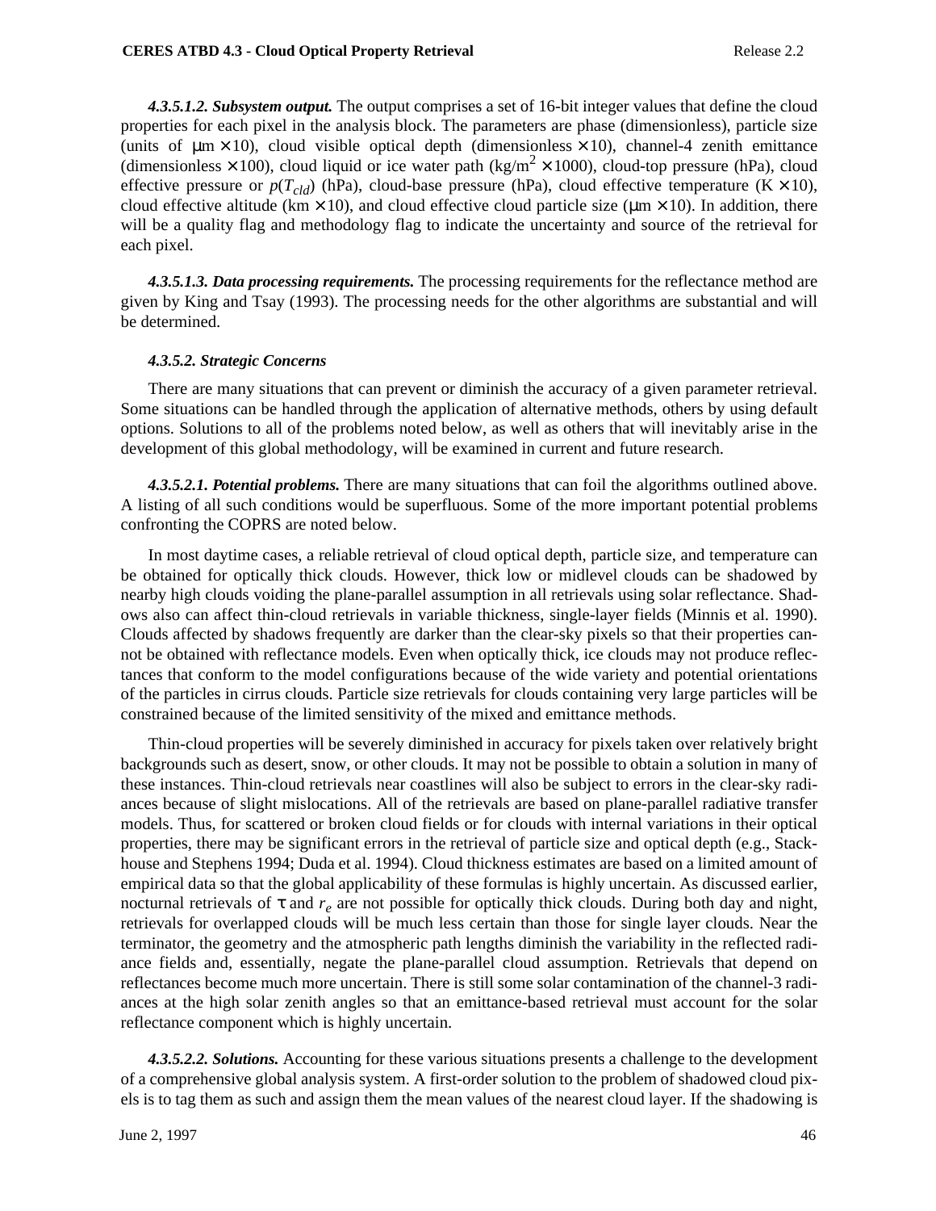***4.3.5.1.2. Subsystem output.*** The output comprises a set of 16-bit integer values that define the cloud properties for each pixel in the analysis block. The parameters are phase (dimensionless), particle size (units of $\mu m \times 10$), cloud visible optical depth (dimensionless $\times 10$), channel-4 zenith emittance (dimensionless $\times 100$), cloud liquid or ice water path ($kg/m^2 \times 1000$), cloud-top pressure (hPa), cloud effective pressure or $p(T_{cld})$ (hPa), cloud-base pressure (hPa), cloud effective temperature ($K \times 10$), cloud effective altitude ($km \times 10$), and cloud effective cloud particle size ($\mu m \times 10$). In addition, there will be a quality flag and methodology flag to indicate the uncertainty and source of the retrieval for each pixel.

***4.3.5.1.3. Data processing requirements.*** The processing requirements for the reflectance method are given by King and Tsay (1993). The processing needs for the other algorithms are substantial and will be determined.

#### *4.3.5.2. Strategic Concerns*

There are many situations that can prevent or diminish the accuracy of a given parameter retrieval. Some situations can be handled through the application of alternative methods, others by using default options. Solutions to all of the problems noted below, as well as others that will inevitably arise in the development of this global methodology, will be examined in current and future research.

***4.3.5.2.1. Potential problems.*** There are many situations that can foil the algorithms outlined above. A listing of all such conditions would be superfluous. Some of the more important potential problems confronting the COPRS are noted below.

In most daytime cases, a reliable retrieval of cloud optical depth, particle size, and temperature can be obtained for optically thick clouds. However, thick low or midlevel clouds can be shadowed by nearby high clouds voiding the plane-parallel assumption in all retrievals using solar reflectance. Shadows also can affect thin-cloud retrievals in variable thickness, single-layer fields (Minnis et al. 1990). Clouds affected by shadows frequently are darker than the clear-sky pixels so that their properties cannot be obtained with reflectance models. Even when optically thick, ice clouds may not produce reflectances that conform to the model configurations because of the wide variety and potential orientations of the particles in cirrus clouds. Particle size retrievals for clouds containing very large particles will be constrained because of the limited sensitivity of the mixed and emittance methods.

Thin-cloud properties will be severely diminished in accuracy for pixels taken over relatively bright backgrounds such as desert, snow, or other clouds. It may not be possible to obtain a solution in many of these instances. Thin-cloud retrievals near coastlines will also be subject to errors in the clear-sky radiances because of slight mislocations. All of the retrievals are based on plane-parallel radiative transfer models. Thus, for scattered or broken cloud fields or for clouds with internal variations in their optical properties, there may be significant errors in the retrieval of particle size and optical depth (e.g., Stackhouse and Stephens 1994; Duda et al. 1994). Cloud thickness estimates are based on a limited amount of empirical data so that the global applicability of these formulas is highly uncertain. As discussed earlier, nocturnal retrievals of $\tau$ and $r_e$ are not possible for optically thick clouds. During both day and night, retrievals for overlapped clouds will be much less certain than those for single layer clouds. Near the terminator, the geometry and the atmospheric path lengths diminish the variability in the reflected radiance fields and, essentially, negate the plane-parallel cloud assumption. Retrievals that depend on reflectances become much more uncertain. There is still some solar contamination of the channel-3 radiances at the high solar zenith angles so that an emittance-based retrieval must account for the solar reflectance component which is highly uncertain.

***4.3.5.2.2. Solutions.*** Accounting for these various situations presents a challenge to the development of a comprehensive global analysis system. A first-order solution to the problem of shadowed cloud pixels is to tag them as such and assign them the mean values of the nearest cloud layer. If the shadowing is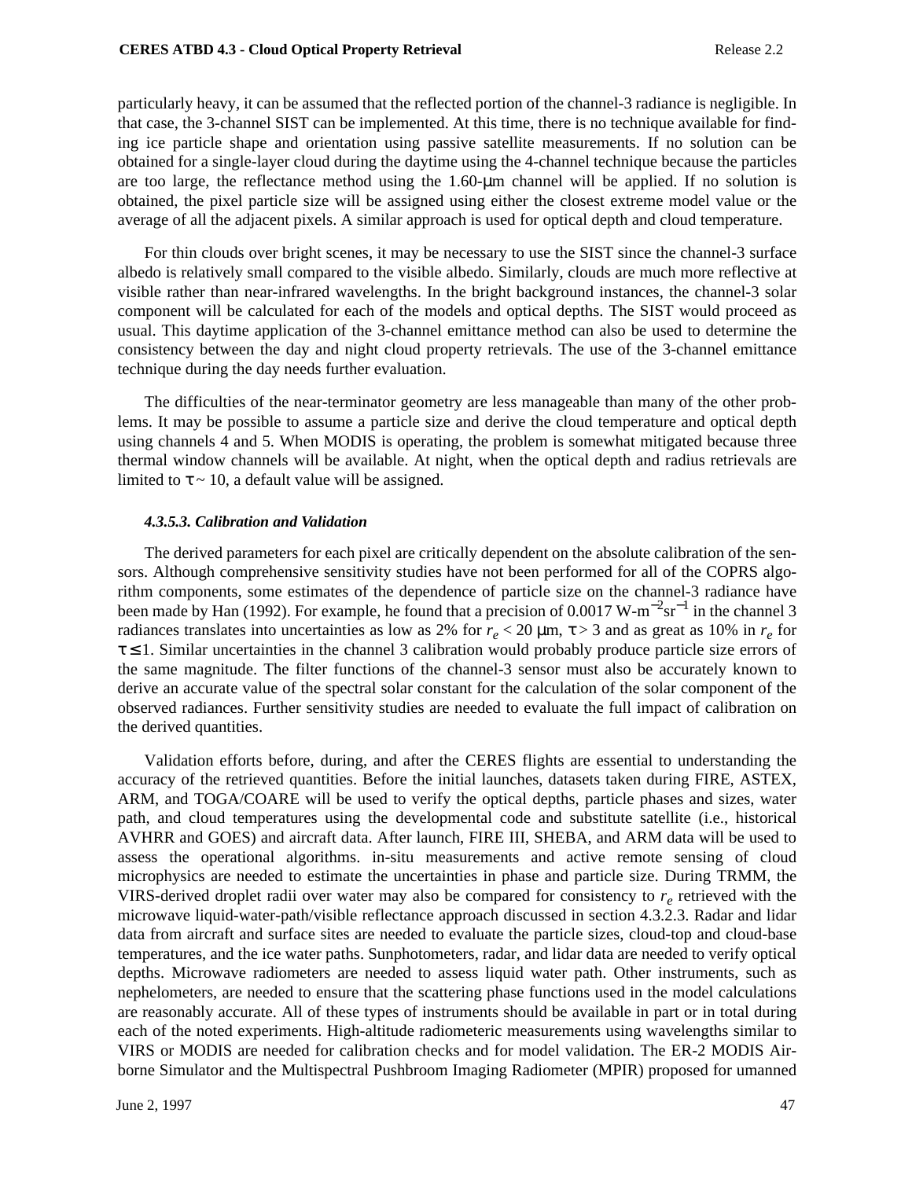particularly heavy, it can be assumed that the reflected portion of the channel-3 radiance is negligible. In that case, the 3-channel SIST can be implemented. At this time, there is no technique available for finding ice particle shape and orientation using passive satellite measurements. If no solution can be obtained for a single-layer cloud during the daytime using the 4-channel technique because the particles are too large, the reflectance method using the 1.60-μm channel will be applied. If no solution is obtained, the pixel particle size will be assigned using either the closest extreme model value or the average of all the adjacent pixels. A similar approach is used for optical depth and cloud temperature.

For thin clouds over bright scenes, it may be necessary to use the SIST since the channel-3 surface albedo is relatively small compared to the visible albedo. Similarly, clouds are much more reflective at visible rather than near-infrared wavelengths. In the bright background instances, the channel-3 solar component will be calculated for each of the models and optical depths. The SIST would proceed as usual. This daytime application of the 3-channel emittance method can also be used to determine the consistency between the day and night cloud property retrievals. The use of the 3-channel emittance technique during the day needs further evaluation.

The difficulties of the near-terminator geometry are less manageable than many of the other problems. It may be possible to assume a particle size and derive the cloud temperature and optical depth using channels 4 and 5. When MODIS is operating, the problem is somewhat mitigated because three thermal window channels will be available. At night, when the optical depth and radius retrievals are limited to $\tau \sim 10$, a default value will be assigned.

#### *4.3.5.3. Calibration and Validation*

The derived parameters for each pixel are critically dependent on the absolute calibration of the sensors. Although comprehensive sensitivity studies have not been performed for all of the COPRS algorithm components, some estimates of the dependence of particle size on the channel-3 radiance have been made by Han (1992). For example, he found that a precision of 0.0017 W-m$^{-2}$sr$^{-1}$ in the channel 3 radiances translates into uncertainties as low as 2% for $r_e < 20$ μm, $\tau > 3$ and as great as 10% in $r_e$ for $\tau \leq 1$. Similar uncertainties in the channel 3 calibration would probably produce particle size errors of the same magnitude. The filter functions of the channel-3 sensor must also be accurately known to derive an accurate value of the spectral solar constant for the calculation of the solar component of the observed radiances. Further sensitivity studies are needed to evaluate the full impact of calibration on the derived quantities.

Validation efforts before, during, and after the CERES flights are essential to understanding the accuracy of the retrieved quantities. Before the initial launches, datasets taken during FIRE, ASTEX, ARM, and TOGA/COARE will be used to verify the optical depths, particle phases and sizes, water path, and cloud temperatures using the developmental code and substitute satellite (i.e., historical AVHRR and GOES) and aircraft data. After launch, FIRE III, SHEBA, and ARM data will be used to assess the operational algorithms. in-situ measurements and active remote sensing of cloud microphysics are needed to estimate the uncertainties in phase and particle size. During TRMM, the VIRS-derived droplet radii over water may also be compared for consistency to $r_e$ retrieved with the microwave liquid-water-path/visible reflectance approach discussed in section 4.3.2.3. Radar and lidar data from aircraft and surface sites are needed to evaluate the particle sizes, cloud-top and cloud-base temperatures, and the ice water paths. Sunphotometers, radar, and lidar data are needed to verify optical depths. Microwave radiometers are needed to assess liquid water path. Other instruments, such as nephelometers, are needed to ensure that the scattering phase functions used in the model calculations are reasonably accurate. All of these types of instruments should be available in part or in total during each of the noted experiments. High-altitude radiometeric measurements using wavelengths similar to VIRS or MODIS are needed for calibration checks and for model validation. The ER-2 MODIS Airborne Simulator and the Multispectral Pushbroom Imaging Radiometer (MPIR) proposed for umanned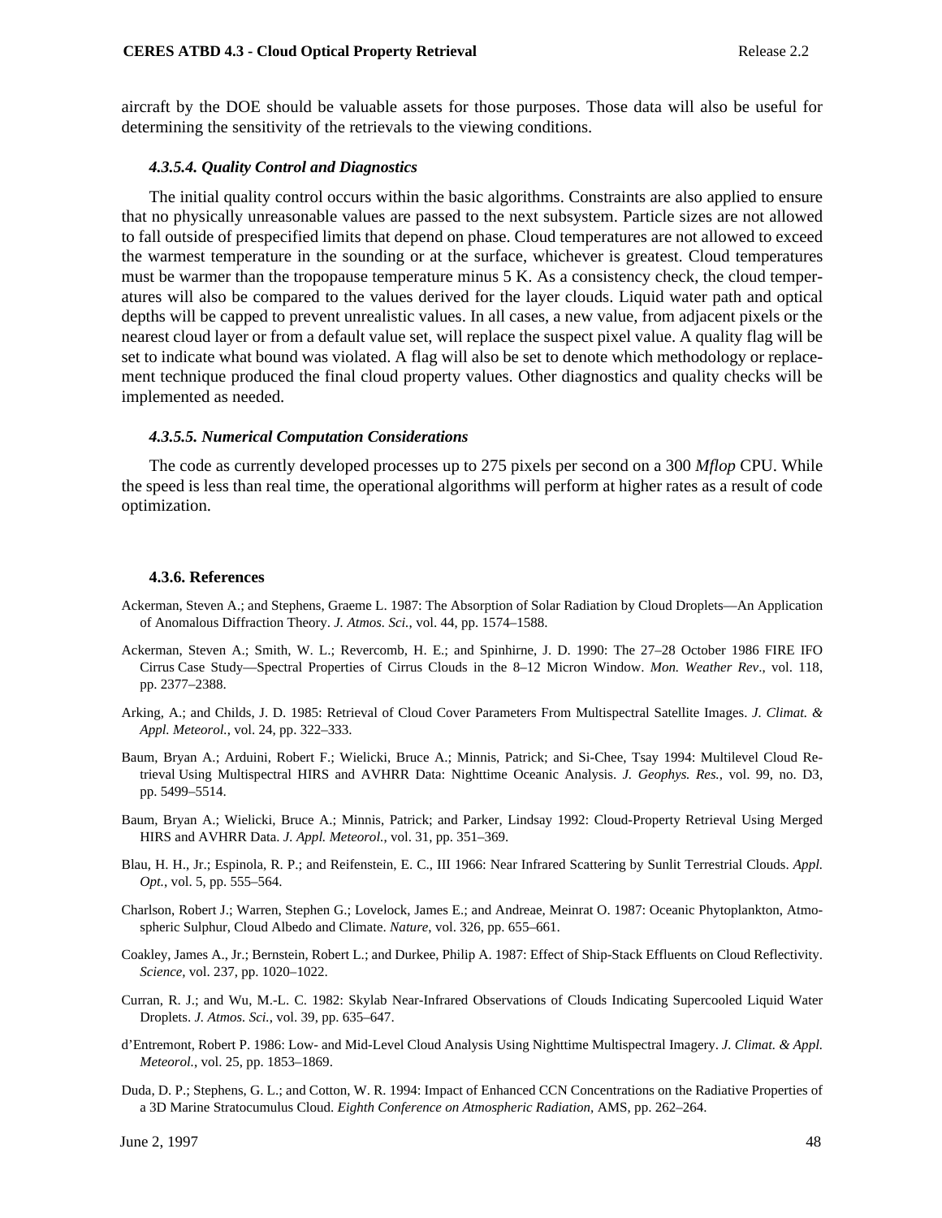aircraft by the DOE should be valuable assets for those purposes. Those data will also be useful for determining the sensitivity of the retrievals to the viewing conditions.

#### *4.3.5.4. Quality Control and Diagnostics*

The initial quality control occurs within the basic algorithms. Constraints are also applied to ensure that no physically unreasonable values are passed to the next subsystem. Particle sizes are not allowed to fall outside of prespecified limits that depend on phase. Cloud temperatures are not allowed to exceed the warmest temperature in the sounding or at the surface, whichever is greatest. Cloud temperatures must be warmer than the tropopause temperature minus 5 K. As a consistency check, the cloud temperatures will also be compared to the values derived for the layer clouds. Liquid water path and optical depths will be capped to prevent unrealistic values. In all cases, a new value, from adjacent pixels or the nearest cloud layer or from a default value set, will replace the suspect pixel value. A quality flag will be set to indicate what bound was violated. A flag will also be set to denote which methodology or replacement technique produced the final cloud property values. Other diagnostics and quality checks will be implemented as needed.

#### *4.3.5.5. Numerical Computation Considerations*

The code as currently developed processes up to 275 pixels per second on a 300 *Mflop* CPU. While the speed is less than real time, the operational algorithms will perform at higher rates as a result of code optimization.

### 4.3.6. References

Ackerman, Steven A.; and Stephens, Graeme L. 1987: The Absorption of Solar Radiation by Cloud Droplets—An Application of Anomalous Diffraction Theory. *J. Atmos. Sci.*, vol. 44, pp. 1574–1588.

Ackerman, Steven A.; Smith, W. L.; Revercomb, H. E.; and Spinhirne, J. D. 1990: The 27–28 October 1986 FIRE IFO Cirrus Case Study—Spectral Properties of Cirrus Clouds in the 8–12 Micron Window. *Mon. Weather Rev*., vol. 118, pp. 2377–2388.

Arking, A.; and Childs, J. D. 1985: Retrieval of Cloud Cover Parameters From Multispectral Satellite Images. *J. Climat. & Appl. Meteorol.*, vol. 24, pp. 322–333.

Baum, Bryan A.; Arduini, Robert F.; Wielicki, Bruce A.; Minnis, Patrick; and Si-Chee, Tsay 1994: Multilevel Cloud Retrieval Using Multispectral HIRS and AVHRR Data: Nighttime Oceanic Analysis. *J. Geophys. Res.*, vol. 99, no. D3, pp. 5499–5514.

Baum, Bryan A.; Wielicki, Bruce A.; Minnis, Patrick; and Parker, Lindsay 1992: Cloud-Property Retrieval Using Merged HIRS and AVHRR Data. *J. Appl. Meteorol.*, vol. 31, pp. 351–369.

Blau, H. H., Jr.; Espinola, R. P.; and Reifenstein, E. C., III 1966: Near Infrared Scattering by Sunlit Terrestrial Clouds. *Appl. Opt.*, vol. 5, pp. 555–564.

Charlson, Robert J.; Warren, Stephen G.; Lovelock, James E.; and Andreae, Meinrat O. 1987: Oceanic Phytoplankton, Atmospheric Sulphur, Cloud Albedo and Climate. *Nature*, vol. 326, pp. 655–661.

Coakley, James A., Jr.; Bernstein, Robert L.; and Durkee, Philip A. 1987: Effect of Ship-Stack Effluents on Cloud Reflectivity. *Science,* vol. 237, pp. 1020–1022.

Curran, R. J.; and Wu, M.-L. C. 1982: Skylab Near-Infrared Observations of Clouds Indicating Supercooled Liquid Water Droplets. *J. Atmos. Sci.*, vol. 39, pp. 635–647.

d'Entremont, Robert P. 1986: Low- and Mid-Level Cloud Analysis Using Nighttime Multispectral Imagery. *J. Climat. & Appl. Meteorol.*, vol. 25, pp. 1853–1869.

Duda, D. P.; Stephens, G. L.; and Cotton, W. R. 1994: Impact of Enhanced CCN Concentrations on the Radiative Properties of a 3D Marine Stratocumulus Cloud. *Eighth Conference on Atmospheric Radiation,* AMS, pp. 262–264.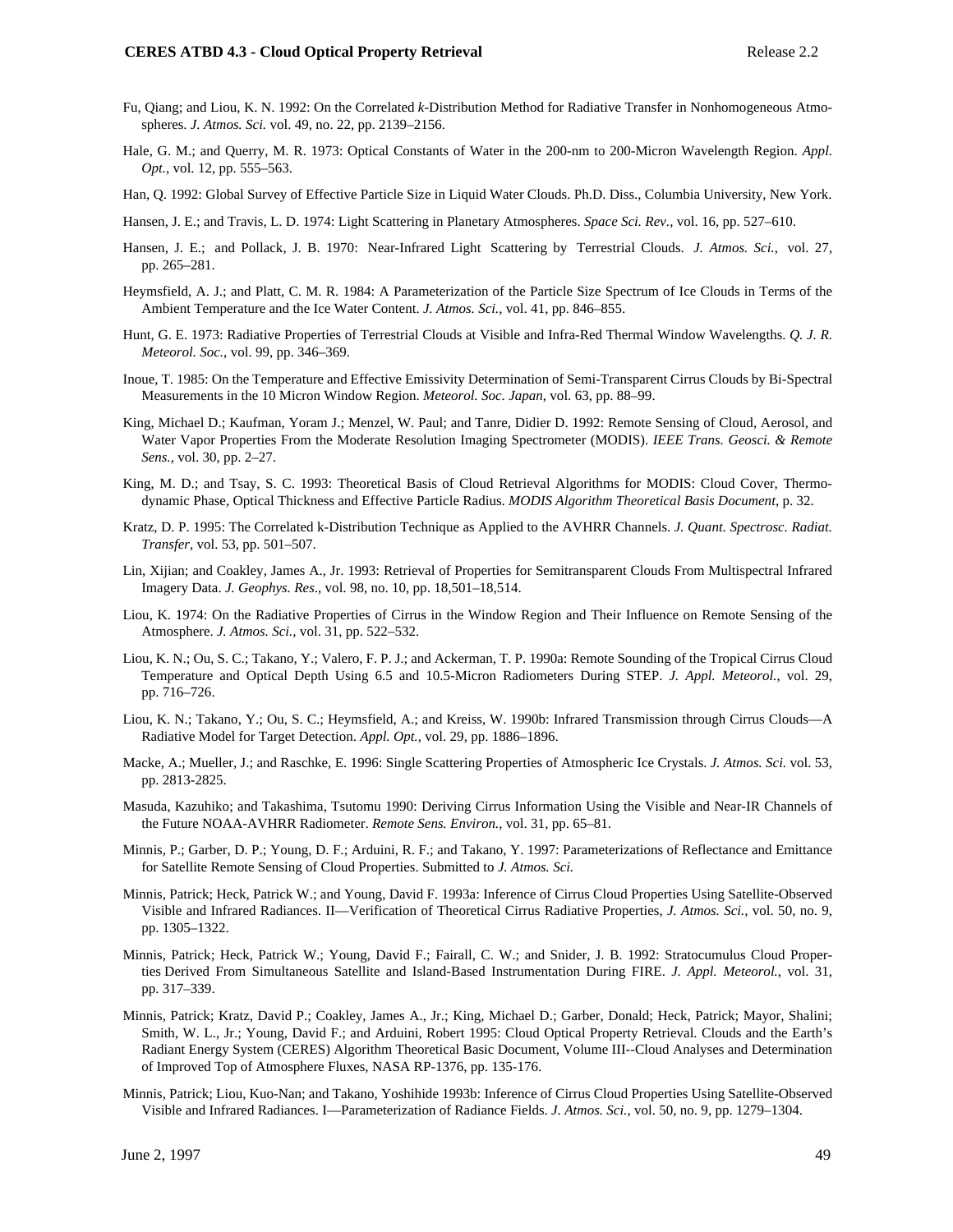Fu, Qiang; and Liou, K. N. 1992: On the Correlated *k*-Distribution Method for Radiative Transfer in Nonhomogeneous Atmospheres. *J. Atmos. Sci.* vol. 49, no. 22, pp. 2139–2156.

Hale, G. M.; and Querry, M. R. 1973: Optical Constants of Water in the 200-nm to 200-Micron Wavelength Region. *Appl. Opt.*, vol. 12, pp. 555–563.

Han, Q. 1992: Global Survey of Effective Particle Size in Liquid Water Clouds. Ph.D. Diss., Columbia University, New York.

Hansen, J. E.; and Travis, L. D. 1974: Light Scattering in Planetary Atmospheres. *Space Sci. Rev.*, vol. 16, pp. 527–610.

Hansen, J. E.; and Pollack, J. B. 1970: Near-Infrared Light Scattering by Terrestrial Clouds. *J. Atmos. Sci.*, vol. 27, pp. 265–281.

Heymsfield, A. J.; and Platt, C. M. R. 1984: A Parameterization of the Particle Size Spectrum of Ice Clouds in Terms of the Ambient Temperature and the Ice Water Content. *J. Atmos. Sci.*, vol. 41, pp. 846–855.

Hunt, G. E. 1973: Radiative Properties of Terrestrial Clouds at Visible and Infra-Red Thermal Window Wavelengths. *Q. J. R. Meteorol. Soc.*, vol. 99, pp. 346–369.

Inoue, T. 1985: On the Temperature and Effective Emissivity Determination of Semi-Transparent Cirrus Clouds by Bi-Spectral Measurements in the 10 Micron Window Region. *Meteorol. Soc. Japan*, vol. 63, pp. 88–99.

King, Michael D.; Kaufman, Yoram J.; Menzel, W. Paul; and Tanre, Didier D. 1992: Remote Sensing of Cloud, Aerosol, and Water Vapor Properties From the Moderate Resolution Imaging Spectrometer (MODIS). *IEEE Trans. Geosci. & Remote Sens.*, vol. 30, pp. 2–27.

King, M. D.; and Tsay, S. C. 1993: Theoretical Basis of Cloud Retrieval Algorithms for MODIS: Cloud Cover, Thermodynamic Phase, Optical Thickness and Effective Particle Radius. *MODIS Algorithm Theoretical Basis Document*, p. 32.

Kratz, D. P. 1995: The Correlated k-Distribution Technique as Applied to the AVHRR Channels. *J. Quant. Spectrosc. Radiat. Transfer*, vol. 53, pp. 501–507.

Lin, Xijian; and Coakley, James A., Jr. 1993: Retrieval of Properties for Semitransparent Clouds From Multispectral Infrared Imagery Data. *J. Geophys. Res*., vol. 98, no. 10, pp. 18,501–18,514.

Liou, K. 1974: On the Radiative Properties of Cirrus in the Window Region and Their Influence on Remote Sensing of the Atmosphere. *J. Atmos. Sci.*, vol. 31, pp. 522–532.

Liou, K. N.; Ou, S. C.; Takano, Y.; Valero, F. P. J.; and Ackerman, T. P. 1990a: Remote Sounding of the Tropical Cirrus Cloud Temperature and Optical Depth Using 6.5 and 10.5-Micron Radiometers During STEP. *J. Appl. Meteorol.*, vol. 29, pp. 716–726.

Liou, K. N.; Takano, Y.; Ou, S. C.; Heymsfield, A.; and Kreiss, W. 1990b: Infrared Transmission through Cirrus Clouds—A Radiative Model for Target Detection. *Appl. Opt.*, vol. 29, pp. 1886–1896.

Macke, A.; Mueller, J.; and Raschke, E. 1996: Single Scattering Properties of Atmospheric Ice Crystals. *J. Atmos. Sci.* vol. 53, pp. 2813-2825.

Masuda, Kazuhiko; and Takashima, Tsutomu 1990: Deriving Cirrus Information Using the Visible and Near-IR Channels of the Future NOAA-AVHRR Radiometer. *Remote Sens. Environ.*, vol. 31, pp. 65–81.

Minnis, P.; Garber, D. P.; Young, D. F.; Arduini, R. F.; and Takano, Y. 1997: Parameterizations of Reflectance and Emittance for Satellite Remote Sensing of Cloud Properties. Submitted to *J. Atmos. Sci.*

Minnis, Patrick; Heck, Patrick W.; and Young, David F. 1993a: Inference of Cirrus Cloud Properties Using Satellite-Observed Visible and Infrared Radiances. II—Verification of Theoretical Cirrus Radiative Properties, *J. Atmos. Sci.*, vol. 50, no. 9, pp. 1305–1322.

Minnis, Patrick; Heck, Patrick W.; Young, David F.; Fairall, C. W.; and Snider, J. B. 1992: Stratocumulus Cloud Properties Derived From Simultaneous Satellite and Island-Based Instrumentation During FIRE. *J. Appl. Meteorol.*, vol. 31, pp. 317–339.

Minnis, Patrick; Kratz, David P.; Coakley, James A., Jr.; King, Michael D.; Garber, Donald; Heck, Patrick; Mayor, Shalini; Smith, W. L., Jr.; Young, David F.; and Arduini, Robert 1995: Cloud Optical Property Retrieval. Clouds and the Earth's Radiant Energy System (CERES) Algorithm Theoretical Basic Document, Volume III--Cloud Analyses and Determination of Improved Top of Atmosphere Fluxes, NASA RP-1376, pp. 135-176.

Minnis, Patrick; Liou, Kuo-Nan; and Takano, Yoshihide 1993b: Inference of Cirrus Cloud Properties Using Satellite-Observed Visible and Infrared Radiances. I—Parameterization of Radiance Fields. *J. Atmos. Sci.*, vol. 50, no. 9, pp. 1279–1304.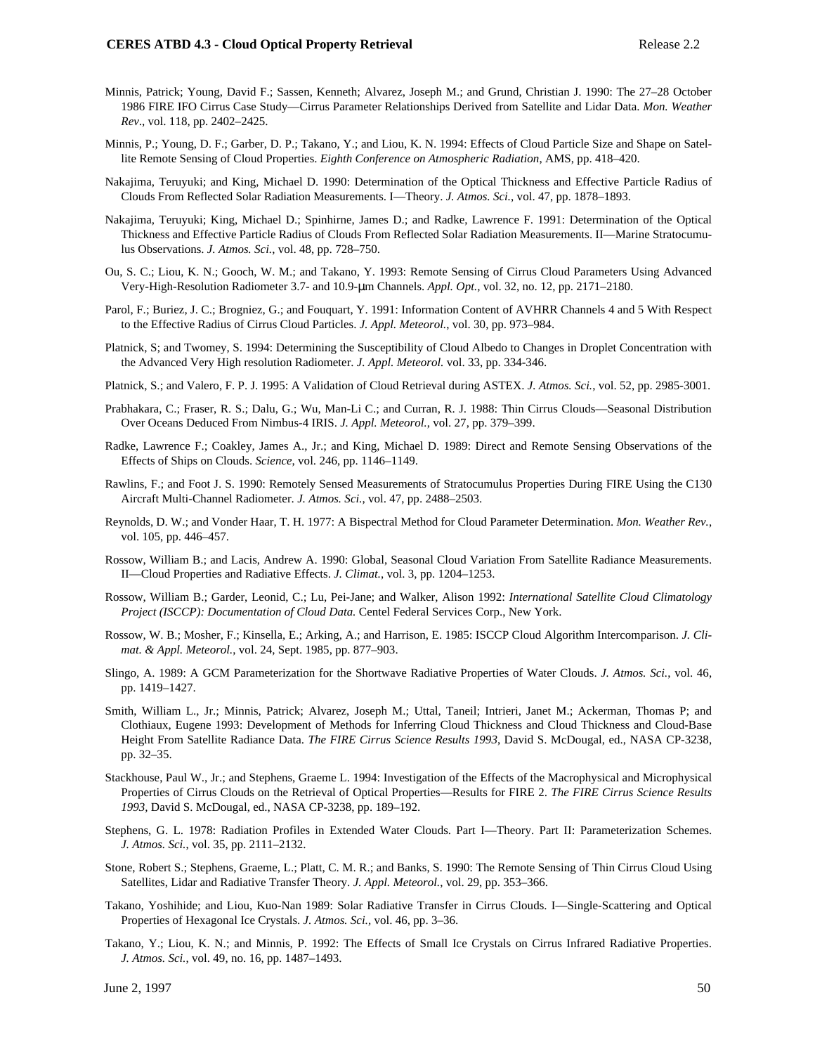Minnis, Patrick; Young, David F.; Sassen, Kenneth; Alvarez, Joseph M.; and Grund, Christian J. 1990: The 27–28 October 1986 FIRE IFO Cirrus Case Study—Cirrus Parameter Relationships Derived from Satellite and Lidar Data. *Mon. Weather Rev*., vol. 118, pp. 2402–2425.

Minnis, P.; Young, D. F.; Garber, D. P.; Takano, Y.; and Liou, K. N. 1994: Effects of Cloud Particle Size and Shape on Satellite Remote Sensing of Cloud Properties. *Eighth Conference on Atmospheric Radiation*, AMS, pp. 418–420.

Nakajima, Teruyuki; and King, Michael D. 1990: Determination of the Optical Thickness and Effective Particle Radius of Clouds From Reflected Solar Radiation Measurements. I—Theory. *J. Atmos. Sci.*, vol. 47, pp. 1878–1893.

Nakajima, Teruyuki; King, Michael D.; Spinhirne, James D.; and Radke, Lawrence F. 1991: Determination of the Optical Thickness and Effective Particle Radius of Clouds From Reflected Solar Radiation Measurements. II—Marine Stratocumulus Observations. *J. Atmos. Sci.*, vol. 48, pp. 728–750.

Ou, S. C.; Liou, K. N.; Gooch, W. M.; and Takano, Y. 1993: Remote Sensing of Cirrus Cloud Parameters Using Advanced Very-High-Resolution Radiometer 3.7- and 10.9-μm Channels. *Appl. Opt.*, vol. 32, no. 12, pp. 2171–2180.

Parol, F.; Buriez, J. C.; Brogniez, G.; and Fouquart, Y. 1991: Information Content of AVHRR Channels 4 and 5 With Respect to the Effective Radius of Cirrus Cloud Particles. *J. Appl. Meteorol.*, vol. 30, pp. 973–984.

Platnick, S; and Twomey, S. 1994: Determining the Susceptibility of Cloud Albedo to Changes in Droplet Concentration with the Advanced Very High resolution Radiometer. *J. Appl. Meteorol.* vol. 33, pp. 334-346.

Platnick, S.; and Valero, F. P. J. 1995: A Validation of Cloud Retrieval during ASTEX. *J. Atmos. Sci.*, vol. 52, pp. 2985-3001.

Prabhakara, C.; Fraser, R. S.; Dalu, G.; Wu, Man-Li C.; and Curran, R. J. 1988: Thin Cirrus Clouds—Seasonal Distribution Over Oceans Deduced From Nimbus-4 IRIS. *J. Appl. Meteorol.*, vol. 27, pp. 379–399.

Radke, Lawrence F.; Coakley, James A., Jr.; and King, Michael D. 1989: Direct and Remote Sensing Observations of the Effects of Ships on Clouds. *Science*, vol. 246, pp. 1146–1149.

Rawlins, F.; and Foot J. S. 1990: Remotely Sensed Measurements of Stratocumulus Properties During FIRE Using the C130 Aircraft Multi-Channel Radiometer. *J. Atmos. Sci.*, vol. 47, pp. 2488–2503.

Reynolds, D. W.; and Vonder Haar, T. H. 1977: A Bispectral Method for Cloud Parameter Determination. *Mon. Weather Rev.*, vol. 105, pp. 446–457.

Rossow, William B.; and Lacis, Andrew A. 1990: Global, Seasonal Cloud Variation From Satellite Radiance Measurements. II—Cloud Properties and Radiative Effects. *J. Climat.*, vol. 3, pp. 1204–1253.

Rossow, William B.; Garder, Leonid, C.; Lu, Pei-Jane; and Walker, Alison 1992: *International Satellite Cloud Climatology Project (ISCCP): Documentation of Cloud Data.* Centel Federal Services Corp., New York.

Rossow, W. B.; Mosher, F.; Kinsella, E.; Arking, A.; and Harrison, E. 1985: ISCCP Cloud Algorithm Intercomparison. *J. Climat. & Appl. Meteorol.*, vol. 24, Sept. 1985, pp. 877–903.

Slingo, A. 1989: A GCM Parameterization for the Shortwave Radiative Properties of Water Clouds. *J. Atmos. Sci.*, vol. 46, pp. 1419–1427.

Smith, William L., Jr.; Minnis, Patrick; Alvarez, Joseph M.; Uttal, Taneil; Intrieri, Janet M.; Ackerman, Thomas P; and Clothiaux, Eugene 1993: Development of Methods for Inferring Cloud Thickness and Cloud Thickness and Cloud-Base Height From Satellite Radiance Data. *The FIRE Cirrus Science Results 1993*, David S. McDougal, ed., NASA CP-3238, pp. 32–35.

Stackhouse, Paul W., Jr.; and Stephens, Graeme L. 1994: Investigation of the Effects of the Macrophysical and Microphysical Properties of Cirrus Clouds on the Retrieval of Optical Properties—Results for FIRE 2. *The FIRE Cirrus Science Results 1993*, David S. McDougal, ed., NASA CP-3238, pp. 189–192.

Stephens, G. L. 1978: Radiation Profiles in Extended Water Clouds. Part I—Theory. Part II: Parameterization Schemes. *J. Atmos. Sci.*, vol. 35, pp. 2111–2132.

Stone, Robert S.; Stephens, Graeme, L.; Platt, C. M. R.; and Banks, S. 1990: The Remote Sensing of Thin Cirrus Cloud Using Satellites, Lidar and Radiative Transfer Theory. *J. Appl. Meteorol.*, vol. 29, pp. 353–366.

Takano, Yoshihide; and Liou, Kuo-Nan 1989: Solar Radiative Transfer in Cirrus Clouds. I—Single-Scattering and Optical Properties of Hexagonal Ice Crystals. *J. Atmos. Sci.*, vol. 46, pp. 3–36.

Takano, Y.; Liou, K. N.; and Minnis, P. 1992: The Effects of Small Ice Crystals on Cirrus Infrared Radiative Properties. *J. Atmos. Sci.*, vol. 49, no. 16, pp. 1487–1493.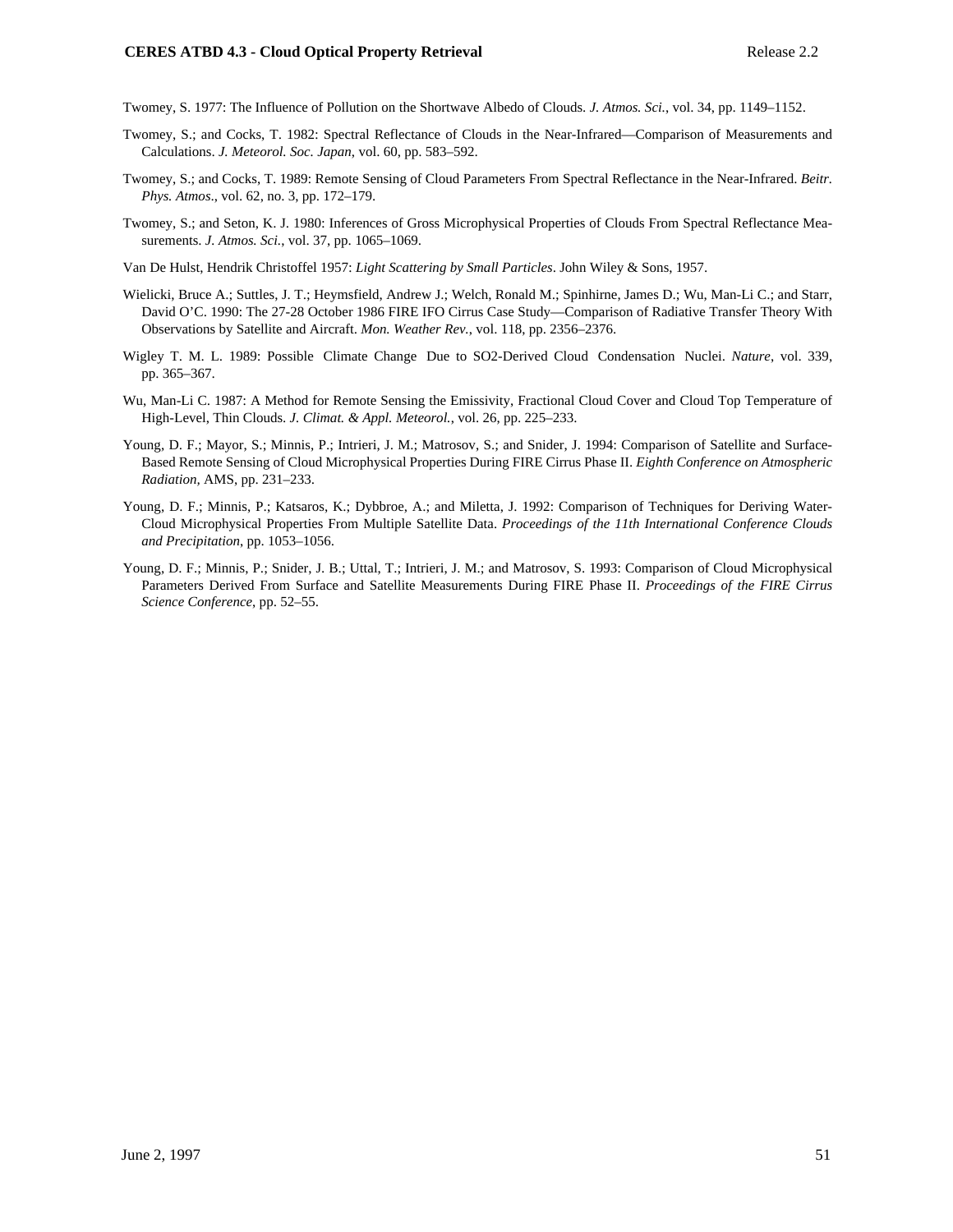Twomey, S. 1977: The Influence of Pollution on the Shortwave Albedo of Clouds. *J. Atmos. Sci.*, vol. 34, pp. 1149–1152.

Twomey, S.; and Cocks, T. 1982: Spectral Reflectance of Clouds in the Near-Infrared—Comparison of Measurements and Calculations. *J. Meteorol. Soc. Japan*, vol. 60, pp. 583–592.

Twomey, S.; and Cocks, T. 1989: Remote Sensing of Cloud Parameters From Spectral Reflectance in the Near-Infrared. *Beitr. Phys. Atmos*., vol. 62, no. 3, pp. 172–179.

Twomey, S.; and Seton, K. J. 1980: Inferences of Gross Microphysical Properties of Clouds From Spectral Reflectance Measurements. *J. Atmos. Sci.*, vol. 37, pp. 1065–1069.

Van De Hulst, Hendrik Christoffel 1957: *Light Scattering by Small Particles*. John Wiley & Sons, 1957.

Wielicki, Bruce A.; Suttles, J. T.; Heymsfield, Andrew J.; Welch, Ronald M.; Spinhirne, James D.; Wu, Man-Li C.; and Starr, David O'C. 1990: The 27-28 October 1986 FIRE IFO Cirrus Case Study—Comparison of Radiative Transfer Theory With Observations by Satellite and Aircraft. *Mon. Weather Rev.*, vol. 118, pp. 2356–2376.

Wigley T. M. L. 1989: Possible Climate Change Due to SO2-Derived Cloud Condensation Nuclei. *Nature*, vol. 339, pp. 365–367.

Wu, Man-Li C. 1987: A Method for Remote Sensing the Emissivity, Fractional Cloud Cover and Cloud Top Temperature of High-Level, Thin Clouds. *J. Climat. & Appl. Meteorol.*, vol. 26, pp. 225–233.

Young, D. F.; Mayor, S.; Minnis, P.; Intrieri, J. M.; Matrosov, S.; and Snider, J. 1994: Comparison of Satellite and Surface-Based Remote Sensing of Cloud Microphysical Properties During FIRE Cirrus Phase II. *Eighth Conference on Atmospheric Radiation,* AMS, pp. 231–233.

Young, D. F.; Minnis, P.; Katsaros, K.; Dybbroe, A.; and Miletta, J. 1992: Comparison of Techniques for Deriving Water-Cloud Microphysical Properties From Multiple Satellite Data. *Proceedings of the 11th International Conference Clouds and Precipitation*, pp. 1053–1056.

Young, D. F.; Minnis, P.; Snider, J. B.; Uttal, T.; Intrieri, J. M.; and Matrosov, S. 1993: Comparison of Cloud Microphysical Parameters Derived From Surface and Satellite Measurements During FIRE Phase II. *Proceedings of the FIRE Cirrus Science Conference*, pp. 52–55.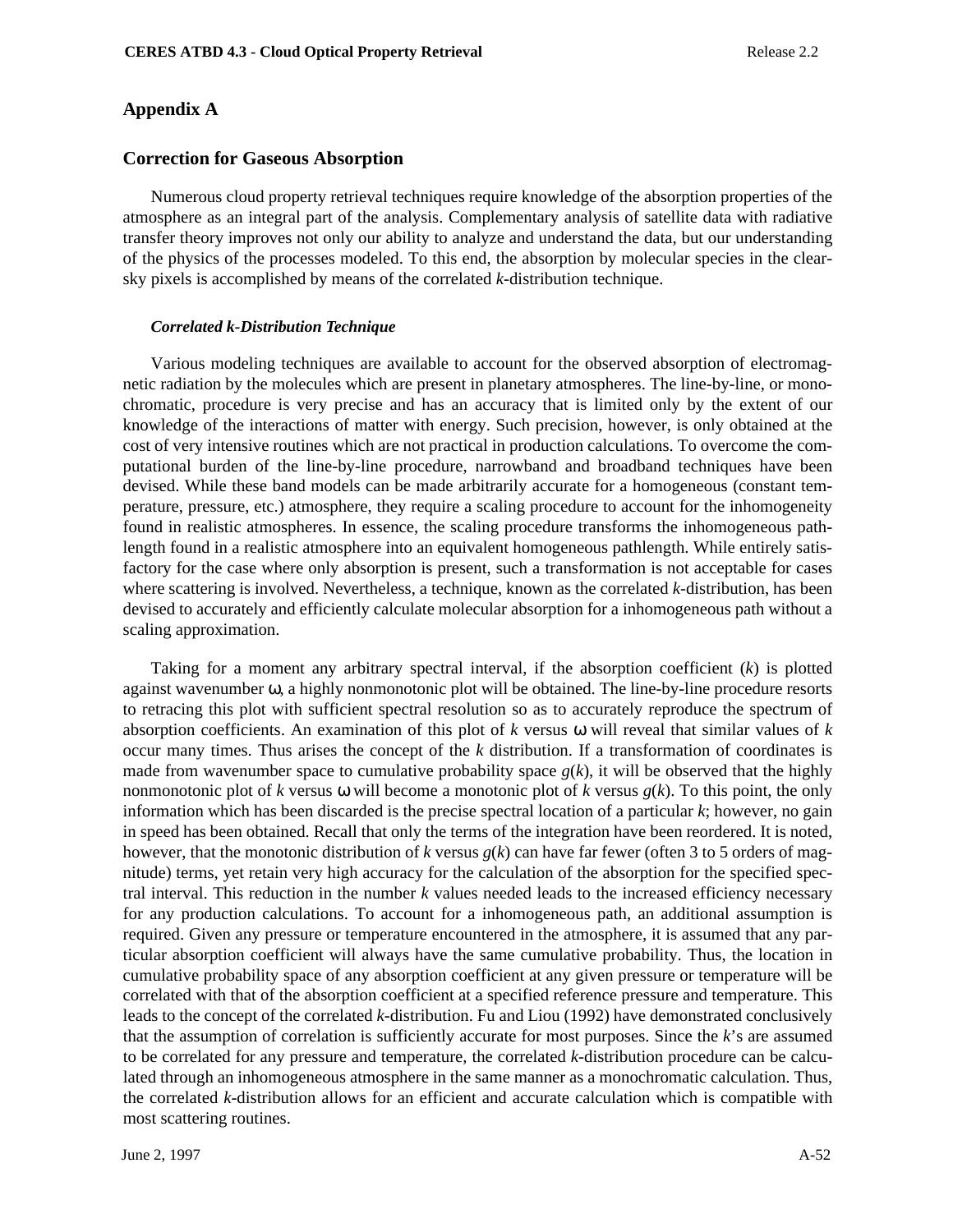## Appendix A

## Correction for Gaseous Absorption

Numerous cloud property retrieval techniques require knowledge of the absorption properties of the atmosphere as an integral part of the analysis. Complementary analysis of satellite data with radiative transfer theory improves not only our ability to analyze and understand the data, but our understanding of the physics of the processes modeled. To this end, the absorption by molecular species in the clear-sky pixels is accomplished by means of the correlated *k*-distribution technique.

### *Correlated k-Distribution Technique*

Various modeling techniques are available to account for the observed absorption of electromagnetic radiation by the molecules which are present in planetary atmospheres. The line-by-line, or monochromatic, procedure is very precise and has an accuracy that is limited only by the extent of our knowledge of the interactions of matter with energy. Such precision, however, is only obtained at the cost of very intensive routines which are not practical in production calculations. To overcome the computational burden of the line-by-line procedure, narrowband and broadband techniques have been devised. While these band models can be made arbitrarily accurate for a homogeneous (constant temperature, pressure, etc.) atmosphere, they require a scaling procedure to account for the inhomogeneity found in realistic atmospheres. In essence, the scaling procedure transforms the inhomogeneous pathlength found in a realistic atmosphere into an equivalent homogeneous pathlength. While entirely satisfactory for the case where only absorption is present, such a transformation is not acceptable for cases where scattering is involved. Nevertheless, a technique, known as the correlated *k*-distribution, has been devised to accurately and efficiently calculate molecular absorption for a inhomogeneous path without a scaling approximation.

Taking for a moment any arbitrary spectral interval, if the absorption coefficient ($k$) is plotted against wavenumber $\omega$, a highly nonmonotonic plot will be obtained. The line-by-line procedure resorts to retracing this plot with sufficient spectral resolution so as to accurately reproduce the spectrum of absorption coefficients. An examination of this plot of $k$ versus $\omega$ will reveal that similar values of $k$ occur many times. Thus arises the concept of the $k$ distribution. If a transformation of coordinates is made from wavenumber space to cumulative probability space $g(k)$, it will be observed that the highly nonmonotonic plot of $k$ versus $\omega$ will become a monotonic plot of $k$ versus $g(k)$. To this point, the only information which has been discarded is the precise spectral location of a particular $k$; however, no gain in speed has been obtained. Recall that only the terms of the integration have been reordered. It is noted, however, that the monotonic distribution of $k$ versus $g(k)$ can have far fewer (often 3 to 5 orders of magnitude) terms, yet retain very high accuracy for the calculation of the absorption for the specified spectral interval. This reduction in the number $k$ values needed leads to the increased efficiency necessary for any production calculations. To account for a inhomogeneous path, an additional assumption is required. Given any pressure or temperature encountered in the atmosphere, it is assumed that any particular absorption coefficient will always have the same cumulative probability. Thus, the location in cumulative probability space of any absorption coefficient at any given pressure or temperature will be correlated with that of the absorption coefficient at a specified reference pressure and temperature. This leads to the concept of the correlated *k*-distribution. Fu and Liou (1992) have demonstrated conclusively that the assumption of correlation is sufficiently accurate for most purposes. Since the $k$'s are assumed to be correlated for any pressure and temperature, the correlated *k*-distribution procedure can be calculated through an inhomogeneous atmosphere in the same manner as a monochromatic calculation. Thus, the correlated *k*-distribution allows for an efficient and accurate calculation which is compatible with most scattering routines.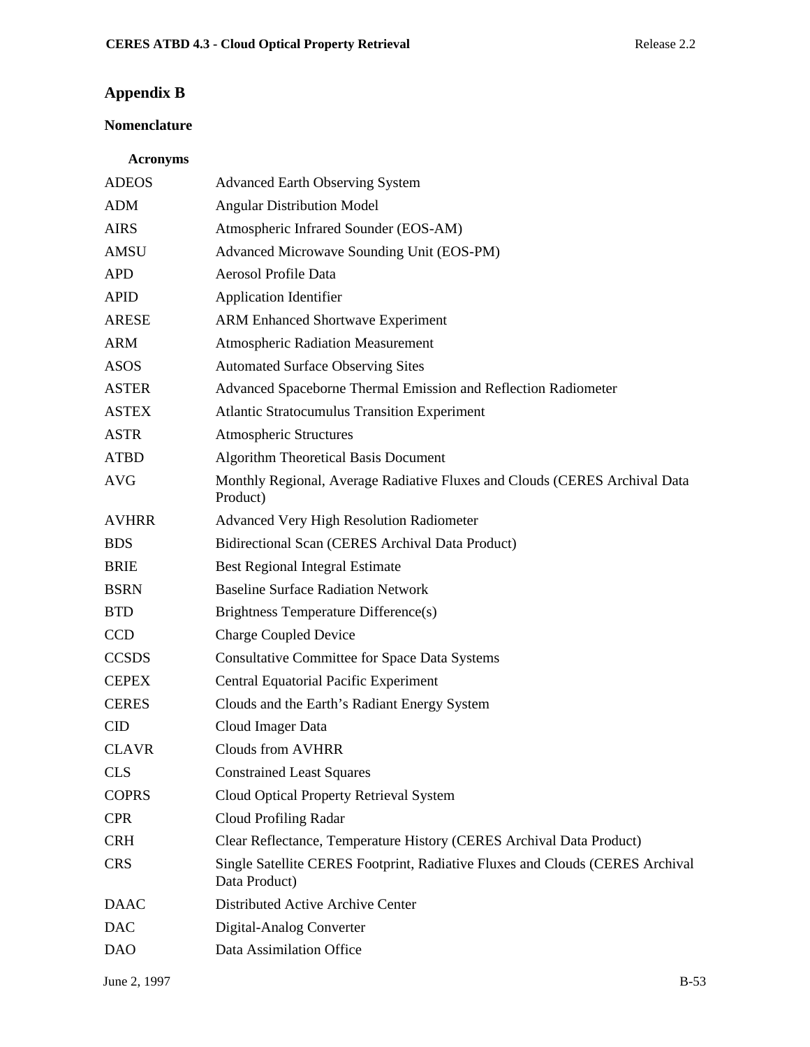# Appendix B

## Nomenclature

### Acronyms

| | |
|---|---|
| ADEOS | Advanced Earth Observing System |
| ADM | Angular Distribution Model |
| AIRS | Atmospheric Infrared Sounder (EOS-AM) |
| AMSU | Advanced Microwave Sounding Unit (EOS-PM) |
| APD | Aerosol Profile Data |
| APID | Application Identifier |
| ARESE | ARM Enhanced Shortwave Experiment |
| ARM | Atmospheric Radiation Measurement |
| ASOS | Automated Surface Observing Sites |
| ASTER | Advanced Spaceborne Thermal Emission and Reflection Radiometer |
| ASTEX | Atlantic Stratocumulus Transition Experiment |
| ASTR | Atmospheric Structures |
| ATBD | Algorithm Theoretical Basis Document |
| AVG | Monthly Regional, Average Radiative Fluxes and Clouds (CERES Archival Data Product) |
| AVHRR | Advanced Very High Resolution Radiometer |
| BDS | Bidirectional Scan (CERES Archival Data Product) |
| BRIE | Best Regional Integral Estimate |
| BSRN | Baseline Surface Radiation Network |
| BTD | Brightness Temperature Difference(s) |
| CCD | Charge Coupled Device |
| CCSDS | Consultative Committee for Space Data Systems |
| CEPEX | Central Equatorial Pacific Experiment |
| CERES | Clouds and the Earth's Radiant Energy System |
| CID | Cloud Imager Data |
| CLAVR | Clouds from AVHRR |
| CLS | Constrained Least Squares |
| COPRS | Cloud Optical Property Retrieval System |
| CPR | Cloud Profiling Radar |
| CRH | Clear Reflectance, Temperature History (CERES Archival Data Product) |
| CRS | Single Satellite CERES Footprint, Radiative Fluxes and Clouds (CERES Archival Data Product) |
| DAAC | Distributed Active Archive Center |
| DAC | Digital-Analog Converter |
| DAO | Data Assimilation Office |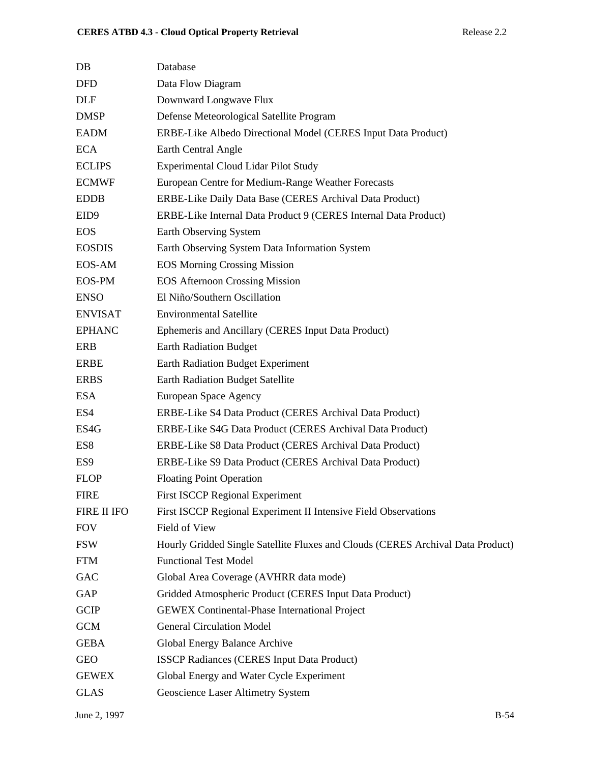| | |
|---|---|
| DB | Database |
| DFD | Data Flow Diagram |
| DLF | Downward Longwave Flux |
| DMSP | Defense Meteorological Satellite Program |
| EADM | ERBE-Like Albedo Directional Model (CERES Input Data Product) |
| ECA | Earth Central Angle |
| ECLIPS | Experimental Cloud Lidar Pilot Study |
| ECMWF | European Centre for Medium-Range Weather Forecasts |
| EDDB | ERBE-Like Daily Data Base (CERES Archival Data Product) |
| EID9 | ERBE-Like Internal Data Product 9 (CERES Internal Data Product) |
| EOS | Earth Observing System |
| EOSDIS | Earth Observing System Data Information System |
| EOS-AM | EOS Morning Crossing Mission |
| EOS-PM | EOS Afternoon Crossing Mission |
| ENSO | El Niño/Southern Oscillation |
| ENVISAT | Environmental Satellite |
| EPHANC | Ephemeris and Ancillary (CERES Input Data Product) |
| ERB | Earth Radiation Budget |
| ERBE | Earth Radiation Budget Experiment |
| ERBS | Earth Radiation Budget Satellite |
| ESA | European Space Agency |
| ES4 | ERBE-Like S4 Data Product (CERES Archival Data Product) |
| ES4G | ERBE-Like S4G Data Product (CERES Archival Data Product) |
| ES8 | ERBE-Like S8 Data Product (CERES Archival Data Product) |
| ES9 | ERBE-Like S9 Data Product (CERES Archival Data Product) |
| FLOP | Floating Point Operation |
| FIRE | First ISCCP Regional Experiment |
| FIRE II IFO | First ISCCP Regional Experiment II Intensive Field Observations |
| FOV | Field of View |
| FSW | Hourly Gridded Single Satellite Fluxes and Clouds (CERES Archival Data Product) |
| FTM | Functional Test Model |
| GAC | Global Area Coverage (AVHRR data mode) |
| GAP | Gridded Atmospheric Product (CERES Input Data Product) |
| GCIP | GEWEX Continental-Phase International Project |
| GCM | General Circulation Model |
| GEBA | Global Energy Balance Archive |
| GEO | ISSCP Radiances (CERES Input Data Product) |
| GEWEX | Global Energy and Water Cycle Experiment |
| GLAS | Geoscience Laser Altimetry System |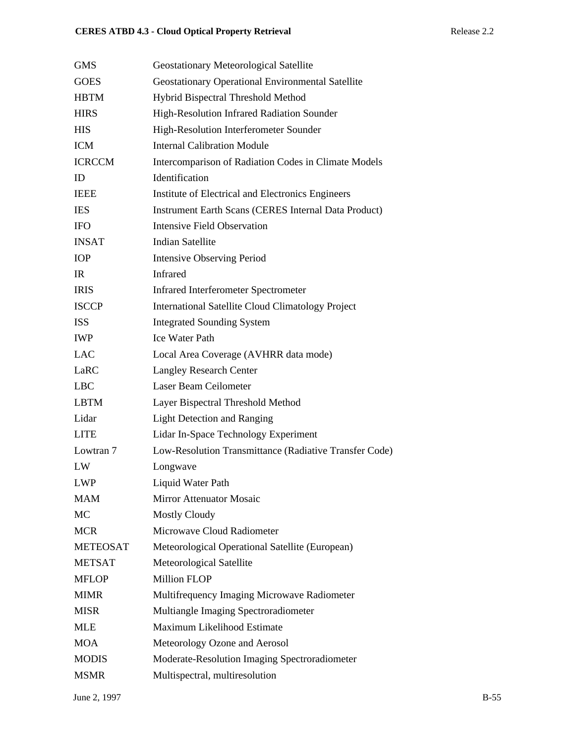| | |
|---|---|
| GMS | Geostationary Meteorological Satellite |
| GOES | Geostationary Operational Environmental Satellite |
| HBTM | Hybrid Bispectral Threshold Method |
| HIRS | High-Resolution Infrared Radiation Sounder |
| HIS | High-Resolution Interferometer Sounder |
| ICM | Internal Calibration Module |
| ICRCCM | Intercomparison of Radiation Codes in Climate Models |
| ID | Identification |
| IEEE | Institute of Electrical and Electronics Engineers |
| IES | Instrument Earth Scans (CERES Internal Data Product) |
| IFO | Intensive Field Observation |
| INSAT | Indian Satellite |
| IOP | Intensive Observing Period |
| IR | Infrared |
| IRIS | Infrared Interferometer Spectrometer |
| ISCCP | International Satellite Cloud Climatology Project |
| ISS | Integrated Sounding System |
| IWP | Ice Water Path |
| LAC | Local Area Coverage (AVHRR data mode) |
| LaRC | Langley Research Center |
| LBC | Laser Beam Ceilometer |
| LBTM | Layer Bispectral Threshold Method |
| Lidar | Light Detection and Ranging |
| LITE | Lidar In-Space Technology Experiment |
| Lowtran 7 | Low-Resolution Transmittance (Radiative Transfer Code) |
| LW | Longwave |
| LWP | Liquid Water Path |
| MAM | Mirror Attenuator Mosaic |
| MC | Mostly Cloudy |
| MCR | Microwave Cloud Radiometer |
| METEOSAT | Meteorological Operational Satellite (European) |
| METSAT | Meteorological Satellite |
| MFLOP | Million FLOP |
| MIMR | Multifrequency Imaging Microwave Radiometer |
| MISR | Multiangle Imaging Spectroradiometer |
| MLE | Maximum Likelihood Estimate |
| MOA | Meteorology Ozone and Aerosol |
| MODIS | Moderate-Resolution Imaging Spectroradiometer |
| MSMR | Multispectral, multiresolution |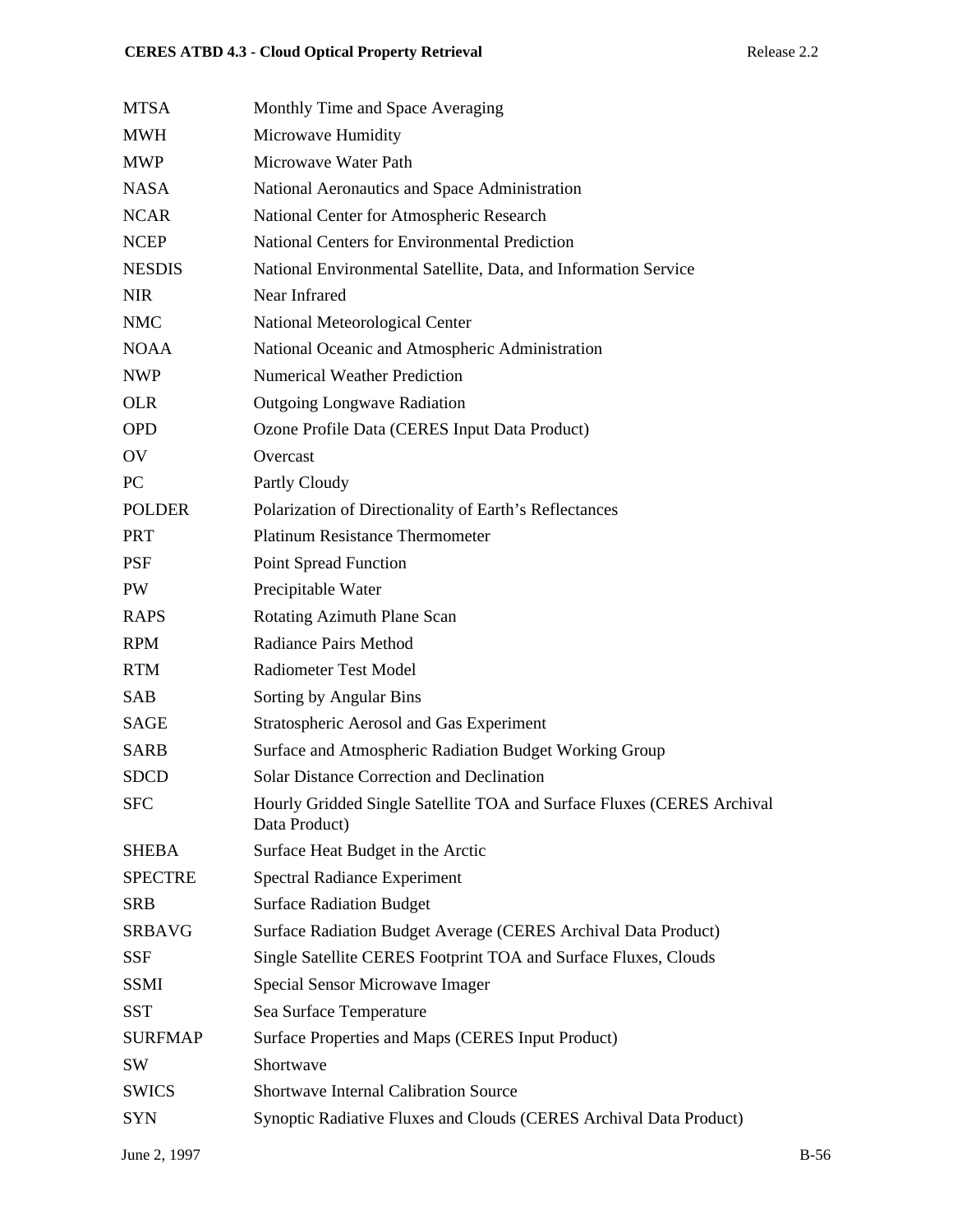| | |
|---|---|
| MTSA | Monthly Time and Space Averaging |
| MWH | Microwave Humidity |
| MWP | Microwave Water Path |
| NASA | National Aeronautics and Space Administration |
| NCAR | National Center for Atmospheric Research |
| NCEP | National Centers for Environmental Prediction |
| NESDIS | National Environmental Satellite, Data, and Information Service |
| NIR | Near Infrared |
| NMC | National Meteorological Center |
| NOAA | National Oceanic and Atmospheric Administration |
| NWP | Numerical Weather Prediction |
| OLR | Outgoing Longwave Radiation |
| OPD | Ozone Profile Data (CERES Input Data Product) |
| OV | Overcast |
| PC | Partly Cloudy |
| POLDER | Polarization of Directionality of Earth's Reflectances |
| PRT | Platinum Resistance Thermometer |
| PSF | Point Spread Function |
| PW | Precipitable Water |
| RAPS | Rotating Azimuth Plane Scan |
| RPM | Radiance Pairs Method |
| RTM | Radiometer Test Model |
| SAB | Sorting by Angular Bins |
| SAGE | Stratospheric Aerosol and Gas Experiment |
| SARB | Surface and Atmospheric Radiation Budget Working Group |
| SDCD | Solar Distance Correction and Declination |
| SFC | Hourly Gridded Single Satellite TOA and Surface Fluxes (CERES Archival Data Product) |
| SHEBA | Surface Heat Budget in the Arctic |
| SPECTRE | Spectral Radiance Experiment |
| SRB | Surface Radiation Budget |
| SRBAVG | Surface Radiation Budget Average (CERES Archival Data Product) |
| SSF | Single Satellite CERES Footprint TOA and Surface Fluxes, Clouds |
| SSMI | Special Sensor Microwave Imager |
| SST | Sea Surface Temperature |
| SURFMAP | Surface Properties and Maps (CERES Input Product) |
| SW | Shortwave |
| SWICS | Shortwave Internal Calibration Source |
| SYN | Synoptic Radiative Fluxes and Clouds (CERES Archival Data Product) |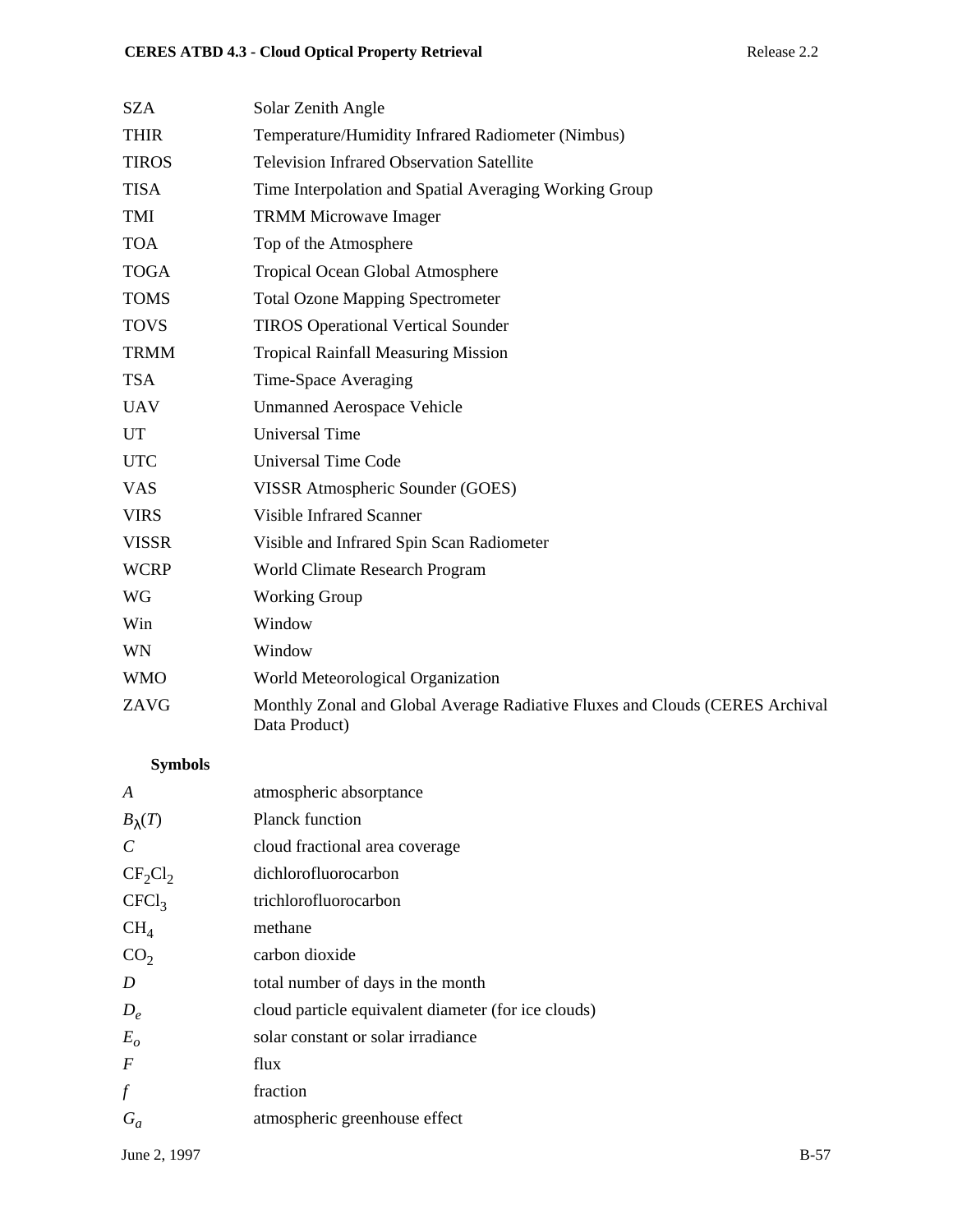| | |
|---|---|
| SZA | Solar Zenith Angle |
| THIR | Temperature/Humidity Infrared Radiometer (Nimbus) |
| TIROS | Television Infrared Observation Satellite |
| TISA | Time Interpolation and Spatial Averaging Working Group |
| TMI | TRMM Microwave Imager |
| TOA | Top of the Atmosphere |
| TOGA | Tropical Ocean Global Atmosphere |
| TOMS | Total Ozone Mapping Spectrometer |
| TOVS | TIROS Operational Vertical Sounder |
| TRMM | Tropical Rainfall Measuring Mission |
| TSA | Time-Space Averaging |
| UAV | Unmanned Aerospace Vehicle |
| UT | Universal Time |
| UTC | Universal Time Code |
| VAS | VISSR Atmospheric Sounder (GOES) |
| VIRS | Visible Infrared Scanner |
| VISSR | Visible and Infrared Spin Scan Radiometer |
| WCRP | World Climate Research Program |
| WG | Working Group |
| Win | Window |
| WN | Window |
| WMO | World Meteorological Organization |
| ZAVG | Monthly Zonal and Global Average Radiative Fluxes and Clouds (CERES Archival Data Product) |

**Symbols**

| | |
|---|---|
| $A$ | atmospheric absorptance |
| $B_\lambda(T)$ | Planck function |
| $C$ | cloud fractional area coverage |
| $CF_2Cl_2$ | dichlorofluorocarbon |
| $CFCl_3$ | trichlorofluorocarbon |
| $CH_4$ | methane |
| $CO_2$ | carbon dioxide |
| $D$ | total number of days in the month |
| $D_e$ | cloud particle equivalent diameter (for ice clouds) |
| $E_o$ | solar constant or solar irradiance |
| $F$ | flux |
| $f$ | fraction |
| $G_a$ | atmospheric greenhouse effect |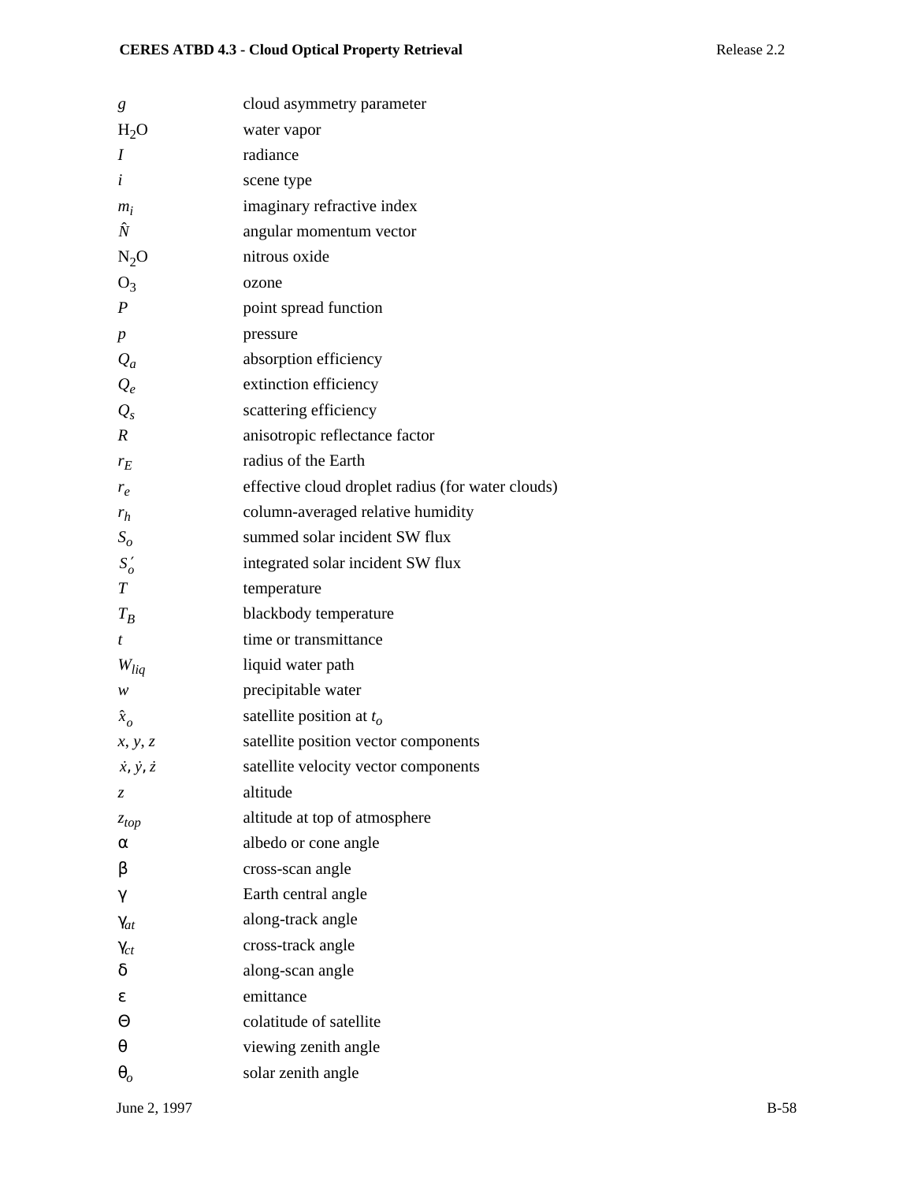| | |
|---|---|
| $g$ | cloud asymmetry parameter |
| $H_2O$ | water vapor |
| $I$ | radiance |
| $i$ | scene type |
| $m_i$ | imaginary refractive index |
| $\hat{N}$ | angular momentum vector |
| $N_2O$ | nitrous oxide |
| $O_3$ | ozone |
| $P$ | point spread function |
| $p$ | pressure |
| $Q_a$ | absorption efficiency |
| $Q_e$ | extinction efficiency |
| $Q_s$ | scattering efficiency |
| $R$ | anisotropic reflectance factor |
| $r_E$ | radius of the Earth |
| $r_e$ | effective cloud droplet radius (for water clouds) |
| $r_h$ | column-averaged relative humidity |
| $S_o$ | summed solar incident SW flux |
| $S_o'$ | integrated solar incident SW flux |
| $T$ | temperature |
| $T_B$ | blackbody temperature |
| $t$ | time or transmittance |
| $W_{liq}$ | liquid water path |
| $w$ | precipitable water |
| $\hat{x}_o$ | satellite position at $t_o$ |
| $x, y, z$ | satellite position vector components |
| $\dot{x}, \dot{y}, \dot{z}$ | satellite velocity vector components |
| $z$ | altitude |
| $z_{top}$ | altitude at top of atmosphere |
| $\alpha$ | albedo or cone angle |
| $\beta$ | cross-scan angle |
| $\gamma$ | Earth central angle |
| $\gamma_{at}$ | along-track angle |
| $\gamma_{ct}$ | cross-track angle |
| $\delta$ | along-scan angle |
| $\varepsilon$ | emittance |
| $\Theta$ | colatitude of satellite |
| $\theta$ | viewing zenith angle |
| $\theta_o$ | solar zenith angle |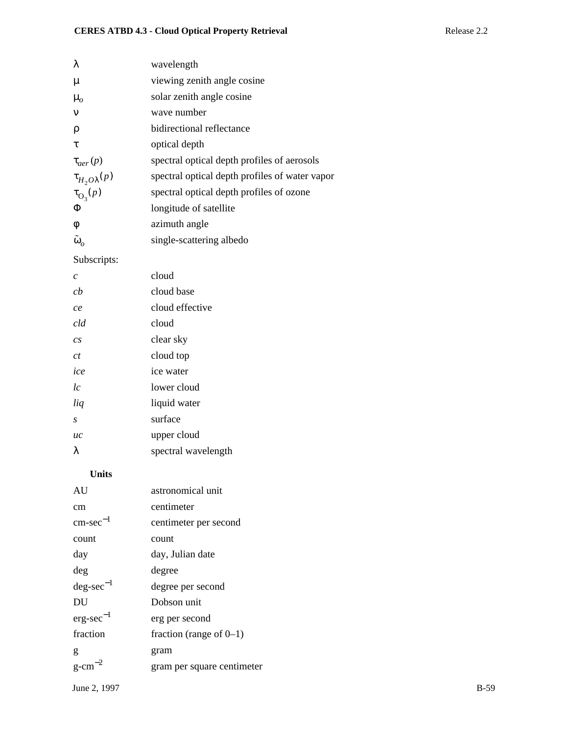| | |
|---|---|
| $\lambda$ | wavelength |
| $\mu$ | viewing zenith angle cosine |
| $\mu_o$ | solar zenith angle cosine |
| $\nu$ | wave number |
| $\rho$ | bidirectional reflectance |
| $\tau$ | optical depth |
| $\tau_{aer}(p)$ | spectral optical depth profiles of aerosols |
| $\tau_{H_2O\lambda}(p)$ | spectral optical depth profiles of water vapor |
| $\tau_{O_3}(p)$ | spectral optical depth profiles of ozone |
| $\Phi$ | longitude of satellite |
| $\phi$ | azimuth angle |
| $\tilde{\omega}_o$ | single-scattering albedo |

Subscripts:

| | |
|---|---|
| *c* | cloud |
| *cb* | cloud base |
| *ce* | cloud effective |
| *cld* | cloud |
| *cs* | clear sky |
| *ct* | cloud top |
| *ice* | ice water |
| *lc* | lower cloud |
| *liq* | liquid water |
| *s* | surface |
| *uc* | upper cloud |
| $\lambda$ | spectral wavelength |

**Units**

| | |
|---|---|
| AU | astronomical unit |
| cm | centimeter |
| cm-sec$^{-1}$ | centimeter per second |
| count | count |
| day | day, Julian date |
| deg | degree |
| deg-sec$^{-1}$ | degree per second |
| DU | Dobson unit |
| erg-sec$^{-1}$ | erg per second |
| fraction | fraction (range of 0–1) |
| g | gram |
| g-cm$^{-2}$ | gram per square centimeter |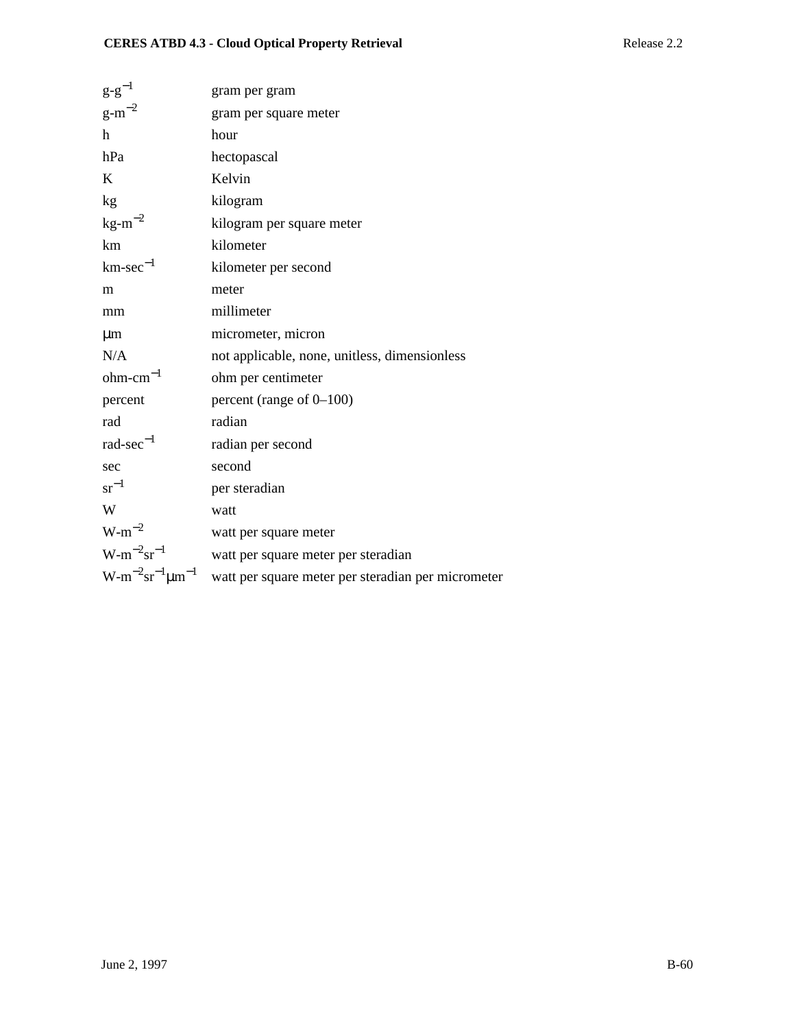| | |
|---|---|
| g-g$^{-1}$ | gram per gram |
| g-m$^{-2}$ | gram per square meter |
| h | hour |
| hPa | hectopascal |
| K | Kelvin |
| kg | kilogram |
| kg-m$^{-2}$ | kilogram per square meter |
| km | kilometer |
| km-sec$^{-1}$ | kilometer per second |
| m | meter |
| mm | millimeter |
| μm | micrometer, micron |
| N/A | not applicable, none, unitless, dimensionless |
| ohm-cm$^{-1}$ | ohm per centimeter |
| percent | percent (range of 0–100) |
| rad | radian |
| rad-sec$^{-1}$ | radian per second |
| sec | second |
| sr$^{-1}$ | per steradian |
| W | watt |
| W-m$^{-2}$ | watt per square meter |
| W-m$^{-2}$sr$^{-1}$ | watt per square meter per steradian |
| W-m$^{-2}$sr$^{-1}$μm$^{-1}$ | watt per square meter per steradian per micrometer |